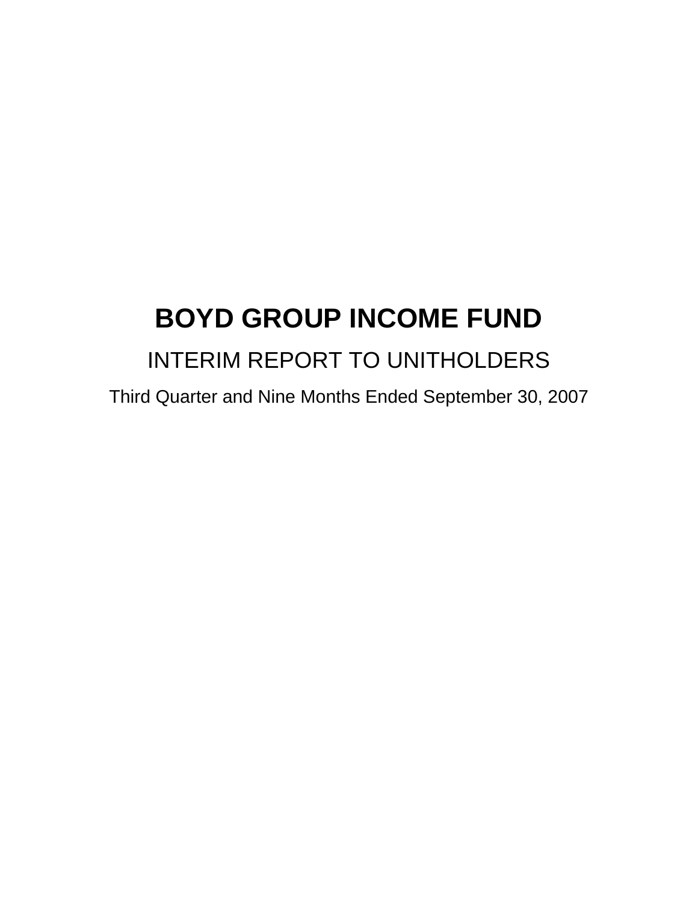# BOYD GROUP INCOME FUND

## INTERIM REPORT TO UNITHOLDERS

Third Quarter and Nine Months Ended September 30, 2007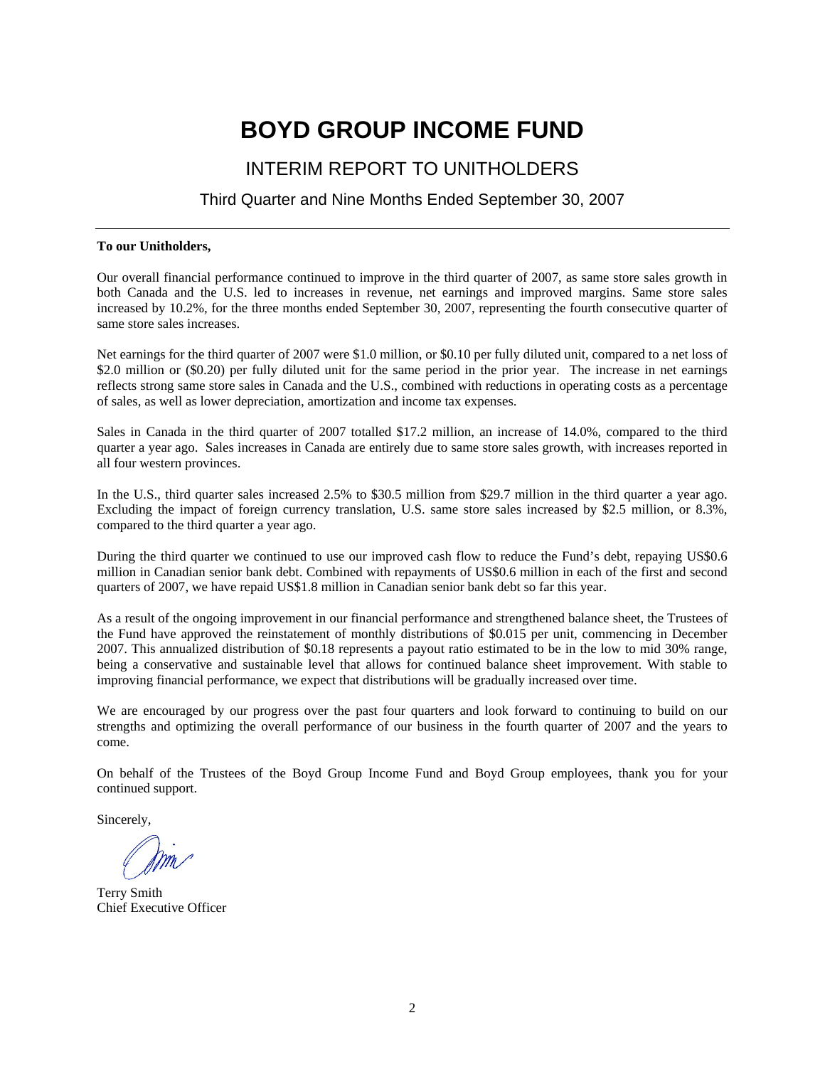# BOYD GROUP INCOME FUND

## INTERIM REPORT TO UNITHOLDERS

### Third Quarter and Nine Months Ended September 30, 2007

---

**To our Unitholders,**

Our overall financial performance continued to improve in the third quarter of 2007, as same store sales growth in both Canada and the U.S. led to increases in revenue, net earnings and improved margins. Same store sales increased by 10.2%, for the three months ended September 30, 2007, representing the fourth consecutive quarter of same store sales increases.

Net earnings for the third quarter of 2007 were $1.0 million, or $0.10 per fully diluted unit, compared to a net loss of $2.0 million or ($0.20) per fully diluted unit for the same period in the prior year. The increase in net earnings reflects strong same store sales in Canada and the U.S., combined with reductions in operating costs as a percentage of sales, as well as lower depreciation, amortization and income tax expenses.

Sales in Canada in the third quarter of 2007 totalled $17.2 million, an increase of 14.0%, compared to the third quarter a year ago. Sales increases in Canada are entirely due to same store sales growth, with increases reported in all four western provinces.

In the U.S., third quarter sales increased 2.5% to $30.5 million from $29.7 million in the third quarter a year ago. Excluding the impact of foreign currency translation, U.S. same store sales increased by $2.5 million, or 8.3%, compared to the third quarter a year ago.

During the third quarter we continued to use our improved cash flow to reduce the Fund's debt, repaying US$0.6 million in Canadian senior bank debt. Combined with repayments of US$0.6 million in each of the first and second quarters of 2007, we have repaid US$1.8 million in Canadian senior bank debt so far this year.

As a result of the ongoing improvement in our financial performance and strengthened balance sheet, the Trustees of the Fund have approved the reinstatement of monthly distributions of $0.015 per unit, commencing in December 2007. This annualized distribution of $0.18 represents a payout ratio estimated to be in the low to mid 30% range, being a conservative and sustainable level that allows for continued balance sheet improvement. With stable to improving financial performance, we expect that distributions will be gradually increased over time.

We are encouraged by our progress over the past four quarters and look forward to continuing to build on our strengths and optimizing the overall performance of our business in the fourth quarter of 2007 and the years to come.

On behalf of the Trustees of the Boyd Group Income Fund and Boyd Group employees, thank you for your continued support.

Sincerely,

Terry Smith
Chief Executive Officer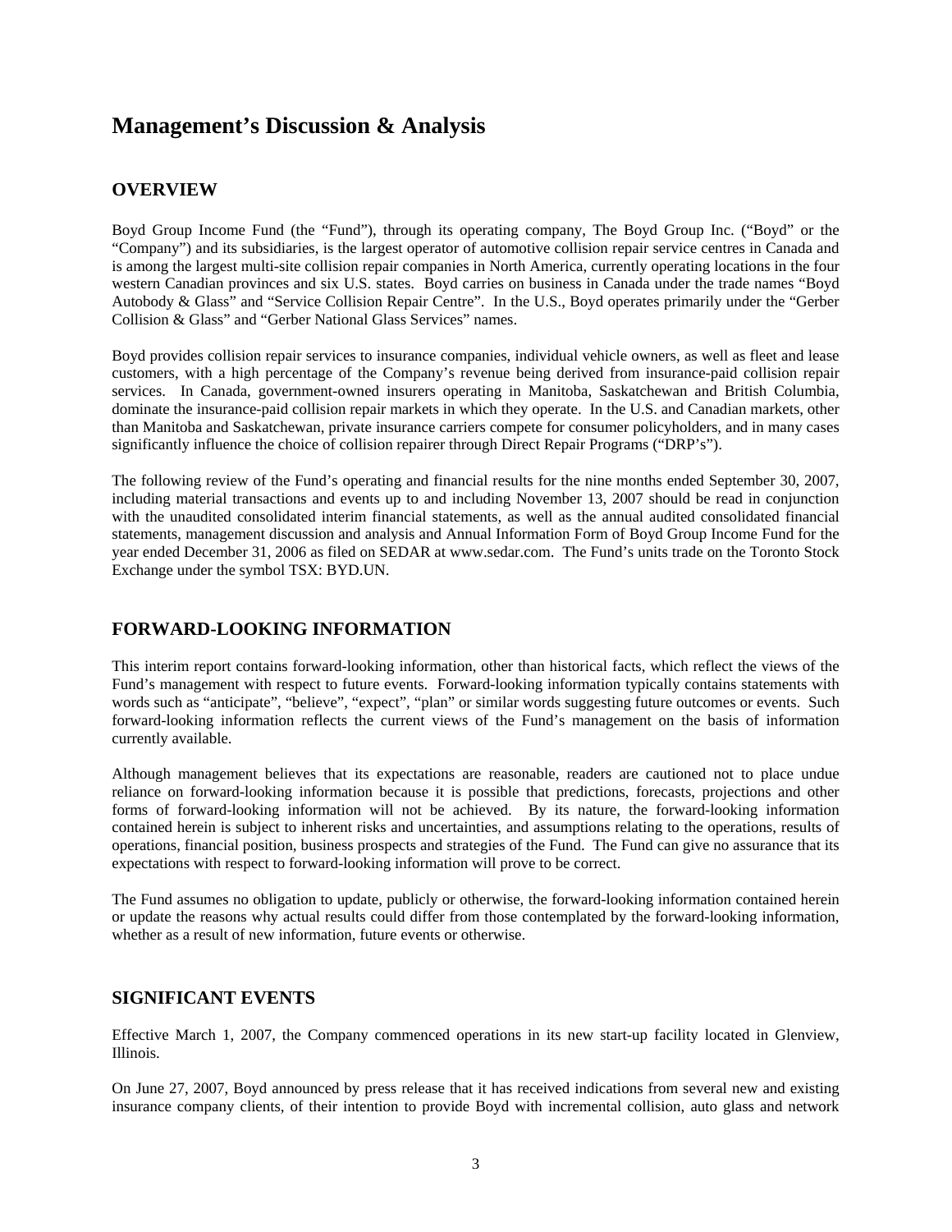# Management's Discussion & Analysis

## OVERVIEW

Boyd Group Income Fund (the "Fund"), through its operating company, The Boyd Group Inc. ("Boyd" or the "Company") and its subsidiaries, is the largest operator of automotive collision repair service centres in Canada and is among the largest multi-site collision repair companies in North America, currently operating locations in the four western Canadian provinces and six U.S. states. Boyd carries on business in Canada under the trade names "Boyd Autobody & Glass" and "Service Collision Repair Centre". In the U.S., Boyd operates primarily under the "Gerber Collision & Glass" and "Gerber National Glass Services" names.

Boyd provides collision repair services to insurance companies, individual vehicle owners, as well as fleet and lease customers, with a high percentage of the Company's revenue being derived from insurance-paid collision repair services. In Canada, government-owned insurers operating in Manitoba, Saskatchewan and British Columbia, dominate the insurance-paid collision repair markets in which they operate. In the U.S. and Canadian markets, other than Manitoba and Saskatchewan, private insurance carriers compete for consumer policyholders, and in many cases significantly influence the choice of collision repairer through Direct Repair Programs ("DRP's").

The following review of the Fund's operating and financial results for the nine months ended September 30, 2007, including material transactions and events up to and including November 13, 2007 should be read in conjunction with the unaudited consolidated interim financial statements, as well as the annual audited consolidated financial statements, management discussion and analysis and Annual Information Form of Boyd Group Income Fund for the year ended December 31, 2006 as filed on SEDAR at www.sedar.com. The Fund's units trade on the Toronto Stock Exchange under the symbol TSX: BYD.UN.

## FORWARD-LOOKING INFORMATION

This interim report contains forward-looking information, other than historical facts, which reflect the views of the Fund's management with respect to future events. Forward-looking information typically contains statements with words such as "anticipate", "believe", "expect", "plan" or similar words suggesting future outcomes or events. Such forward-looking information reflects the current views of the Fund's management on the basis of information currently available.

Although management believes that its expectations are reasonable, readers are cautioned not to place undue reliance on forward-looking information because it is possible that predictions, forecasts, projections and other forms of forward-looking information will not be achieved. By its nature, the forward-looking information contained herein is subject to inherent risks and uncertainties, and assumptions relating to the operations, results of operations, financial position, business prospects and strategies of the Fund. The Fund can give no assurance that its expectations with respect to forward-looking information will prove to be correct.

The Fund assumes no obligation to update, publicly or otherwise, the forward-looking information contained herein or update the reasons why actual results could differ from those contemplated by the forward-looking information, whether as a result of new information, future events or otherwise.

## SIGNIFICANT EVENTS

Effective March 1, 2007, the Company commenced operations in its new start-up facility located in Glenview, Illinois.

On June 27, 2007, Boyd announced by press release that it has received indications from several new and existing insurance company clients, of their intention to provide Boyd with incremental collision, auto glass and network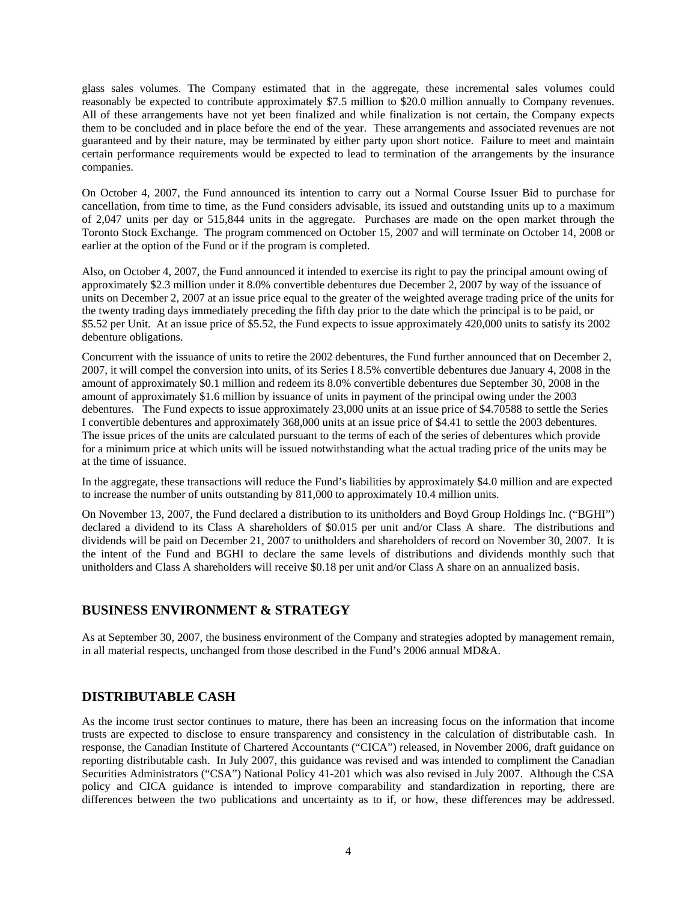glass sales volumes. The Company estimated that in the aggregate, these incremental sales volumes could reasonably be expected to contribute approximately $7.5 million to $20.0 million annually to Company revenues. All of these arrangements have not yet been finalized and while finalization is not certain, the Company expects them to be concluded and in place before the end of the year. These arrangements and associated revenues are not guaranteed and by their nature, may be terminated by either party upon short notice. Failure to meet and maintain certain performance requirements would be expected to lead to termination of the arrangements by the insurance companies.

On October 4, 2007, the Fund announced its intention to carry out a Normal Course Issuer Bid to purchase for cancellation, from time to time, as the Fund considers advisable, its issued and outstanding units up to a maximum of 2,047 units per day or 515,844 units in the aggregate. Purchases are made on the open market through the Toronto Stock Exchange. The program commenced on October 15, 2007 and will terminate on October 14, 2008 or earlier at the option of the Fund or if the program is completed.

Also, on October 4, 2007, the Fund announced it intended to exercise its right to pay the principal amount owing of approximately $2.3 million under it 8.0% convertible debentures due December 2, 2007 by way of the issuance of units on December 2, 2007 at an issue price equal to the greater of the weighted average trading price of the units for the twenty trading days immediately preceding the fifth day prior to the date which the principal is to be paid, or $5.52 per Unit. At an issue price of $5.52, the Fund expects to issue approximately 420,000 units to satisfy its 2002 debenture obligations.

Concurrent with the issuance of units to retire the 2002 debentures, the Fund further announced that on December 2, 2007, it will compel the conversion into units, of its Series I 8.5% convertible debentures due January 4, 2008 in the amount of approximately $0.1 million and redeem its 8.0% convertible debentures due September 30, 2008 in the amount of approximately $1.6 million by issuance of units in payment of the principal owing under the 2003 debentures. The Fund expects to issue approximately 23,000 units at an issue price of $4.70588 to settle the Series I convertible debentures and approximately 368,000 units at an issue price of $4.41 to settle the 2003 debentures. The issue prices of the units are calculated pursuant to the terms of each of the series of debentures which provide for a minimum price at which units will be issued notwithstanding what the actual trading price of the units may be at the time of issuance.

In the aggregate, these transactions will reduce the Fund's liabilities by approximately $4.0 million and are expected to increase the number of units outstanding by 811,000 to approximately 10.4 million units.

On November 13, 2007, the Fund declared a distribution to its unitholders and Boyd Group Holdings Inc. ("BGHI") declared a dividend to its Class A shareholders of $0.015 per unit and/or Class A share. The distributions and dividends will be paid on December 21, 2007 to unitholders and shareholders of record on November 30, 2007. It is the intent of the Fund and BGHI to declare the same levels of distributions and dividends monthly such that unitholders and Class A shareholders will receive $0.18 per unit and/or Class A share on an annualized basis.

## BUSINESS ENVIRONMENT & STRATEGY

As at September 30, 2007, the business environment of the Company and strategies adopted by management remain, in all material respects, unchanged from those described in the Fund's 2006 annual MD&A.

## DISTRIBUTABLE CASH

As the income trust sector continues to mature, there has been an increasing focus on the information that income trusts are expected to disclose to ensure transparency and consistency in the calculation of distributable cash. In response, the Canadian Institute of Chartered Accountants ("CICA") released, in November 2006, draft guidance on reporting distributable cash. In July 2007, this guidance was revised and was intended to compliment the Canadian Securities Administrators ("CSA") National Policy 41-201 which was also revised in July 2007. Although the CSA policy and CICA guidance is intended to improve comparability and standardization in reporting, there are differences between the two publications and uncertainty as to if, or how, these differences may be addressed.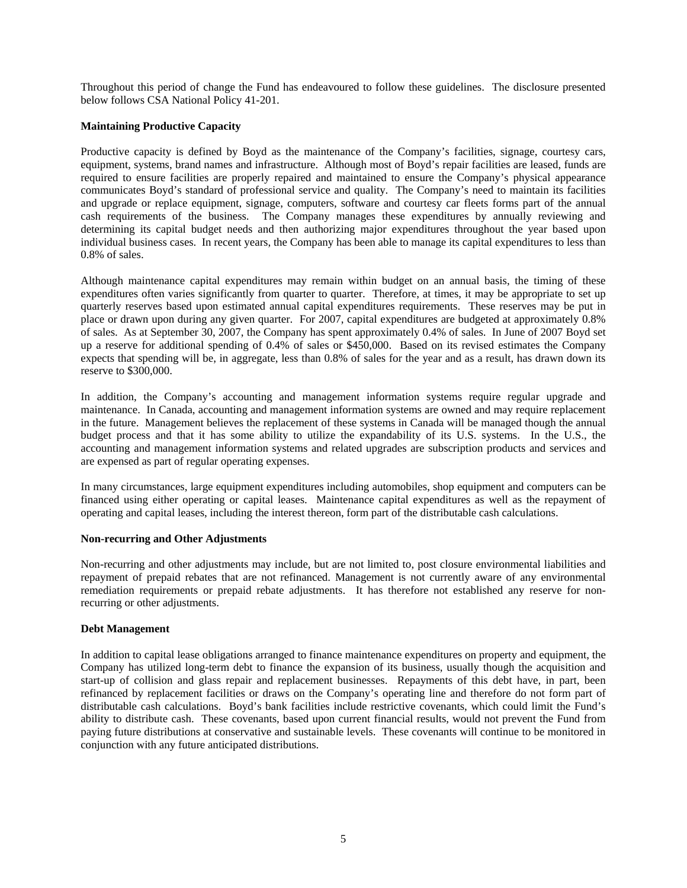Throughout this period of change the Fund has endeavoured to follow these guidelines. The disclosure presented below follows CSA National Policy 41-201.

**Maintaining Productive Capacity**

Productive capacity is defined by Boyd as the maintenance of the Company's facilities, signage, courtesy cars, equipment, systems, brand names and infrastructure. Although most of Boyd's repair facilities are leased, funds are required to ensure facilities are properly repaired and maintained to ensure the Company's physical appearance communicates Boyd's standard of professional service and quality. The Company's need to maintain its facilities and upgrade or replace equipment, signage, computers, software and courtesy car fleets forms part of the annual cash requirements of the business. The Company manages these expenditures by annually reviewing and determining its capital budget needs and then authorizing major expenditures throughout the year based upon individual business cases. In recent years, the Company has been able to manage its capital expenditures to less than 0.8% of sales.

Although maintenance capital expenditures may remain within budget on an annual basis, the timing of these expenditures often varies significantly from quarter to quarter. Therefore, at times, it may be appropriate to set up quarterly reserves based upon estimated annual capital expenditures requirements. These reserves may be put in place or drawn upon during any given quarter. For 2007, capital expenditures are budgeted at approximately 0.8% of sales. As at September 30, 2007, the Company has spent approximately 0.4% of sales. In June of 2007 Boyd set up a reserve for additional spending of 0.4% of sales or $450,000. Based on its revised estimates the Company expects that spending will be, in aggregate, less than 0.8% of sales for the year and as a result, has drawn down its reserve to $300,000.

In addition, the Company's accounting and management information systems require regular upgrade and maintenance. In Canada, accounting and management information systems are owned and may require replacement in the future. Management believes the replacement of these systems in Canada will be managed though the annual budget process and that it has some ability to utilize the expandability of its U.S. systems. In the U.S., the accounting and management information systems and related upgrades are subscription products and services and are expensed as part of regular operating expenses.

In many circumstances, large equipment expenditures including automobiles, shop equipment and computers can be financed using either operating or capital leases. Maintenance capital expenditures as well as the repayment of operating and capital leases, including the interest thereon, form part of the distributable cash calculations.

**Non-recurring and Other Adjustments**

Non-recurring and other adjustments may include, but are not limited to, post closure environmental liabilities and repayment of prepaid rebates that are not refinanced. Management is not currently aware of any environmental remediation requirements or prepaid rebate adjustments. It has therefore not established any reserve for non-recurring or other adjustments.

**Debt Management**

In addition to capital lease obligations arranged to finance maintenance expenditures on property and equipment, the Company has utilized long-term debt to finance the expansion of its business, usually though the acquisition and start-up of collision and glass repair and replacement businesses. Repayments of this debt have, in part, been refinanced by replacement facilities or draws on the Company's operating line and therefore do not form part of distributable cash calculations. Boyd's bank facilities include restrictive covenants, which could limit the Fund's ability to distribute cash. These covenants, based upon current financial results, would not prevent the Fund from paying future distributions at conservative and sustainable levels. These covenants will continue to be monitored in conjunction with any future anticipated distributions.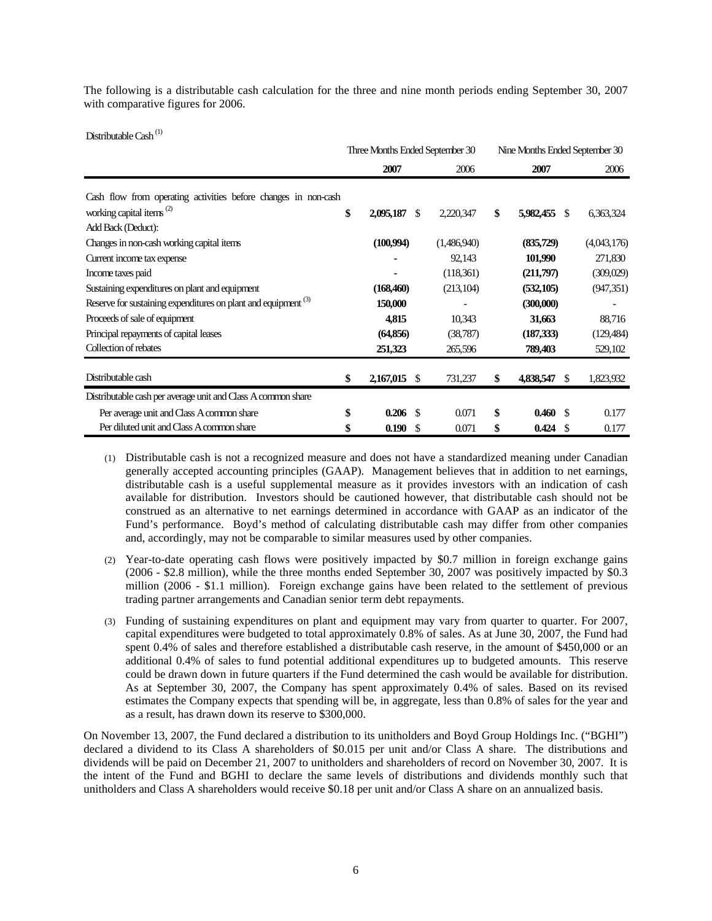The following is a distributable cash calculation for the three and nine month periods ending September 30, 2007 with comparative figures for 2006.

Distributable Cash [1]

| | Three Months Ended September 30 | | Nine Months Ended September 30 | |
|---|---|---|---|---|
| | **2007** | 2006 | **2007** | 2006 |
| Cash flow from operating activities before changes in non-cash working capital items [2] | **$ 2,095,187** | $ 2,220,347 | **$ 5,982,455** | $ 6,363,324 |
| Add Back (Deduct): | | | | |
| Changes in non-cash working capital items | **(100,994)** | (1,486,940) | **(835,729)** | (4,043,176) |
| Current income tax expense | **-** | 92,143 | **101,990** | 271,830 |
| Income taxes paid | **-** | (118,361) | **(211,797)** | (309,029) |
| Sustaining expenditures on plant and equipment | **(168,460)** | (213,104) | **(532,105)** | (947,351) |
| Reserve for sustaining expenditures on plant and equipment [3] | **150,000** | - | **(300,000)** | - |
| Proceeds of sale of equipment | **4,815** | 10,343 | **31,663** | 88,716 |
| Principal repayments of capital leases | **(64,856)** | (38,787) | **(187,333)** | (129,484) |
| Collection of rebates | **251,323** | 265,596 | **789,403** | 529,102 |
| Distributable cash | **$ 2,167,015** | $ 731,237 | **$ 4,838,547** | $ 1,823,932 |
| Distributable cash per average unit and Class A common share | | | | |
| Per average unit and Class A common share | **$ 0.206** | $ 0.071 | **$ 0.460** | $ 0.177 |
| Per diluted unit and Class A common share | **$ 0.190** | $ 0.071 | **$ 0.424** | $ 0.177 |

(1) Distributable cash is not a recognized measure and does not have a standardized meaning under Canadian generally accepted accounting principles (GAAP). Management believes that in addition to net earnings, distributable cash is a useful supplemental measure as it provides investors with an indication of cash available for distribution. Investors should be cautioned however, that distributable cash should not be construed as an alternative to net earnings determined in accordance with GAAP as an indicator of the Fund's performance. Boyd's method of calculating distributable cash may differ from other companies and, accordingly, may not be comparable to similar measures used by other companies.

(2) Year-to-date operating cash flows were positively impacted by $0.7 million in foreign exchange gains (2006 - $2.8 million), while the three months ended September 30, 2007 was positively impacted by $0.3 million (2006 - $1.1 million). Foreign exchange gains have been related to the settlement of previous trading partner arrangements and Canadian senior term debt repayments.

(3) Funding of sustaining expenditures on plant and equipment may vary from quarter to quarter. For 2007, capital expenditures were budgeted to total approximately 0.8% of sales. As at June 30, 2007, the Fund had spent 0.4% of sales and therefore established a distributable cash reserve, in the amount of $450,000 or an additional 0.4% of sales to fund potential additional expenditures up to budgeted amounts. This reserve could be drawn down in future quarters if the Fund determined the cash would be available for distribution. As at September 30, 2007, the Company has spent approximately 0.4% of sales. Based on its revised estimates the Company expects that spending will be, in aggregate, less than 0.8% of sales for the year and as a result, has drawn down its reserve to $300,000.

On November 13, 2007, the Fund declared a distribution to its unitholders and Boyd Group Holdings Inc. ("BGHI") declared a dividend to its Class A shareholders of $0.015 per unit and/or Class A share. The distributions and dividends will be paid on December 21, 2007 to unitholders and shareholders of record on November 30, 2007. It is the intent of the Fund and BGHI to declare the same levels of distributions and dividends monthly such that unitholders and Class A shareholders would receive $0.18 per unit and/or Class A share on an annualized basis.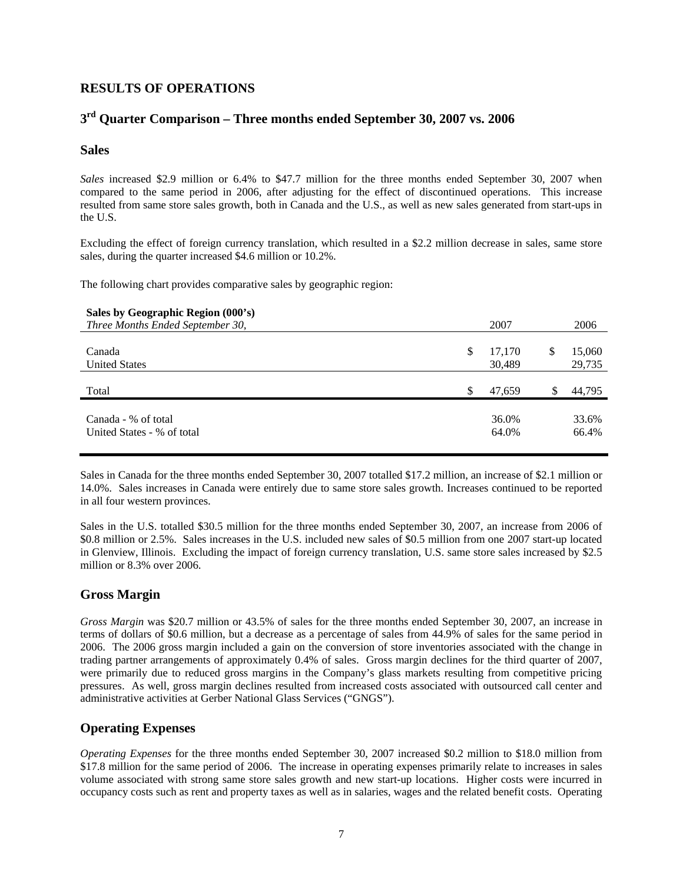## RESULTS OF OPERATIONS

## 3rd Quarter Comparison – Three months ended September 30, 2007 vs. 2006

### Sales

*Sales* increased $2.9 million or 6.4% to $47.7 million for the three months ended September 30, 2007 when compared to the same period in 2006, after adjusting for the effect of discontinued operations. This increase resulted from same store sales growth, both in Canada and the U.S., as well as new sales generated from start-ups in the U.S.

Excluding the effect of foreign currency translation, which resulted in a $2.2 million decrease in sales, same store sales, during the quarter increased $4.6 million or 10.2%.

The following chart provides comparative sales by geographic region:

| **Sales by Geographic Region (000's)**<br>*Three Months Ended September 30,* | 2007 | 2006 |
|---|---|---|
| Canada | $ 17,170 | $ 15,060 |
| United States | 30,489 | 29,735 |
| Total | $ 47,659 | $ 44,795 |
| Canada - % of total | 36.0% | 33.6% |
| United States - % of total | 64.0% | 66.4% |

Sales in Canada for the three months ended September 30, 2007 totalled $17.2 million, an increase of $2.1 million or 14.0%. Sales increases in Canada were entirely due to same store sales growth. Increases continued to be reported in all four western provinces.

Sales in the U.S. totalled $30.5 million for the three months ended September 30, 2007, an increase from 2006 of $0.8 million or 2.5%. Sales increases in the U.S. included new sales of $0.5 million from one 2007 start-up located in Glenview, Illinois. Excluding the impact of foreign currency translation, U.S. same store sales increased by $2.5 million or 8.3% over 2006.

### Gross Margin

*Gross Margin* was $20.7 million or 43.5% of sales for the three months ended September 30, 2007, an increase in terms of dollars of $0.6 million, but a decrease as a percentage of sales from 44.9% of sales for the same period in 2006. The 2006 gross margin included a gain on the conversion of store inventories associated with the change in trading partner arrangements of approximately 0.4% of sales. Gross margin declines for the third quarter of 2007, were primarily due to reduced gross margins in the Company's glass markets resulting from competitive pricing pressures. As well, gross margin declines resulted from increased costs associated with outsourced call center and administrative activities at Gerber National Glass Services ("GNGS").

### Operating Expenses

*Operating Expenses* for the three months ended September 30, 2007 increased $0.2 million to $18.0 million from $17.8 million for the same period of 2006. The increase in operating expenses primarily relate to increases in sales volume associated with strong same store sales growth and new start-up locations. Higher costs were incurred in occupancy costs such as rent and property taxes as well as in salaries, wages and the related benefit costs. Operating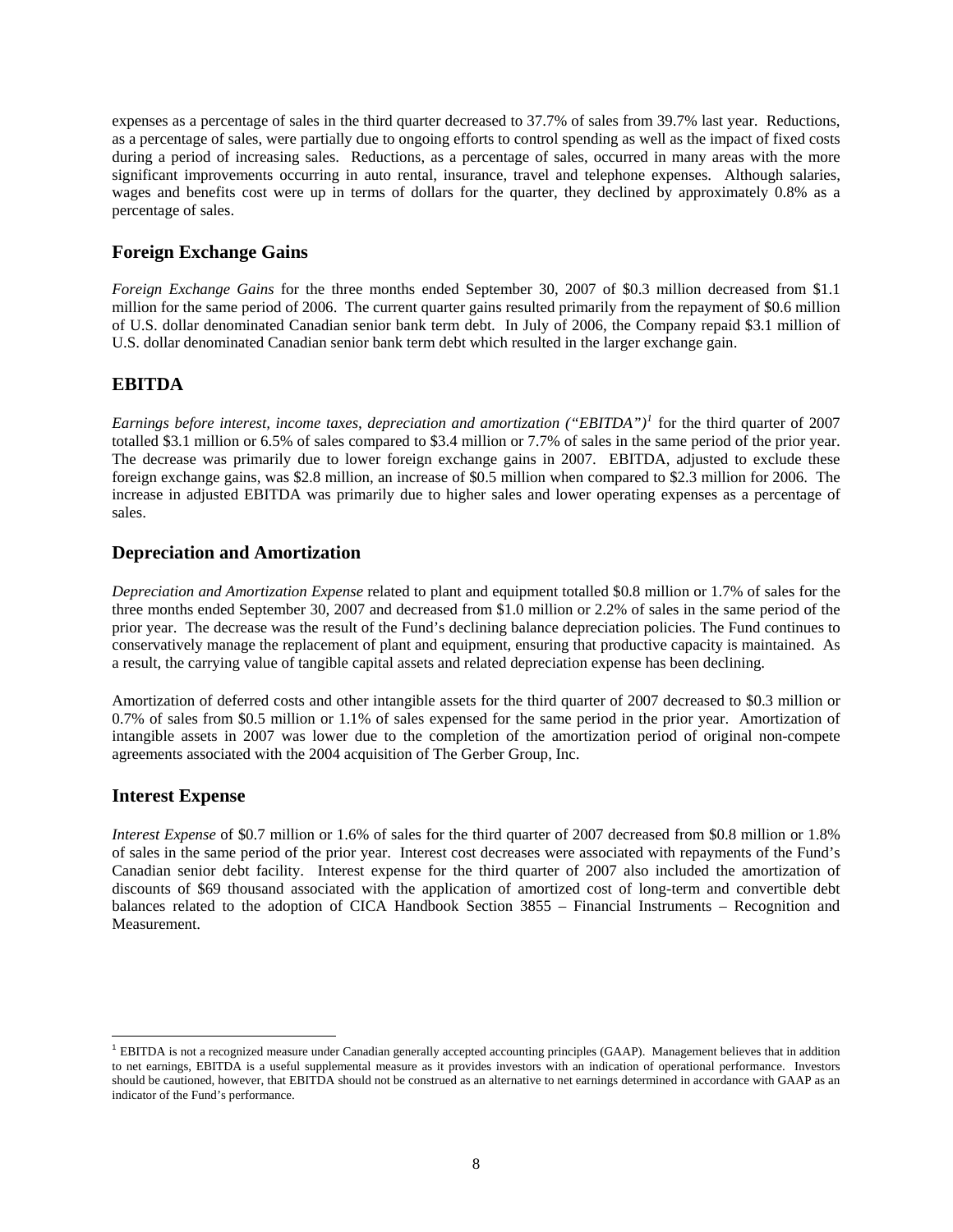expenses as a percentage of sales in the third quarter decreased to 37.7% of sales from 39.7% last year. Reductions, as a percentage of sales, were partially due to ongoing efforts to control spending as well as the impact of fixed costs during a period of increasing sales. Reductions, as a percentage of sales, occurred in many areas with the more significant improvements occurring in auto rental, insurance, travel and telephone expenses. Although salaries, wages and benefits cost were up in terms of dollars for the quarter, they declined by approximately 0.8% as a percentage of sales.

## Foreign Exchange Gains

*Foreign Exchange Gains* for the three months ended September 30, 2007 of $0.3 million decreased from $1.1 million for the same period of 2006. The current quarter gains resulted primarily from the repayment of $0.6 million of U.S. dollar denominated Canadian senior bank term debt. In July of 2006, the Company repaid $3.1 million of U.S. dollar denominated Canadian senior bank term debt which resulted in the larger exchange gain.

## EBITDA

*Earnings before interest, income taxes, depreciation and amortization ("EBITDA")*[1] for the third quarter of 2007 totalled $3.1 million or 6.5% of sales compared to $3.4 million or 7.7% of sales in the same period of the prior year. The decrease was primarily due to lower foreign exchange gains in 2007. EBITDA, adjusted to exclude these foreign exchange gains, was $2.8 million, an increase of $0.5 million when compared to $2.3 million for 2006. The increase in adjusted EBITDA was primarily due to higher sales and lower operating expenses as a percentage of sales.

## Depreciation and Amortization

*Depreciation and Amortization Expense* related to plant and equipment totalled $0.8 million or 1.7% of sales for the three months ended September 30, 2007 and decreased from $1.0 million or 2.2% of sales in the same period of the prior year. The decrease was the result of the Fund's declining balance depreciation policies. The Fund continues to conservatively manage the replacement of plant and equipment, ensuring that productive capacity is maintained. As a result, the carrying value of tangible capital assets and related depreciation expense has been declining.

Amortization of deferred costs and other intangible assets for the third quarter of 2007 decreased to $0.3 million or 0.7% of sales from $0.5 million or 1.1% of sales expensed for the same period in the prior year. Amortization of intangible assets in 2007 was lower due to the completion of the amortization period of original non-compete agreements associated with the 2004 acquisition of The Gerber Group, Inc.

## Interest Expense

*Interest Expense* of $0.7 million or 1.6% of sales for the third quarter of 2007 decreased from $0.8 million or 1.8% of sales in the same period of the prior year. Interest cost decreases were associated with repayments of the Fund's Canadian senior debt facility. Interest expense for the third quarter of 2007 also included the amortization of discounts of $69 thousand associated with the application of amortized cost of long-term and convertible debt balances related to the adoption of CICA Handbook Section 3855 – Financial Instruments – Recognition and Measurement.

---

[1] EBITDA is not a recognized measure under Canadian generally accepted accounting principles (GAAP). Management believes that in addition to net earnings, EBITDA is a useful supplemental measure as it provides investors with an indication of operational performance. Investors should be cautioned, however, that EBITDA should not be construed as an alternative to net earnings determined in accordance with GAAP as an indicator of the Fund's performance.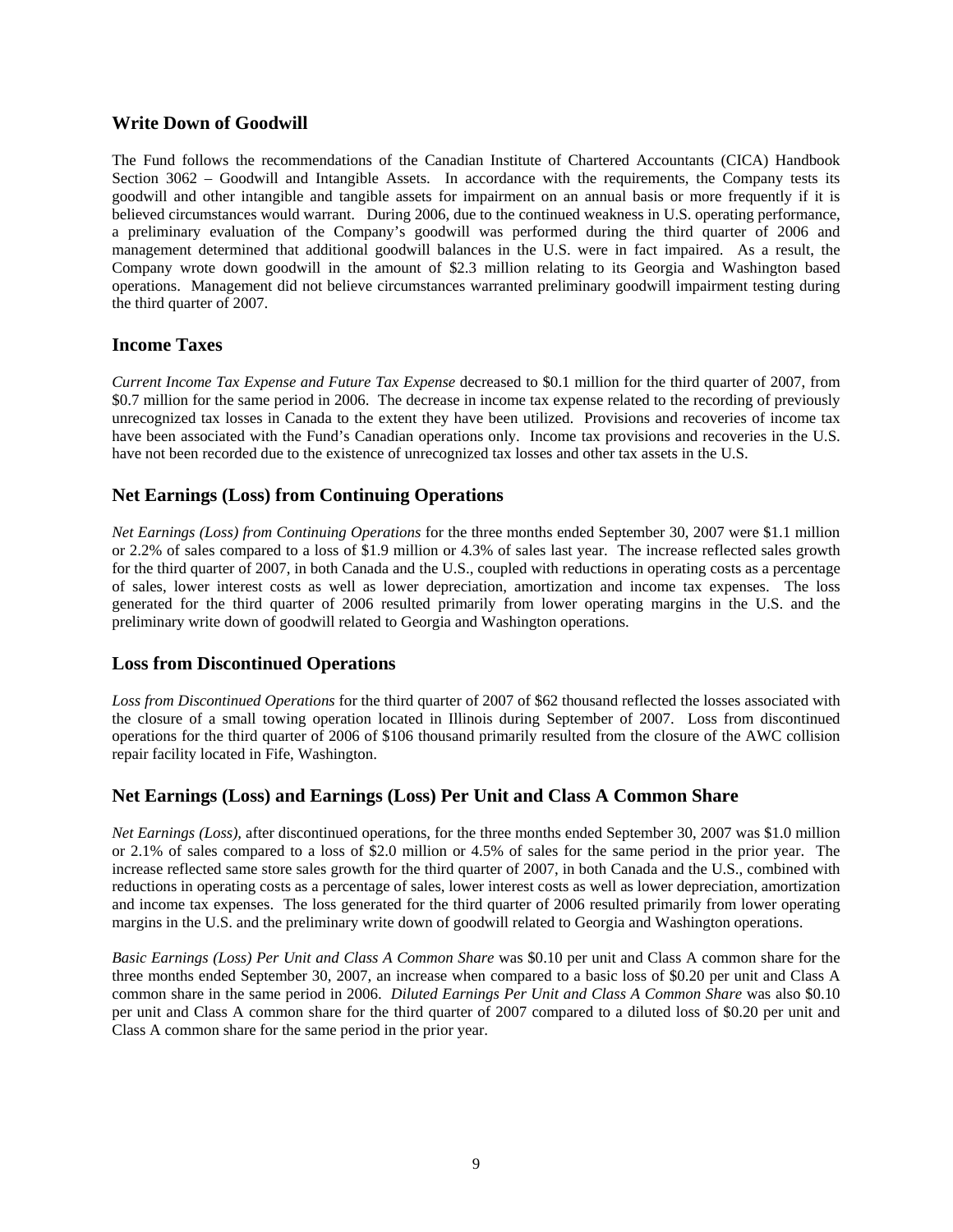## Write Down of Goodwill

The Fund follows the recommendations of the Canadian Institute of Chartered Accountants (CICA) Handbook Section 3062 – Goodwill and Intangible Assets. In accordance with the requirements, the Company tests its goodwill and other intangible and tangible assets for impairment on an annual basis or more frequently if it is believed circumstances would warrant. During 2006, due to the continued weakness in U.S. operating performance, a preliminary evaluation of the Company's goodwill was performed during the third quarter of 2006 and management determined that additional goodwill balances in the U.S. were in fact impaired. As a result, the Company wrote down goodwill in the amount of $2.3 million relating to its Georgia and Washington based operations. Management did not believe circumstances warranted preliminary goodwill impairment testing during the third quarter of 2007.

## Income Taxes

*Current Income Tax Expense and Future Tax Expense* decreased to $0.1 million for the third quarter of 2007, from $0.7 million for the same period in 2006. The decrease in income tax expense related to the recording of previously unrecognized tax losses in Canada to the extent they have been utilized. Provisions and recoveries of income tax have been associated with the Fund's Canadian operations only. Income tax provisions and recoveries in the U.S. have not been recorded due to the existence of unrecognized tax losses and other tax assets in the U.S.

## Net Earnings (Loss) from Continuing Operations

*Net Earnings (Loss) from Continuing Operations* for the three months ended September 30, 2007 were $1.1 million or 2.2% of sales compared to a loss of $1.9 million or 4.3% of sales last year. The increase reflected sales growth for the third quarter of 2007, in both Canada and the U.S., coupled with reductions in operating costs as a percentage of sales, lower interest costs as well as lower depreciation, amortization and income tax expenses. The loss generated for the third quarter of 2006 resulted primarily from lower operating margins in the U.S. and the preliminary write down of goodwill related to Georgia and Washington operations.

## Loss from Discontinued Operations

*Loss from Discontinued Operations* for the third quarter of 2007 of $62 thousand reflected the losses associated with the closure of a small towing operation located in Illinois during September of 2007. Loss from discontinued operations for the third quarter of 2006 of $106 thousand primarily resulted from the closure of the AWC collision repair facility located in Fife, Washington.

## Net Earnings (Loss) and Earnings (Loss) Per Unit and Class A Common Share

*Net Earnings (Loss)*, after discontinued operations, for the three months ended September 30, 2007 was $1.0 million or 2.1% of sales compared to a loss of $2.0 million or 4.5% of sales for the same period in the prior year. The increase reflected same store sales growth for the third quarter of 2007, in both Canada and the U.S., combined with reductions in operating costs as a percentage of sales, lower interest costs as well as lower depreciation, amortization and income tax expenses. The loss generated for the third quarter of 2006 resulted primarily from lower operating margins in the U.S. and the preliminary write down of goodwill related to Georgia and Washington operations.

*Basic Earnings (Loss) Per Unit and Class A Common Share* was $0.10 per unit and Class A common share for the three months ended September 30, 2007, an increase when compared to a basic loss of $0.20 per unit and Class A common share in the same period in 2006. *Diluted Earnings Per Unit and Class A Common Share* was also $0.10 per unit and Class A common share for the third quarter of 2007 compared to a diluted loss of $0.20 per unit and Class A common share for the same period in the prior year.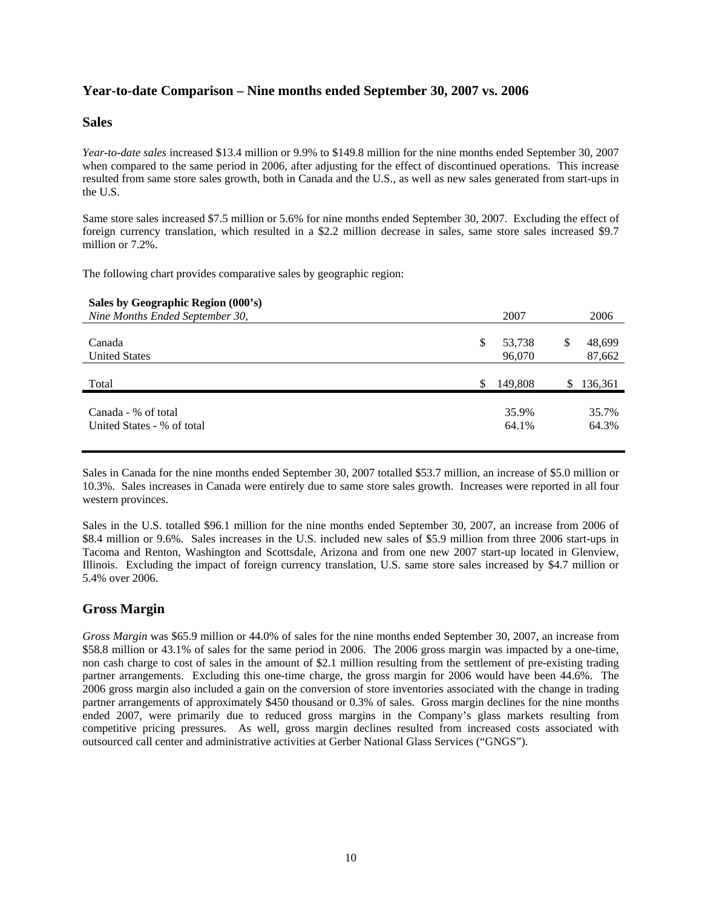## Year-to-date Comparison – Nine months ended September 30, 2007 vs. 2006

### Sales

*Year-to-date sales* increased $13.4 million or 9.9% to $149.8 million for the nine months ended September 30, 2007 when compared to the same period in 2006, after adjusting for the effect of discontinued operations. This increase resulted from same store sales growth, both in Canada and the U.S., as well as new sales generated from start-ups in the U.S.

Same store sales increased $7.5 million or 5.6% for nine months ended September 30, 2007. Excluding the effect of foreign currency translation, which resulted in a $2.2 million decrease in sales, same store sales increased $9.7 million or 7.2%.

The following chart provides comparative sales by geographic region:

| **Sales by Geographic Region (000's)**<br>*Nine Months Ended September 30,* | 2007 | 2006 |
|---|---|---|
| Canada | $ 53,738 | $ 48,699 |
| United States | 96,070 | 87,662 |
| Total | $ 149,808 | $ 136,361 |
| Canada - % of total | 35.9% | 35.7% |
| United States - % of total | 64.1% | 64.3% |

Sales in Canada for the nine months ended September 30, 2007 totalled $53.7 million, an increase of $5.0 million or 10.3%. Sales increases in Canada were entirely due to same store sales growth. Increases were reported in all four western provinces.

Sales in the U.S. totalled $96.1 million for the nine months ended September 30, 2007, an increase from 2006 of $8.4 million or 9.6%. Sales increases in the U.S. included new sales of $5.9 million from three 2006 start-ups in Tacoma and Renton, Washington and Scottsdale, Arizona and from one new 2007 start-up located in Glenview, Illinois. Excluding the impact of foreign currency translation, U.S. same store sales increased by $4.7 million or 5.4% over 2006.

### Gross Margin

*Gross Margin* was $65.9 million or 44.0% of sales for the nine months ended September 30, 2007, an increase from $58.8 million or 43.1% of sales for the same period in 2006. The 2006 gross margin was impacted by a one-time, non cash charge to cost of sales in the amount of $2.1 million resulting from the settlement of pre-existing trading partner arrangements. Excluding this one-time charge, the gross margin for 2006 would have been 44.6%. The 2006 gross margin also included a gain on the conversion of store inventories associated with the change in trading partner arrangements of approximately $450 thousand or 0.3% of sales. Gross margin declines for the nine months ended 2007, were primarily due to reduced gross margins in the Company's glass markets resulting from competitive pricing pressures. As well, gross margin declines resulted from increased costs associated with outsourced call center and administrative activities at Gerber National Glass Services ("GNGS").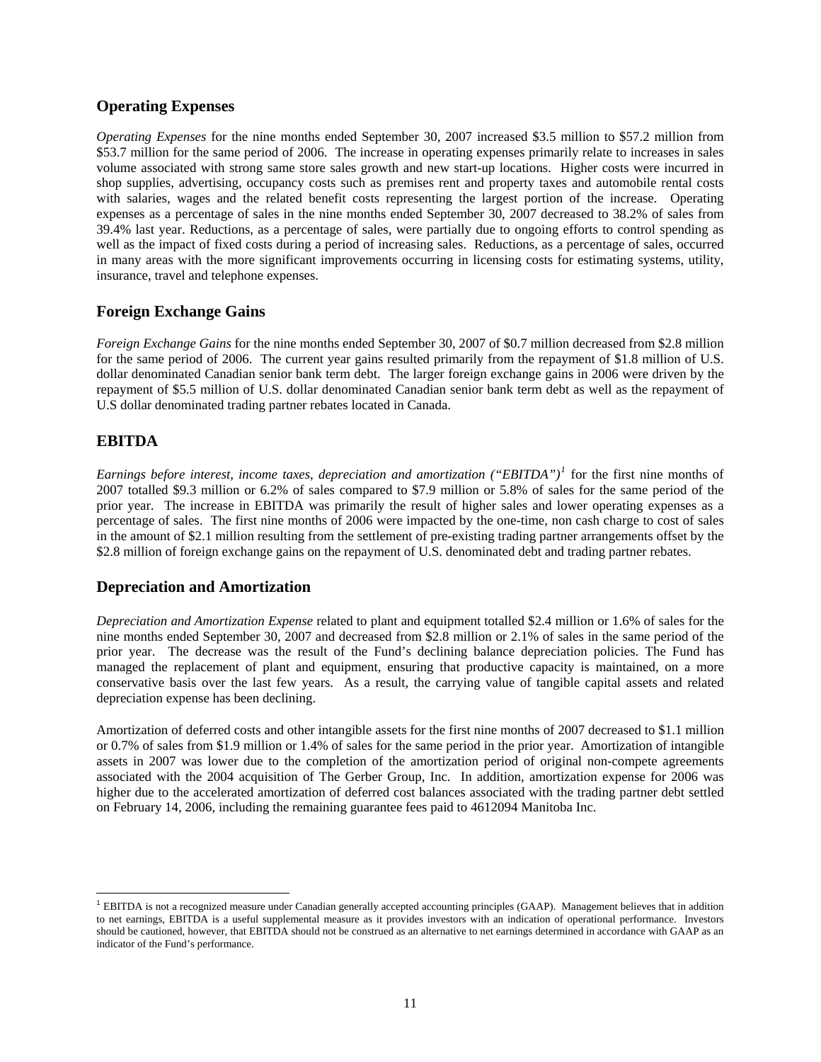## Operating Expenses

*Operating Expenses* for the nine months ended September 30, 2007 increased $3.5 million to $57.2 million from $53.7 million for the same period of 2006. The increase in operating expenses primarily relate to increases in sales volume associated with strong same store sales growth and new start-up locations. Higher costs were incurred in shop supplies, advertising, occupancy costs such as premises rent and property taxes and automobile rental costs with salaries, wages and the related benefit costs representing the largest portion of the increase. Operating expenses as a percentage of sales in the nine months ended September 30, 2007 decreased to 38.2% of sales from 39.4% last year. Reductions, as a percentage of sales, were partially due to ongoing efforts to control spending as well as the impact of fixed costs during a period of increasing sales. Reductions, as a percentage of sales, occurred in many areas with the more significant improvements occurring in licensing costs for estimating systems, utility, insurance, travel and telephone expenses.

## Foreign Exchange Gains

*Foreign Exchange Gains* for the nine months ended September 30, 2007 of $0.7 million decreased from $2.8 million for the same period of 2006. The current year gains resulted primarily from the repayment of $1.8 million of U.S. dollar denominated Canadian senior bank term debt. The larger foreign exchange gains in 2006 were driven by the repayment of $5.5 million of U.S. dollar denominated Canadian senior bank term debt as well as the repayment of U.S dollar denominated trading partner rebates located in Canada.

## EBITDA

*Earnings before interest, income taxes, depreciation and amortization ("EBITDA")*[1] for the first nine months of 2007 totalled $9.3 million or 6.2% of sales compared to $7.9 million or 5.8% of sales for the same period of the prior year. The increase in EBITDA was primarily the result of higher sales and lower operating expenses as a percentage of sales. The first nine months of 2006 were impacted by the one-time, non cash charge to cost of sales in the amount of $2.1 million resulting from the settlement of pre-existing trading partner arrangements offset by the $2.8 million of foreign exchange gains on the repayment of U.S. denominated debt and trading partner rebates.

## Depreciation and Amortization

*Depreciation and Amortization Expense* related to plant and equipment totalled $2.4 million or 1.6% of sales for the nine months ended September 30, 2007 and decreased from $2.8 million or 2.1% of sales in the same period of the prior year. The decrease was the result of the Fund's declining balance depreciation policies. The Fund has managed the replacement of plant and equipment, ensuring that productive capacity is maintained, on a more conservative basis over the last few years. As a result, the carrying value of tangible capital assets and related depreciation expense has been declining.

Amortization of deferred costs and other intangible assets for the first nine months of 2007 decreased to $1.1 million or 0.7% of sales from $1.9 million or 1.4% of sales for the same period in the prior year. Amortization of intangible assets in 2007 was lower due to the completion of the amortization period of original non-compete agreements associated with the 2004 acquisition of The Gerber Group, Inc. In addition, amortization expense for 2006 was higher due to the accelerated amortization of deferred cost balances associated with the trading partner debt settled on February 14, 2006, including the remaining guarantee fees paid to 4612094 Manitoba Inc.

[1] EBITDA is not a recognized measure under Canadian generally accepted accounting principles (GAAP). Management believes that in addition to net earnings, EBITDA is a useful supplemental measure as it provides investors with an indication of operational performance. Investors should be cautioned, however, that EBITDA should not be construed as an alternative to net earnings determined in accordance with GAAP as an indicator of the Fund's performance.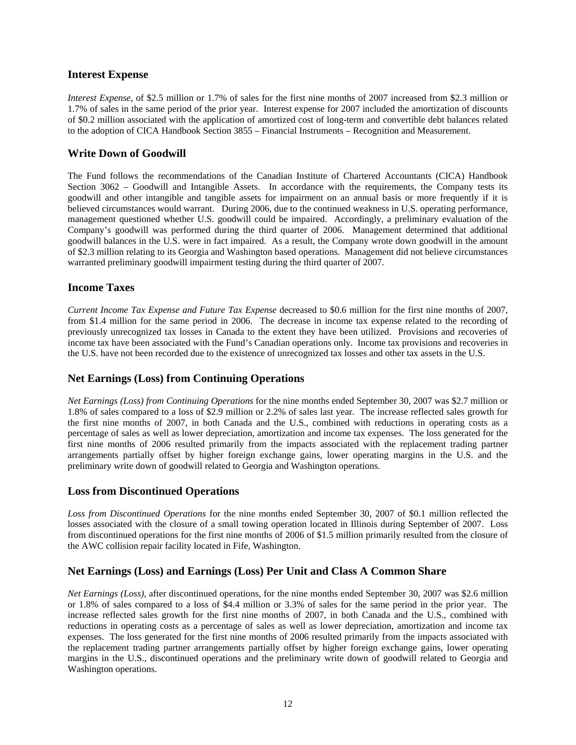## Interest Expense

*Interest Expense*, of \$2.5 million or 1.7% of sales for the first nine months of 2007 increased from \$2.3 million or 1.7% of sales in the same period of the prior year. Interest expense for 2007 included the amortization of discounts of \$0.2 million associated with the application of amortized cost of long-term and convertible debt balances related to the adoption of CICA Handbook Section 3855 – Financial Instruments – Recognition and Measurement.

## Write Down of Goodwill

The Fund follows the recommendations of the Canadian Institute of Chartered Accountants (CICA) Handbook Section 3062 – Goodwill and Intangible Assets. In accordance with the requirements, the Company tests its goodwill and other intangible and tangible assets for impairment on an annual basis or more frequently if it is believed circumstances would warrant. During 2006, due to the continued weakness in U.S. operating performance, management questioned whether U.S. goodwill could be impaired. Accordingly, a preliminary evaluation of the Company's goodwill was performed during the third quarter of 2006. Management determined that additional goodwill balances in the U.S. were in fact impaired. As a result, the Company wrote down goodwill in the amount of \$2.3 million relating to its Georgia and Washington based operations. Management did not believe circumstances warranted preliminary goodwill impairment testing during the third quarter of 2007.

## Income Taxes

*Current Income Tax Expense and Future Tax Expense* decreased to \$0.6 million for the first nine months of 2007, from \$1.4 million for the same period in 2006. The decrease in income tax expense related to the recording of previously unrecognized tax losses in Canada to the extent they have been utilized. Provisions and recoveries of income tax have been associated with the Fund's Canadian operations only. Income tax provisions and recoveries in the U.S. have not been recorded due to the existence of unrecognized tax losses and other tax assets in the U.S.

## Net Earnings (Loss) from Continuing Operations

*Net Earnings (Loss) from Continuing Operations* for the nine months ended September 30, 2007 was \$2.7 million or 1.8% of sales compared to a loss of \$2.9 million or 2.2% of sales last year. The increase reflected sales growth for the first nine months of 2007, in both Canada and the U.S., combined with reductions in operating costs as a percentage of sales as well as lower depreciation, amortization and income tax expenses. The loss generated for the first nine months of 2006 resulted primarily from the impacts associated with the replacement trading partner arrangements partially offset by higher foreign exchange gains, lower operating margins in the U.S. and the preliminary write down of goodwill related to Georgia and Washington operations.

## Loss from Discontinued Operations

*Loss from Discontinued Operations* for the nine months ended September 30, 2007 of \$0.1 million reflected the losses associated with the closure of a small towing operation located in Illinois during September of 2007. Loss from discontinued operations for the first nine months of 2006 of \$1.5 million primarily resulted from the closure of the AWC collision repair facility located in Fife, Washington.

## Net Earnings (Loss) and Earnings (Loss) Per Unit and Class A Common Share

*Net Earnings (Loss)*, after discontinued operations, for the nine months ended September 30, 2007 was \$2.6 million or 1.8% of sales compared to a loss of \$4.4 million or 3.3% of sales for the same period in the prior year. The increase reflected sales growth for the first nine months of 2007, in both Canada and the U.S., combined with reductions in operating costs as a percentage of sales as well as lower depreciation, amortization and income tax expenses. The loss generated for the first nine months of 2006 resulted primarily from the impacts associated with the replacement trading partner arrangements partially offset by higher foreign exchange gains, lower operating margins in the U.S., discontinued operations and the preliminary write down of goodwill related to Georgia and Washington operations.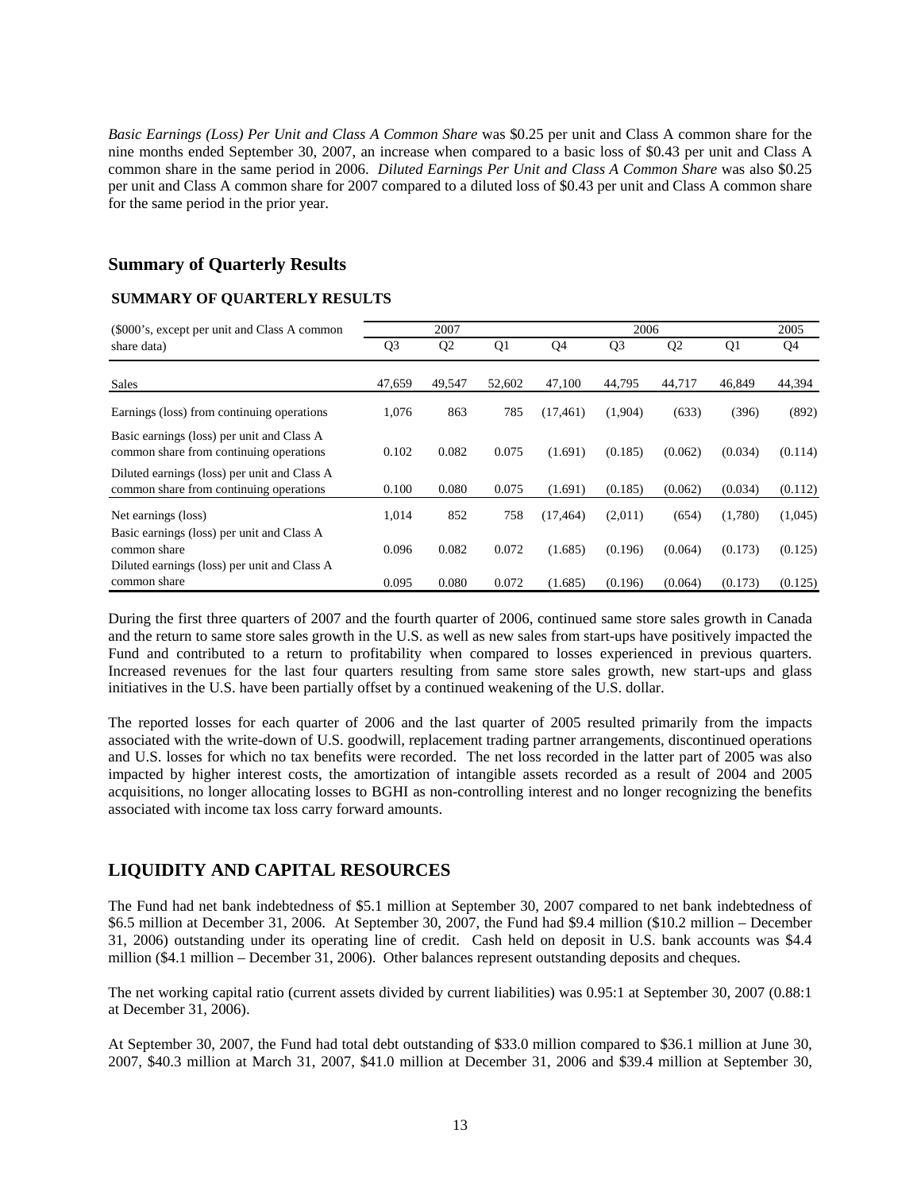*Basic Earnings (Loss) Per Unit and Class A Common Share* was $0.25 per unit and Class A common share for the nine months ended September 30, 2007, an increase when compared to a basic loss of $0.43 per unit and Class A common share in the same period in 2006. *Diluted Earnings Per Unit and Class A Common Share* was also $0.25 per unit and Class A common share for 2007 compared to a diluted loss of $0.43 per unit and Class A common share for the same period in the prior year.

## Summary of Quarterly Results

**SUMMARY OF QUARTERLY RESULTS**

| ($000's, except per unit and Class A common share data) | 2007 | | | 2006 | | | | 2005 |
|---|---|---|---|---|---|---|---|---|
| | Q3 | Q2 | Q1 | Q4 | Q3 | Q2 | Q1 | Q4 |
| Sales | 47,659 | 49,547 | 52,602 | 47,100 | 44,795 | 44,717 | 46,849 | 44,394 |
| Earnings (loss) from continuing operations | 1,076 | 863 | 785 | (17,461) | (1,904) | (633) | (396) | (892) |
| Basic earnings (loss) per unit and Class A common share from continuing operations | 0.102 | 0.082 | 0.075 | (1.691) | (0.185) | (0.062) | (0.034) | (0.114) |
| Diluted earnings (loss) per unit and Class A common share from continuing operations | 0.100 | 0.080 | 0.075 | (1.691) | (0.185) | (0.062) | (0.034) | (0.112) |
| Net earnings (loss) | 1,014 | 852 | 758 | (17,464) | (2,011) | (654) | (1,780) | (1,045) |
| Basic earnings (loss) per unit and Class A common share | 0.096 | 0.082 | 0.072 | (1.685) | (0.196) | (0.064) | (0.173) | (0.125) |
| Diluted earnings (loss) per unit and Class A common share | 0.095 | 0.080 | 0.072 | (1.685) | (0.196) | (0.064) | (0.173) | (0.125) |

During the first three quarters of 2007 and the fourth quarter of 2006, continued same store sales growth in Canada and the return to same store sales growth in the U.S. as well as new sales from start-ups have positively impacted the Fund and contributed to a return to profitability when compared to losses experienced in previous quarters. Increased revenues for the last four quarters resulting from same store sales growth, new start-ups and glass initiatives in the U.S. have been partially offset by a continued weakening of the U.S. dollar.

The reported losses for each quarter of 2006 and the last quarter of 2005 resulted primarily from the impacts associated with the write-down of U.S. goodwill, replacement trading partner arrangements, discontinued operations and U.S. losses for which no tax benefits were recorded. The net loss recorded in the latter part of 2005 was also impacted by higher interest costs, the amortization of intangible assets recorded as a result of 2004 and 2005 acquisitions, no longer allocating losses to BGHI as non-controlling interest and no longer recognizing the benefits associated with income tax loss carry forward amounts.

## LIQUIDITY AND CAPITAL RESOURCES

The Fund had net bank indebtedness of $5.1 million at September 30, 2007 compared to net bank indebtedness of $6.5 million at December 31, 2006. At September 30, 2007, the Fund had $9.4 million ($10.2 million – December 31, 2006) outstanding under its operating line of credit. Cash held on deposit in U.S. bank accounts was $4.4 million ($4.1 million – December 31, 2006). Other balances represent outstanding deposits and cheques.

The net working capital ratio (current assets divided by current liabilities) was 0.95:1 at September 30, 2007 (0.88:1 at December 31, 2006).

At September 30, 2007, the Fund had total debt outstanding of $33.0 million compared to $36.1 million at June 30, 2007, $40.3 million at March 31, 2007, $41.0 million at December 31, 2006 and $39.4 million at September 30,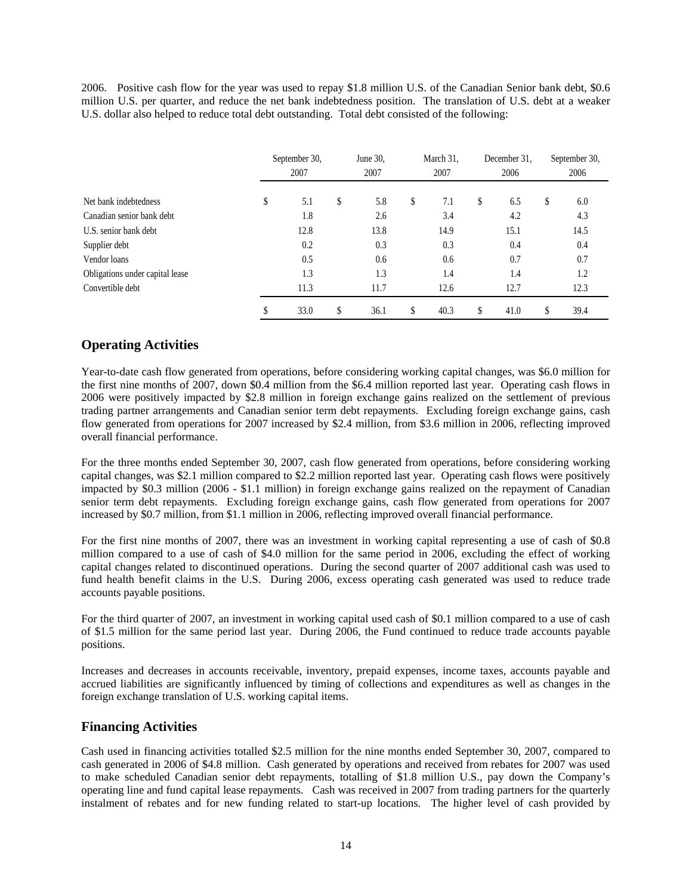2006. Positive cash flow for the year was used to repay $1.8 million U.S. of the Canadian Senior bank debt, $0.6 million U.S. per quarter, and reduce the net bank indebtedness position. The translation of U.S. debt at a weaker U.S. dollar also helped to reduce total debt outstanding. Total debt consisted of the following:

| | September 30, 2007 | June 30, 2007 | March 31, 2007 | December 31, 2006 | September 30, 2006 |
|---|---|---|---|---|---|
| Net bank indebtedness | $ 5.1 | $ 5.8 | $ 7.1 | $ 6.5 | $ 6.0 |
| Canadian senior bank debt | 1.8 | 2.6 | 3.4 | 4.2 | 4.3 |
| U.S. senior bank debt | 12.8 | 13.8 | 14.9 | 15.1 | 14.5 |
| Supplier debt | 0.2 | 0.3 | 0.3 | 0.4 | 0.4 |
| Vendor loans | 0.5 | 0.6 | 0.6 | 0.7 | 0.7 |
| Obligations under capital lease | 1.3 | 1.3 | 1.4 | 1.4 | 1.2 |
| Convertible debt | 11.3 | 11.7 | 12.6 | 12.7 | 12.3 |
| | $ 33.0 | $ 36.1 | $ 40.3 | $ 41.0 | $ 39.4 |

## Operating Activities

Year-to-date cash flow generated from operations, before considering working capital changes, was $6.0 million for the first nine months of 2007, down $0.4 million from the $6.4 million reported last year. Operating cash flows in 2006 were positively impacted by $2.8 million in foreign exchange gains realized on the settlement of previous trading partner arrangements and Canadian senior term debt repayments. Excluding foreign exchange gains, cash flow generated from operations for 2007 increased by $2.4 million, from $3.6 million in 2006, reflecting improved overall financial performance.

For the three months ended September 30, 2007, cash flow generated from operations, before considering working capital changes, was $2.1 million compared to $2.2 million reported last year. Operating cash flows were positively impacted by $0.3 million (2006 - $1.1 million) in foreign exchange gains realized on the repayment of Canadian senior term debt repayments. Excluding foreign exchange gains, cash flow generated from operations for 2007 increased by $0.7 million, from $1.1 million in 2006, reflecting improved overall financial performance.

For the first nine months of 2007, there was an investment in working capital representing a use of cash of $0.8 million compared to a use of cash of $4.0 million for the same period in 2006, excluding the effect of working capital changes related to discontinued operations. During the second quarter of 2007 additional cash was used to fund health benefit claims in the U.S. During 2006, excess operating cash generated was used to reduce trade accounts payable positions.

For the third quarter of 2007, an investment in working capital used cash of $0.1 million compared to a use of cash of $1.5 million for the same period last year. During 2006, the Fund continued to reduce trade accounts payable positions.

Increases and decreases in accounts receivable, inventory, prepaid expenses, income taxes, accounts payable and accrued liabilities are significantly influenced by timing of collections and expenditures as well as changes in the foreign exchange translation of U.S. working capital items.

## Financing Activities

Cash used in financing activities totalled $2.5 million for the nine months ended September 30, 2007, compared to cash generated in 2006 of $4.8 million. Cash generated by operations and received from rebates for 2007 was used to make scheduled Canadian senior debt repayments, totalling of $1.8 million U.S., pay down the Company's operating line and fund capital lease repayments. Cash was received in 2007 from trading partners for the quarterly instalment of rebates and for new funding related to start-up locations. The higher level of cash provided by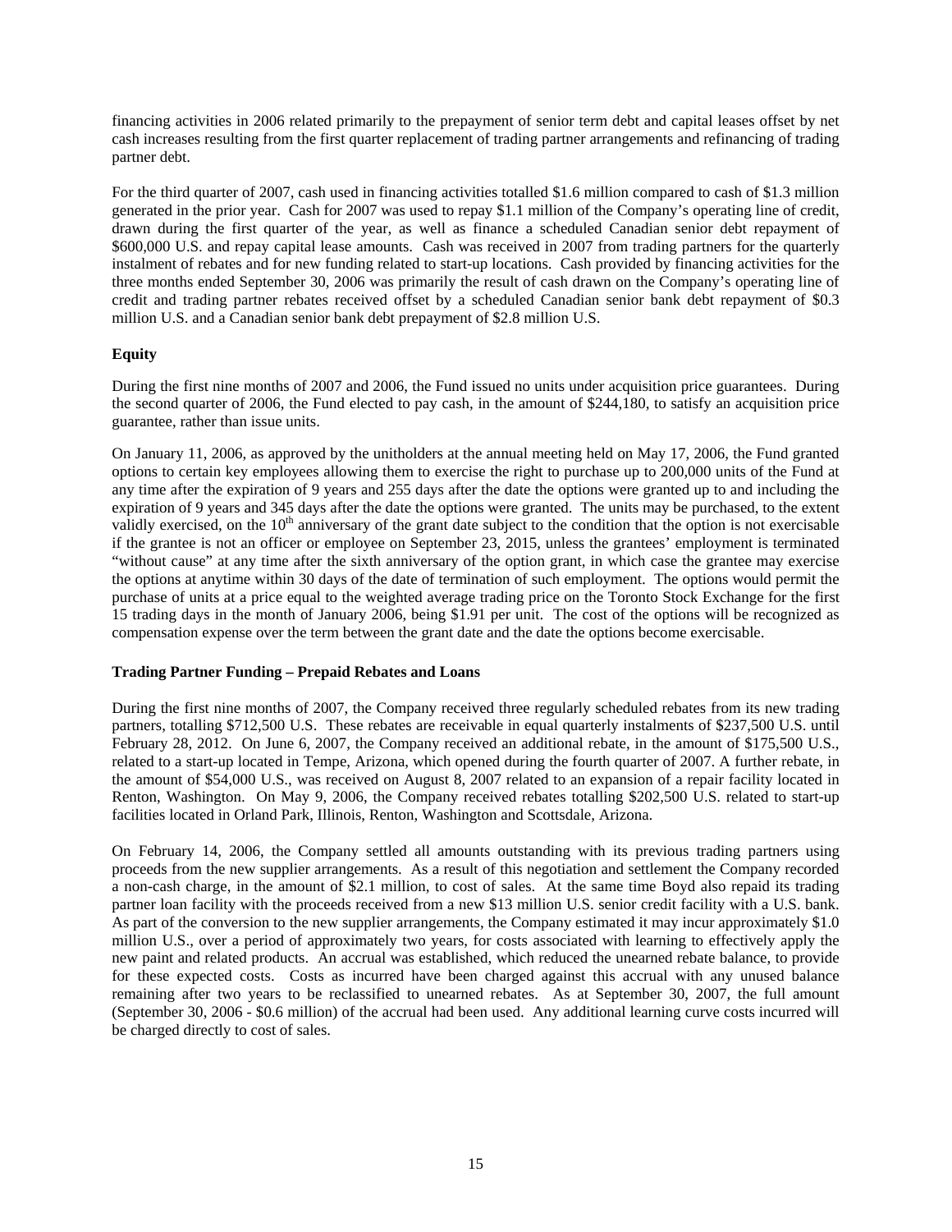financing activities in 2006 related primarily to the prepayment of senior term debt and capital leases offset by net cash increases resulting from the first quarter replacement of trading partner arrangements and refinancing of trading partner debt.

For the third quarter of 2007, cash used in financing activities totalled $1.6 million compared to cash of $1.3 million generated in the prior year. Cash for 2007 was used to repay $1.1 million of the Company's operating line of credit, drawn during the first quarter of the year, as well as finance a scheduled Canadian senior debt repayment of $600,000 U.S. and repay capital lease amounts. Cash was received in 2007 from trading partners for the quarterly instalment of rebates and for new funding related to start-up locations. Cash provided by financing activities for the three months ended September 30, 2006 was primarily the result of cash drawn on the Company's operating line of credit and trading partner rebates received offset by a scheduled Canadian senior bank debt repayment of $0.3 million U.S. and a Canadian senior bank debt prepayment of $2.8 million U.S.

**Equity**

During the first nine months of 2007 and 2006, the Fund issued no units under acquisition price guarantees. During the second quarter of 2006, the Fund elected to pay cash, in the amount of $244,180, to satisfy an acquisition price guarantee, rather than issue units.

On January 11, 2006, as approved by the unitholders at the annual meeting held on May 17, 2006, the Fund granted options to certain key employees allowing them to exercise the right to purchase up to 200,000 units of the Fund at any time after the expiration of 9 years and 255 days after the date the options were granted up to and including the expiration of 9 years and 345 days after the date the options were granted. The units may be purchased, to the extent validly exercised, on the 10th anniversary of the grant date subject to the condition that the option is not exercisable if the grantee is not an officer or employee on September 23, 2015, unless the grantees' employment is terminated "without cause" at any time after the sixth anniversary of the option grant, in which case the grantee may exercise the options at anytime within 30 days of the date of termination of such employment. The options would permit the purchase of units at a price equal to the weighted average trading price on the Toronto Stock Exchange for the first 15 trading days in the month of January 2006, being $1.91 per unit. The cost of the options will be recognized as compensation expense over the term between the grant date and the date the options become exercisable.

**Trading Partner Funding – Prepaid Rebates and Loans**

During the first nine months of 2007, the Company received three regularly scheduled rebates from its new trading partners, totalling $712,500 U.S. These rebates are receivable in equal quarterly instalments of $237,500 U.S. until February 28, 2012. On June 6, 2007, the Company received an additional rebate, in the amount of $175,500 U.S., related to a start-up located in Tempe, Arizona, which opened during the fourth quarter of 2007. A further rebate, in the amount of $54,000 U.S., was received on August 8, 2007 related to an expansion of a repair facility located in Renton, Washington. On May 9, 2006, the Company received rebates totalling $202,500 U.S. related to start-up facilities located in Orland Park, Illinois, Renton, Washington and Scottsdale, Arizona.

On February 14, 2006, the Company settled all amounts outstanding with its previous trading partners using proceeds from the new supplier arrangements. As a result of this negotiation and settlement the Company recorded a non-cash charge, in the amount of $2.1 million, to cost of sales. At the same time Boyd also repaid its trading partner loan facility with the proceeds received from a new $13 million U.S. senior credit facility with a U.S. bank. As part of the conversion to the new supplier arrangements, the Company estimated it may incur approximately $1.0 million U.S., over a period of approximately two years, for costs associated with learning to effectively apply the new paint and related products. An accrual was established, which reduced the unearned rebate balance, to provide for these expected costs. Costs as incurred have been charged against this accrual with any unused balance remaining after two years to be reclassified to unearned rebates. As at September 30, 2007, the full amount (September 30, 2006 - $0.6 million) of the accrual had been used. Any additional learning curve costs incurred will be charged directly to cost of sales.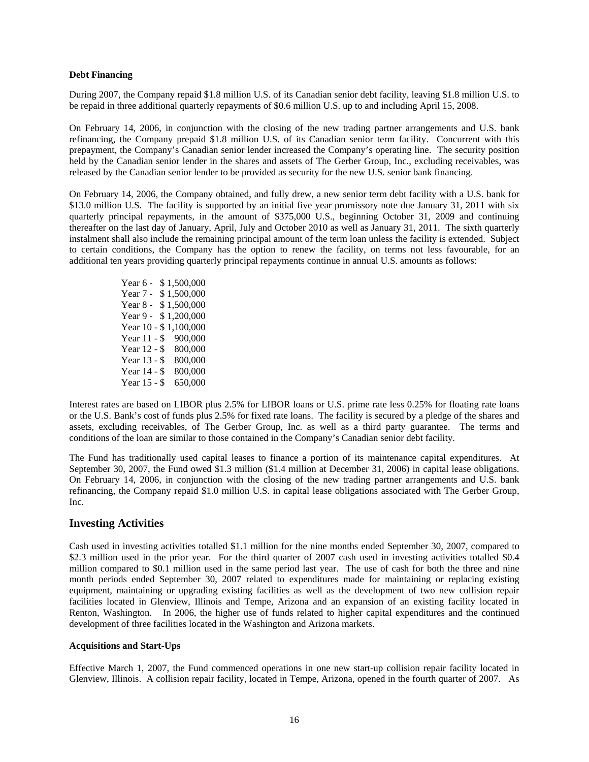**Debt Financing**

During 2007, the Company repaid $1.8 million U.S. of its Canadian senior debt facility, leaving $1.8 million U.S. to be repaid in three additional quarterly repayments of $0.6 million U.S. up to and including April 15, 2008.

On February 14, 2006, in conjunction with the closing of the new trading partner arrangements and U.S. bank refinancing, the Company prepaid $1.8 million U.S. of its Canadian senior term facility. Concurrent with this prepayment, the Company's Canadian senior lender increased the Company's operating line. The security position held by the Canadian senior lender in the shares and assets of The Gerber Group, Inc., excluding receivables, was released by the Canadian senior lender to be provided as security for the new U.S. senior bank financing.

On February 14, 2006, the Company obtained, and fully drew, a new senior term debt facility with a U.S. bank for $13.0 million U.S. The facility is supported by an initial five year promissory note due January 31, 2011 with six quarterly principal repayments, in the amount of $375,000 U.S., beginning October 31, 2009 and continuing thereafter on the last day of January, April, July and October 2010 as well as January 31, 2011. The sixth quarterly instalment shall also include the remaining principal amount of the term loan unless the facility is extended. Subject to certain conditions, the Company has the option to renew the facility, on terms not less favourable, for an additional ten years providing quarterly principal repayments continue in annual U.S. amounts as follows:

Year 6 - $ 1,500,000
Year 7 - $ 1,500,000
Year 8 - $ 1,500,000
Year 9 - $ 1,200,000
Year 10 - $ 1,100,000
Year 11 - $ 900,000
Year 12 - $ 800,000
Year 13 - $ 800,000
Year 14 - $ 800,000
Year 15 - $ 650,000

Interest rates are based on LIBOR plus 2.5% for LIBOR loans or U.S. prime rate less 0.25% for floating rate loans or the U.S. Bank's cost of funds plus 2.5% for fixed rate loans. The facility is secured by a pledge of the shares and assets, excluding receivables, of The Gerber Group, Inc. as well as a third party guarantee. The terms and conditions of the loan are similar to those contained in the Company's Canadian senior debt facility.

The Fund has traditionally used capital leases to finance a portion of its maintenance capital expenditures. At September 30, 2007, the Fund owed $1.3 million ($1.4 million at December 31, 2006) in capital lease obligations. On February 14, 2006, in conjunction with the closing of the new trading partner arrangements and U.S. bank refinancing, the Company repaid $1.0 million U.S. in capital lease obligations associated with The Gerber Group, Inc.

## Investing Activities

Cash used in investing activities totalled $1.1 million for the nine months ended September 30, 2007, compared to $2.3 million used in the prior year. For the third quarter of 2007 cash used in investing activities totalled $0.4 million compared to $0.1 million used in the same period last year. The use of cash for both the three and nine month periods ended September 30, 2007 related to expenditures made for maintaining or replacing existing equipment, maintaining or upgrading existing facilities as well as the development of two new collision repair facilities located in Glenview, Illinois and Tempe, Arizona and an expansion of an existing facility located in Renton, Washington. In 2006, the higher use of funds related to higher capital expenditures and the continued development of three facilities located in the Washington and Arizona markets.

**Acquisitions and Start-Ups**

Effective March 1, 2007, the Fund commenced operations in one new start-up collision repair facility located in Glenview, Illinois. A collision repair facility, located in Tempe, Arizona, opened in the fourth quarter of 2007. As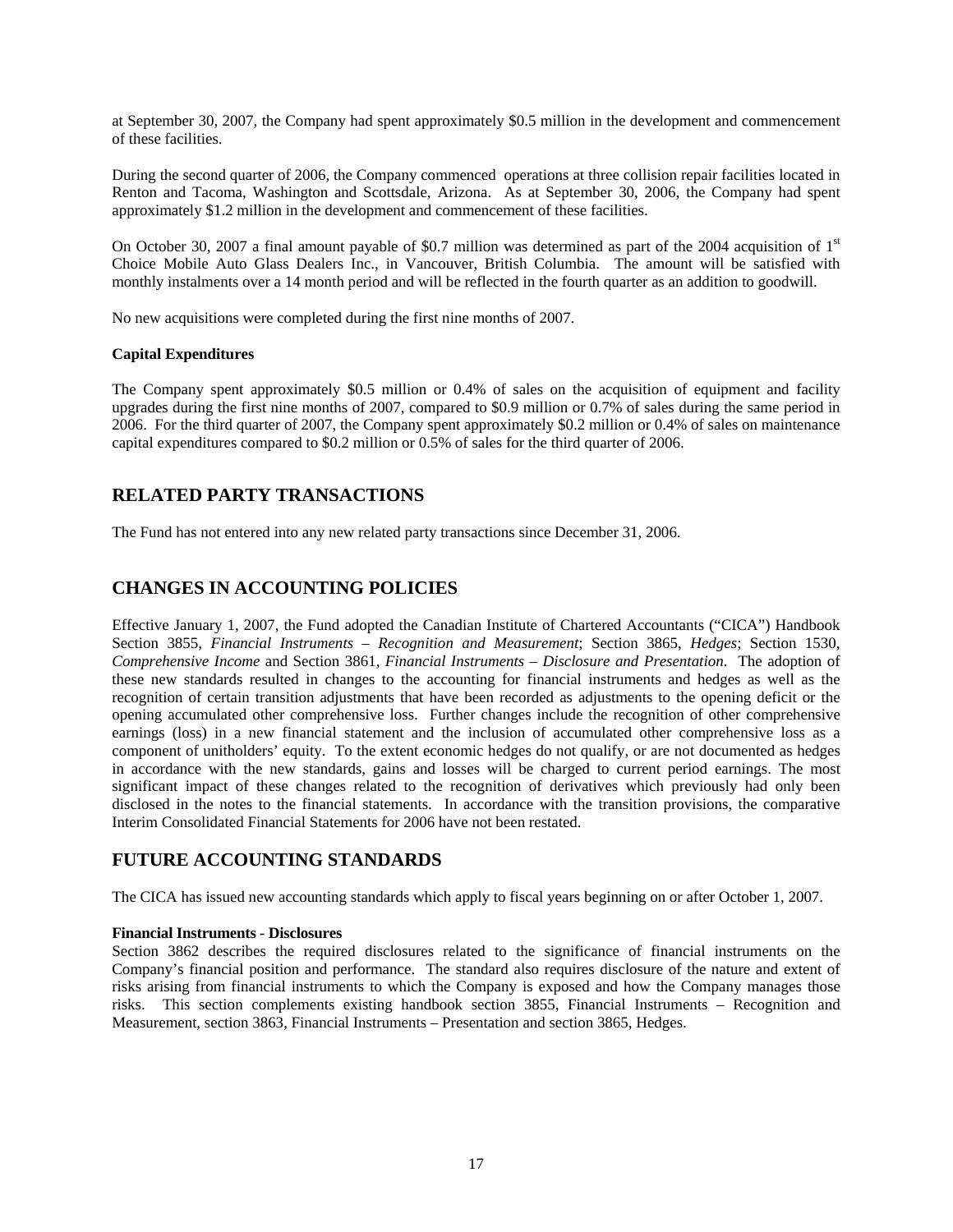at September 30, 2007, the Company had spent approximately \$0.5 million in the development and commencement of these facilities.

During the second quarter of 2006, the Company commenced operations at three collision repair facilities located in Renton and Tacoma, Washington and Scottsdale, Arizona. As at September 30, 2006, the Company had spent approximately \$1.2 million in the development and commencement of these facilities.

On October 30, 2007 a final amount payable of \$0.7 million was determined as part of the 2004 acquisition of 1st Choice Mobile Auto Glass Dealers Inc., in Vancouver, British Columbia. The amount will be satisfied with monthly instalments over a 14 month period and will be reflected in the fourth quarter as an addition to goodwill.

No new acquisitions were completed during the first nine months of 2007.

**Capital Expenditures**

The Company spent approximately \$0.5 million or 0.4% of sales on the acquisition of equipment and facility upgrades during the first nine months of 2007, compared to \$0.9 million or 0.7% of sales during the same period in 2006. For the third quarter of 2007, the Company spent approximately \$0.2 million or 0.4% of sales on maintenance capital expenditures compared to \$0.2 million or 0.5% of sales for the third quarter of 2006.

## RELATED PARTY TRANSACTIONS

The Fund has not entered into any new related party transactions since December 31, 2006.

## CHANGES IN ACCOUNTING POLICIES

Effective January 1, 2007, the Fund adopted the Canadian Institute of Chartered Accountants ("CICA") Handbook Section 3855, *Financial Instruments – Recognition and Measurement*; Section 3865, *Hedges*; Section 1530, *Comprehensive Income* and Section 3861, *Financial Instruments – Disclosure and Presentation*. The adoption of these new standards resulted in changes to the accounting for financial instruments and hedges as well as the recognition of certain transition adjustments that have been recorded as adjustments to the opening deficit or the opening accumulated other comprehensive loss. Further changes include the recognition of other comprehensive earnings (loss) in a new financial statement and the inclusion of accumulated other comprehensive loss as a component of unitholders' equity. To the extent economic hedges do not qualify, or are not documented as hedges in accordance with the new standards, gains and losses will be charged to current period earnings. The most significant impact of these changes related to the recognition of derivatives which previously had only been disclosed in the notes to the financial statements. In accordance with the transition provisions, the comparative Interim Consolidated Financial Statements for 2006 have not been restated.

## FUTURE ACCOUNTING STANDARDS

The CICA has issued new accounting standards which apply to fiscal years beginning on or after October 1, 2007.

**Financial Instruments - Disclosures**

Section 3862 describes the required disclosures related to the significance of financial instruments on the Company's financial position and performance. The standard also requires disclosure of the nature and extent of risks arising from financial instruments to which the Company is exposed and how the Company manages those risks. This section complements existing handbook section 3855, Financial Instruments – Recognition and Measurement, section 3863, Financial Instruments – Presentation and section 3865, Hedges.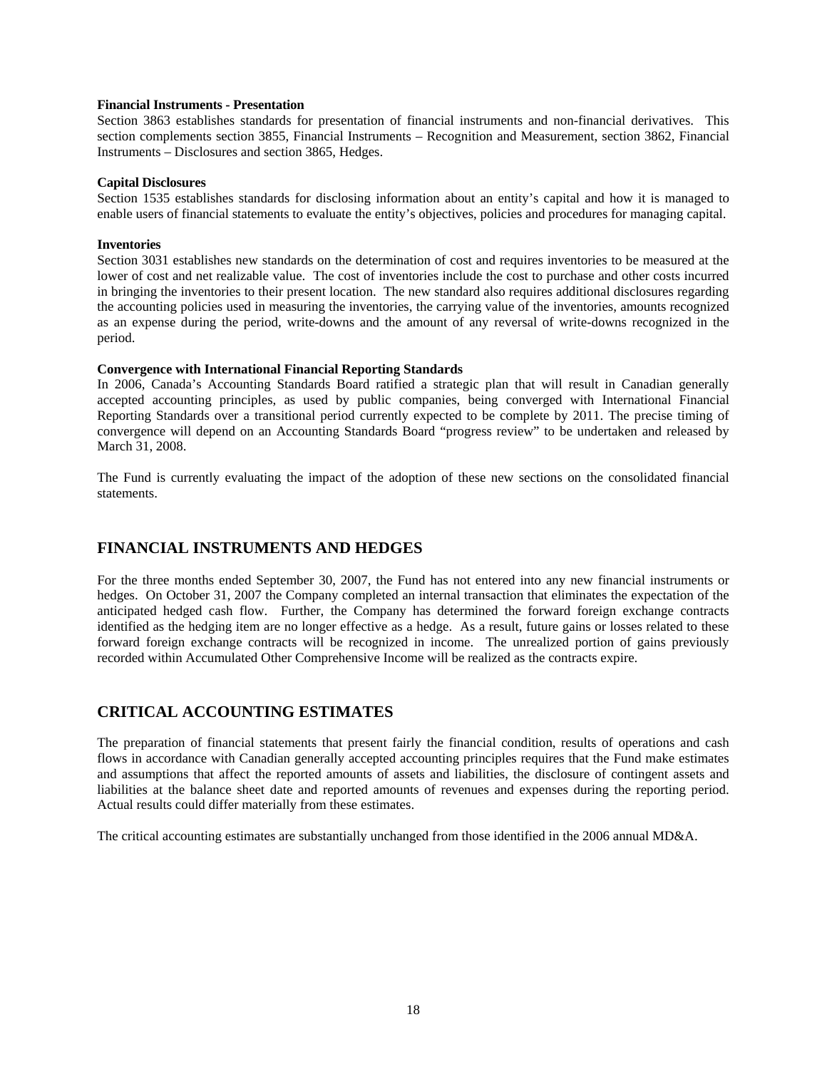**Financial Instruments - Presentation**
Section 3863 establishes standards for presentation of financial instruments and non-financial derivatives. This section complements section 3855, Financial Instruments – Recognition and Measurement, section 3862, Financial Instruments – Disclosures and section 3865, Hedges.

**Capital Disclosures**
Section 1535 establishes standards for disclosing information about an entity's capital and how it is managed to enable users of financial statements to evaluate the entity's objectives, policies and procedures for managing capital.

**Inventories**
Section 3031 establishes new standards on the determination of cost and requires inventories to be measured at the lower of cost and net realizable value. The cost of inventories include the cost to purchase and other costs incurred in bringing the inventories to their present location. The new standard also requires additional disclosures regarding the accounting policies used in measuring the inventories, the carrying value of the inventories, amounts recognized as an expense during the period, write-downs and the amount of any reversal of write-downs recognized in the period.

**Convergence with International Financial Reporting Standards**
In 2006, Canada's Accounting Standards Board ratified a strategic plan that will result in Canadian generally accepted accounting principles, as used by public companies, being converged with International Financial Reporting Standards over a transitional period currently expected to be complete by 2011. The precise timing of convergence will depend on an Accounting Standards Board "progress review" to be undertaken and released by March 31, 2008.

The Fund is currently evaluating the impact of the adoption of these new sections on the consolidated financial statements.

## FINANCIAL INSTRUMENTS AND HEDGES

For the three months ended September 30, 2007, the Fund has not entered into any new financial instruments or hedges. On October 31, 2007 the Company completed an internal transaction that eliminates the expectation of the anticipated hedged cash flow. Further, the Company has determined the forward foreign exchange contracts identified as the hedging item are no longer effective as a hedge. As a result, future gains or losses related to these forward foreign exchange contracts will be recognized in income. The unrealized portion of gains previously recorded within Accumulated Other Comprehensive Income will be realized as the contracts expire.

## CRITICAL ACCOUNTING ESTIMATES

The preparation of financial statements that present fairly the financial condition, results of operations and cash flows in accordance with Canadian generally accepted accounting principles requires that the Fund make estimates and assumptions that affect the reported amounts of assets and liabilities, the disclosure of contingent assets and liabilities at the balance sheet date and reported amounts of revenues and expenses during the reporting period. Actual results could differ materially from these estimates.

The critical accounting estimates are substantially unchanged from those identified in the 2006 annual MD&A.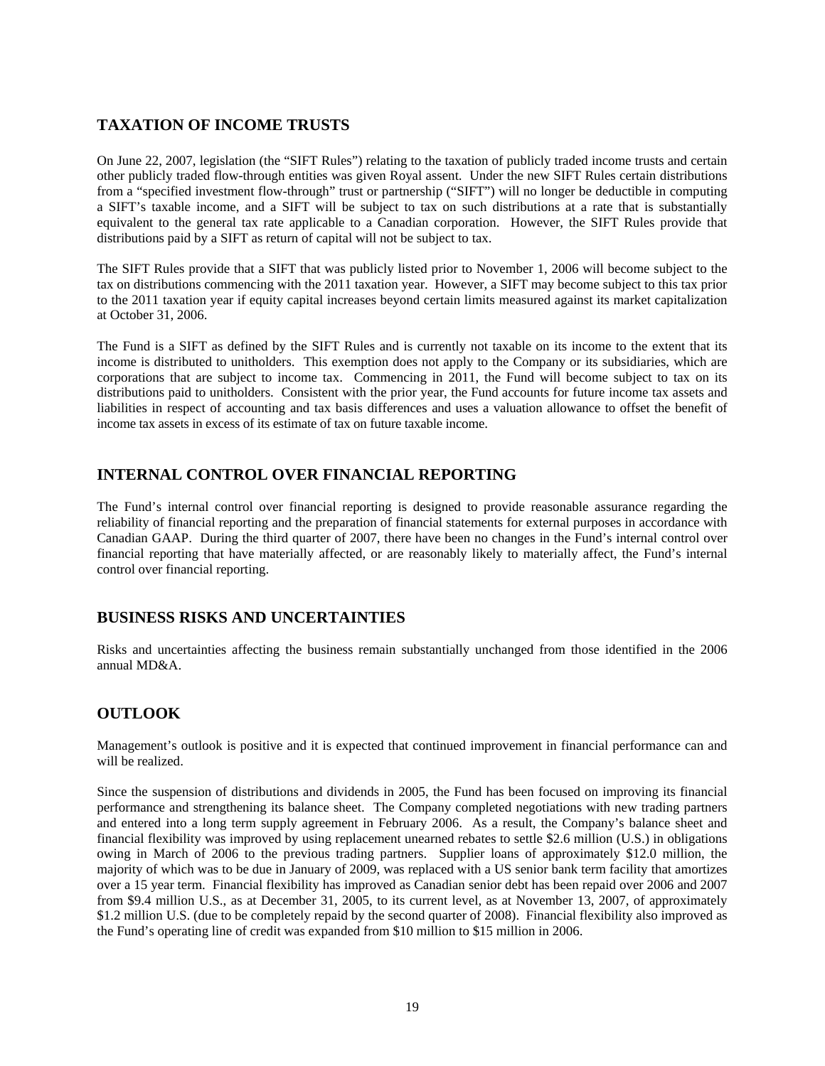## TAXATION OF INCOME TRUSTS

On June 22, 2007, legislation (the "SIFT Rules") relating to the taxation of publicly traded income trusts and certain other publicly traded flow-through entities was given Royal assent. Under the new SIFT Rules certain distributions from a "specified investment flow-through" trust or partnership ("SIFT") will no longer be deductible in computing a SIFT's taxable income, and a SIFT will be subject to tax on such distributions at a rate that is substantially equivalent to the general tax rate applicable to a Canadian corporation. However, the SIFT Rules provide that distributions paid by a SIFT as return of capital will not be subject to tax.

The SIFT Rules provide that a SIFT that was publicly listed prior to November 1, 2006 will become subject to the tax on distributions commencing with the 2011 taxation year. However, a SIFT may become subject to this tax prior to the 2011 taxation year if equity capital increases beyond certain limits measured against its market capitalization at October 31, 2006.

The Fund is a SIFT as defined by the SIFT Rules and is currently not taxable on its income to the extent that its income is distributed to unitholders. This exemption does not apply to the Company or its subsidiaries, which are corporations that are subject to income tax. Commencing in 2011, the Fund will become subject to tax on its distributions paid to unitholders. Consistent with the prior year, the Fund accounts for future income tax assets and liabilities in respect of accounting and tax basis differences and uses a valuation allowance to offset the benefit of income tax assets in excess of its estimate of tax on future taxable income.

## INTERNAL CONTROL OVER FINANCIAL REPORTING

The Fund's internal control over financial reporting is designed to provide reasonable assurance regarding the reliability of financial reporting and the preparation of financial statements for external purposes in accordance with Canadian GAAP. During the third quarter of 2007, there have been no changes in the Fund's internal control over financial reporting that have materially affected, or are reasonably likely to materially affect, the Fund's internal control over financial reporting.

## BUSINESS RISKS AND UNCERTAINTIES

Risks and uncertainties affecting the business remain substantially unchanged from those identified in the 2006 annual MD&A.

## OUTLOOK

Management's outlook is positive and it is expected that continued improvement in financial performance can and will be realized.

Since the suspension of distributions and dividends in 2005, the Fund has been focused on improving its financial performance and strengthening its balance sheet. The Company completed negotiations with new trading partners and entered into a long term supply agreement in February 2006. As a result, the Company's balance sheet and financial flexibility was improved by using replacement unearned rebates to settle $2.6 million (U.S.) in obligations owing in March of 2006 to the previous trading partners. Supplier loans of approximately $12.0 million, the majority of which was to be due in January of 2009, was replaced with a US senior bank term facility that amortizes over a 15 year term. Financial flexibility has improved as Canadian senior debt has been repaid over 2006 and 2007 from $9.4 million U.S., as at December 31, 2005, to its current level, as at November 13, 2007, of approximately $1.2 million U.S. (due to be completely repaid by the second quarter of 2008). Financial flexibility also improved as the Fund's operating line of credit was expanded from $10 million to $15 million in 2006.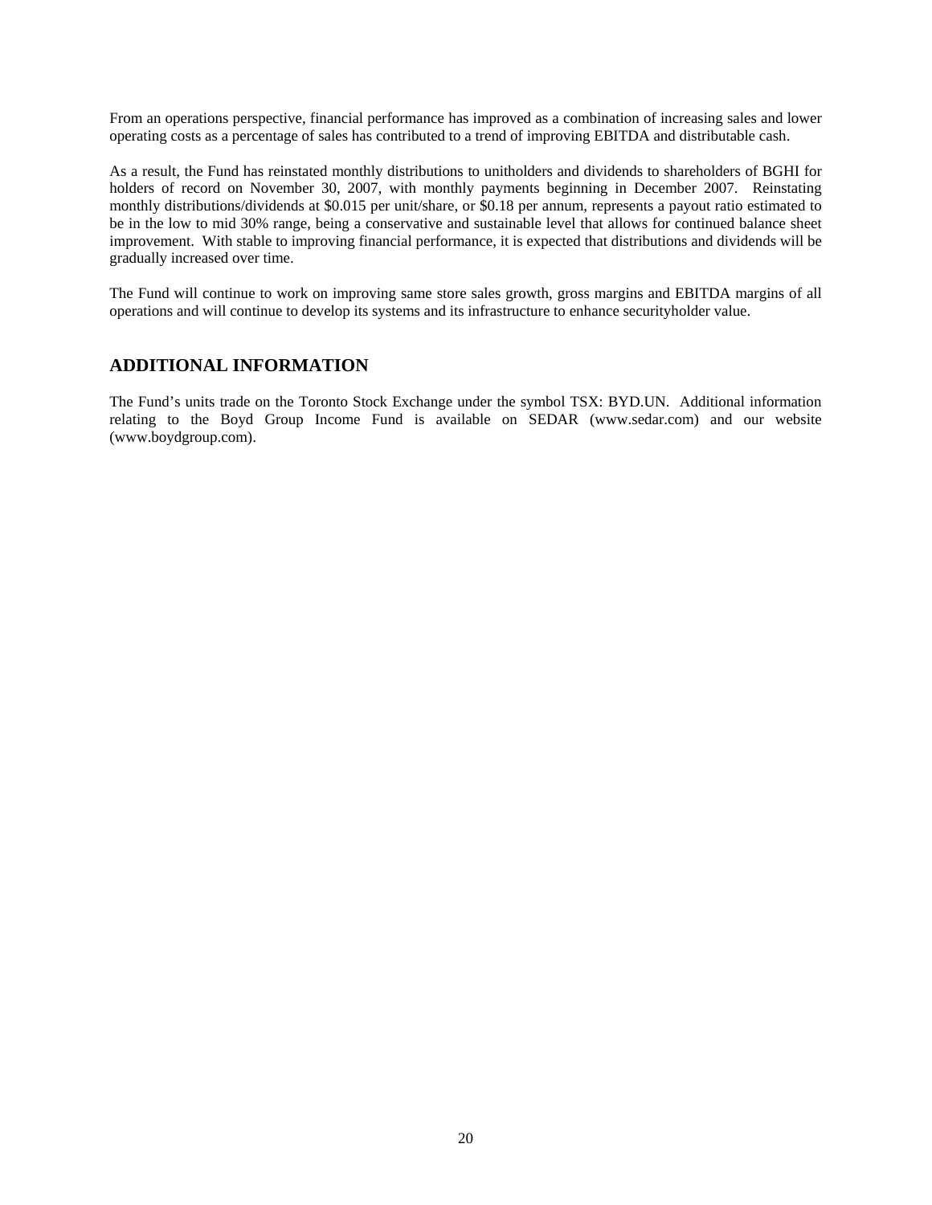From an operations perspective, financial performance has improved as a combination of increasing sales and lower operating costs as a percentage of sales has contributed to a trend of improving EBITDA and distributable cash.

As a result, the Fund has reinstated monthly distributions to unitholders and dividends to shareholders of BGHI for holders of record on November 30, 2007, with monthly payments beginning in December 2007. Reinstating monthly distributions/dividends at $0.015 per unit/share, or $0.18 per annum, represents a payout ratio estimated to be in the low to mid 30% range, being a conservative and sustainable level that allows for continued balance sheet improvement. With stable to improving financial performance, it is expected that distributions and dividends will be gradually increased over time.

The Fund will continue to work on improving same store sales growth, gross margins and EBITDA margins of all operations and will continue to develop its systems and its infrastructure to enhance securityholder value.

## ADDITIONAL INFORMATION

The Fund's units trade on the Toronto Stock Exchange under the symbol TSX: BYD.UN. Additional information relating to the Boyd Group Income Fund is available on SEDAR (www.sedar.com) and our website (www.boydgroup.com).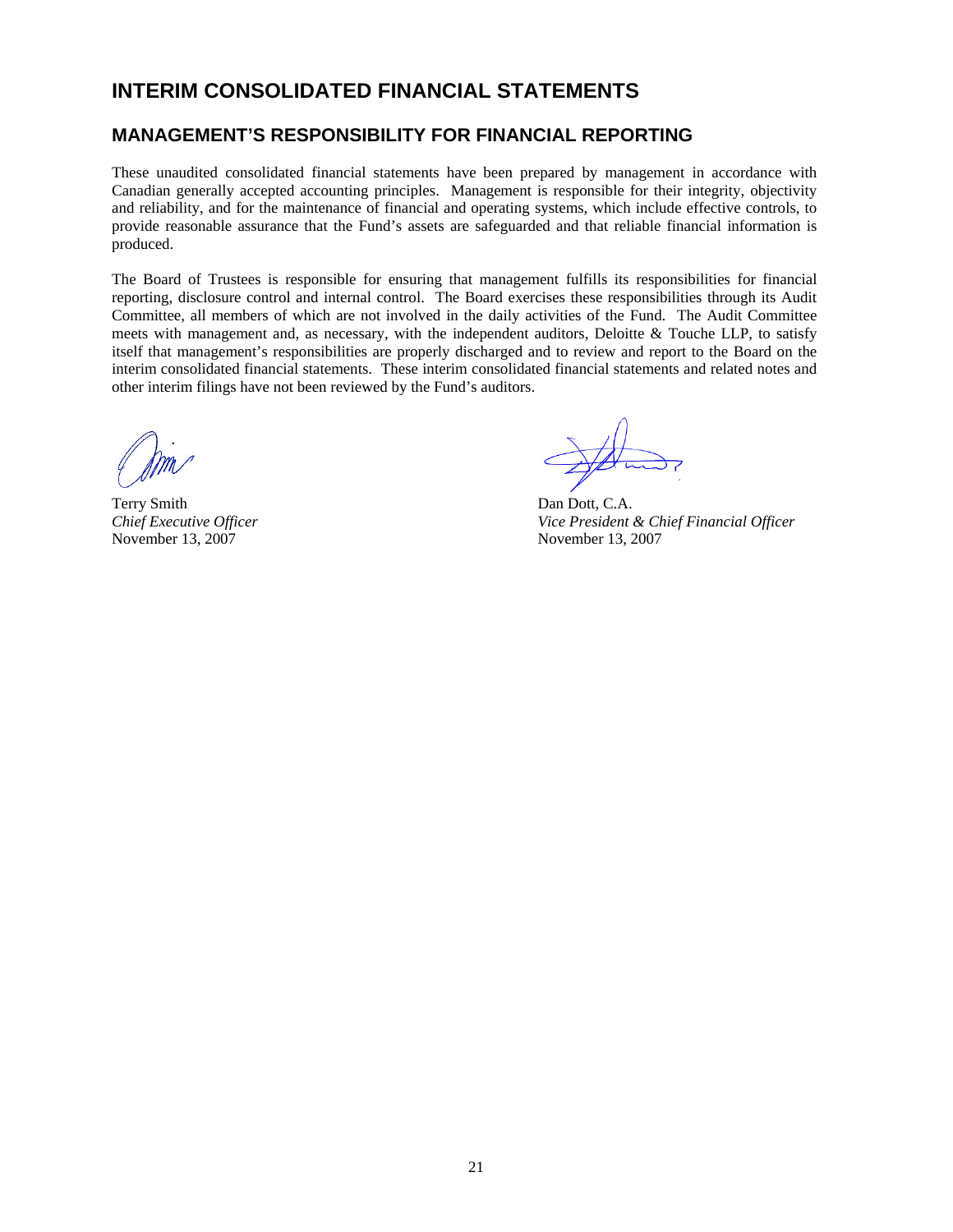# INTERIM CONSOLIDATED FINANCIAL STATEMENTS

## MANAGEMENT'S RESPONSIBILITY FOR FINANCIAL REPORTING

These unaudited consolidated financial statements have been prepared by management in accordance with Canadian generally accepted accounting principles. Management is responsible for their integrity, objectivity and reliability, and for the maintenance of financial and operating systems, which include effective controls, to provide reasonable assurance that the Fund's assets are safeguarded and that reliable financial information is produced.

The Board of Trustees is responsible for ensuring that management fulfills its responsibilities for financial reporting, disclosure control and internal control. The Board exercises these responsibilities through its Audit Committee, all members of which are not involved in the daily activities of the Fund. The Audit Committee meets with management and, as necessary, with the independent auditors, Deloitte & Touche LLP, to satisfy itself that management's responsibilities are properly discharged and to review and report to the Board on the interim consolidated financial statements. These interim consolidated financial statements and related notes and other interim filings have not been reviewed by the Fund's auditors.

Terry Smith
*Chief Executive Officer*
November 13, 2007

Dan Dott, C.A.
*Vice President & Chief Financial Officer*
November 13, 2007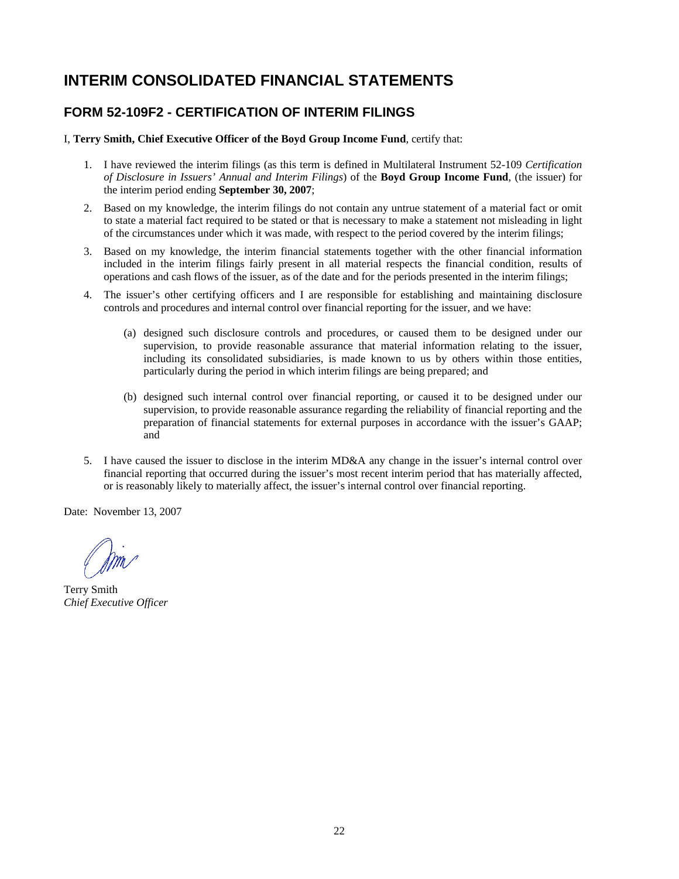# INTERIM CONSOLIDATED FINANCIAL STATEMENTS

## FORM 52-109F2 - CERTIFICATION OF INTERIM FILINGS

I, **Terry Smith, Chief Executive Officer of the Boyd Group Income Fund**, certify that:

1. I have reviewed the interim filings (as this term is defined in Multilateral Instrument 52-109 *Certification of Disclosure in Issuers' Annual and Interim Filings*) of the **Boyd Group Income Fund**, (the issuer) for the interim period ending **September 30, 2007**;
2. Based on my knowledge, the interim filings do not contain any untrue statement of a material fact or omit to state a material fact required to be stated or that is necessary to make a statement not misleading in light of the circumstances under which it was made, with respect to the period covered by the interim filings;
3. Based on my knowledge, the interim financial statements together with the other financial information included in the interim filings fairly present in all material respects the financial condition, results of operations and cash flows of the issuer, as of the date and for the periods presented in the interim filings;
4. The issuer's other certifying officers and I are responsible for establishing and maintaining disclosure controls and procedures and internal control over financial reporting for the issuer, and we have:

   (a) designed such disclosure controls and procedures, or caused them to be designed under our supervision, to provide reasonable assurance that material information relating to the issuer, including its consolidated subsidiaries, is made known to us by others within those entities, particularly during the period in which interim filings are being prepared; and

   (b) designed such internal control over financial reporting, or caused it to be designed under our supervision, to provide reasonable assurance regarding the reliability of financial reporting and the preparation of financial statements for external purposes in accordance with the issuer's GAAP; and

5. I have caused the issuer to disclose in the interim MD&A any change in the issuer's internal control over financial reporting that occurred during the issuer's most recent interim period that has materially affected, or is reasonably likely to materially affect, the issuer's internal control over financial reporting.

Date: November 13, 2007

Terry Smith
*Chief Executive Officer*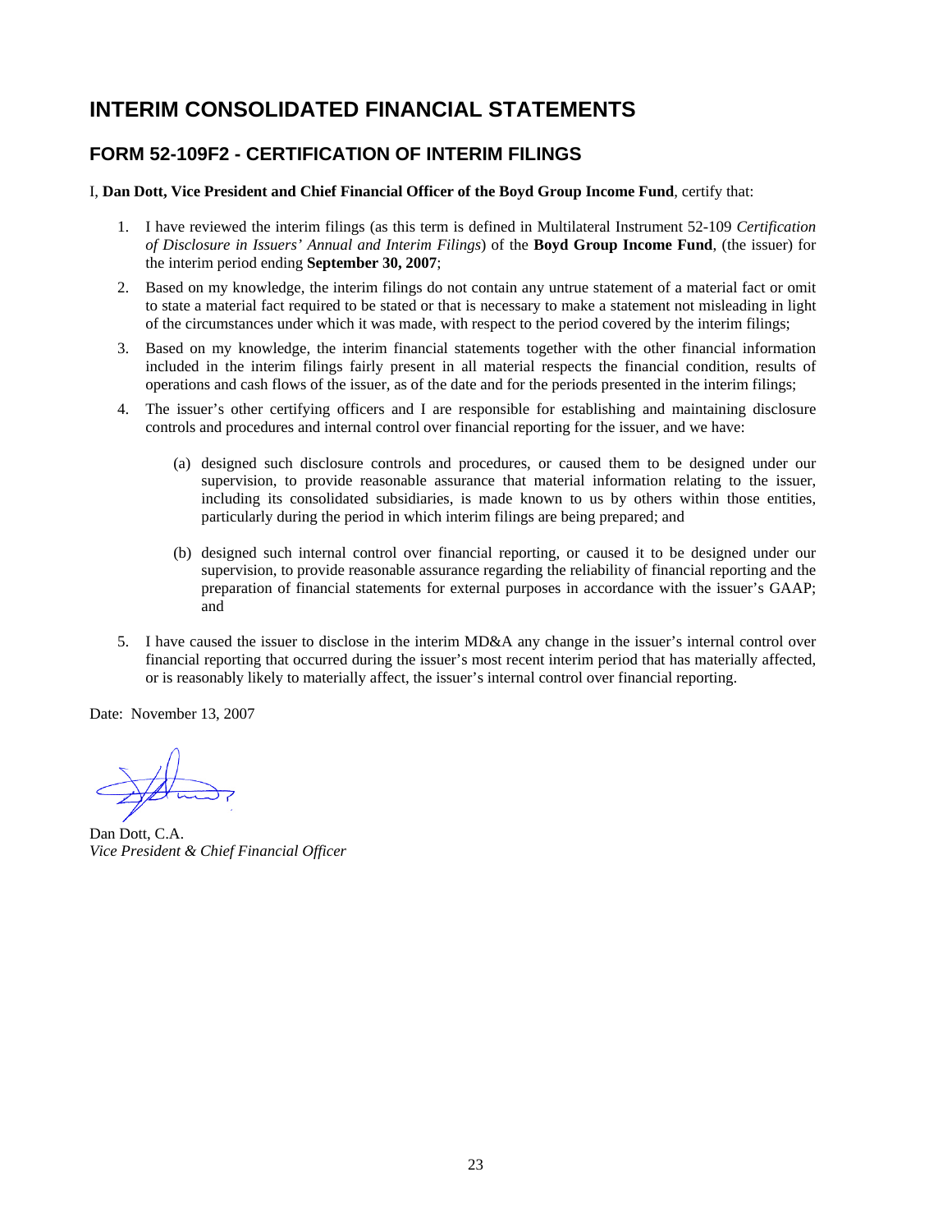# INTERIM CONSOLIDATED FINANCIAL STATEMENTS

## FORM 52-109F2 - CERTIFICATION OF INTERIM FILINGS

I, **Dan Dott, Vice President and Chief Financial Officer of the Boyd Group Income Fund**, certify that:

1. I have reviewed the interim filings (as this term is defined in Multilateral Instrument 52-109 *Certification of Disclosure in Issuers' Annual and Interim Filings*) of the **Boyd Group Income Fund**, (the issuer) for the interim period ending **September 30, 2007**;

2. Based on my knowledge, the interim filings do not contain any untrue statement of a material fact or omit to state a material fact required to be stated or that is necessary to make a statement not misleading in light of the circumstances under which it was made, with respect to the period covered by the interim filings;

3. Based on my knowledge, the interim financial statements together with the other financial information included in the interim filings fairly present in all material respects the financial condition, results of operations and cash flows of the issuer, as of the date and for the periods presented in the interim filings;

4. The issuer's other certifying officers and I are responsible for establishing and maintaining disclosure controls and procedures and internal control over financial reporting for the issuer, and we have:

   (a) designed such disclosure controls and procedures, or caused them to be designed under our supervision, to provide reasonable assurance that material information relating to the issuer, including its consolidated subsidiaries, is made known to us by others within those entities, particularly during the period in which interim filings are being prepared; and

   (b) designed such internal control over financial reporting, or caused it to be designed under our supervision, to provide reasonable assurance regarding the reliability of financial reporting and the preparation of financial statements for external purposes in accordance with the issuer's GAAP; and

5. I have caused the issuer to disclose in the interim MD&A any change in the issuer's internal control over financial reporting that occurred during the issuer's most recent interim period that has materially affected, or is reasonably likely to materially affect, the issuer's internal control over financial reporting.

Date: November 13, 2007

Dan Dott, C.A.
*Vice President & Chief Financial Officer*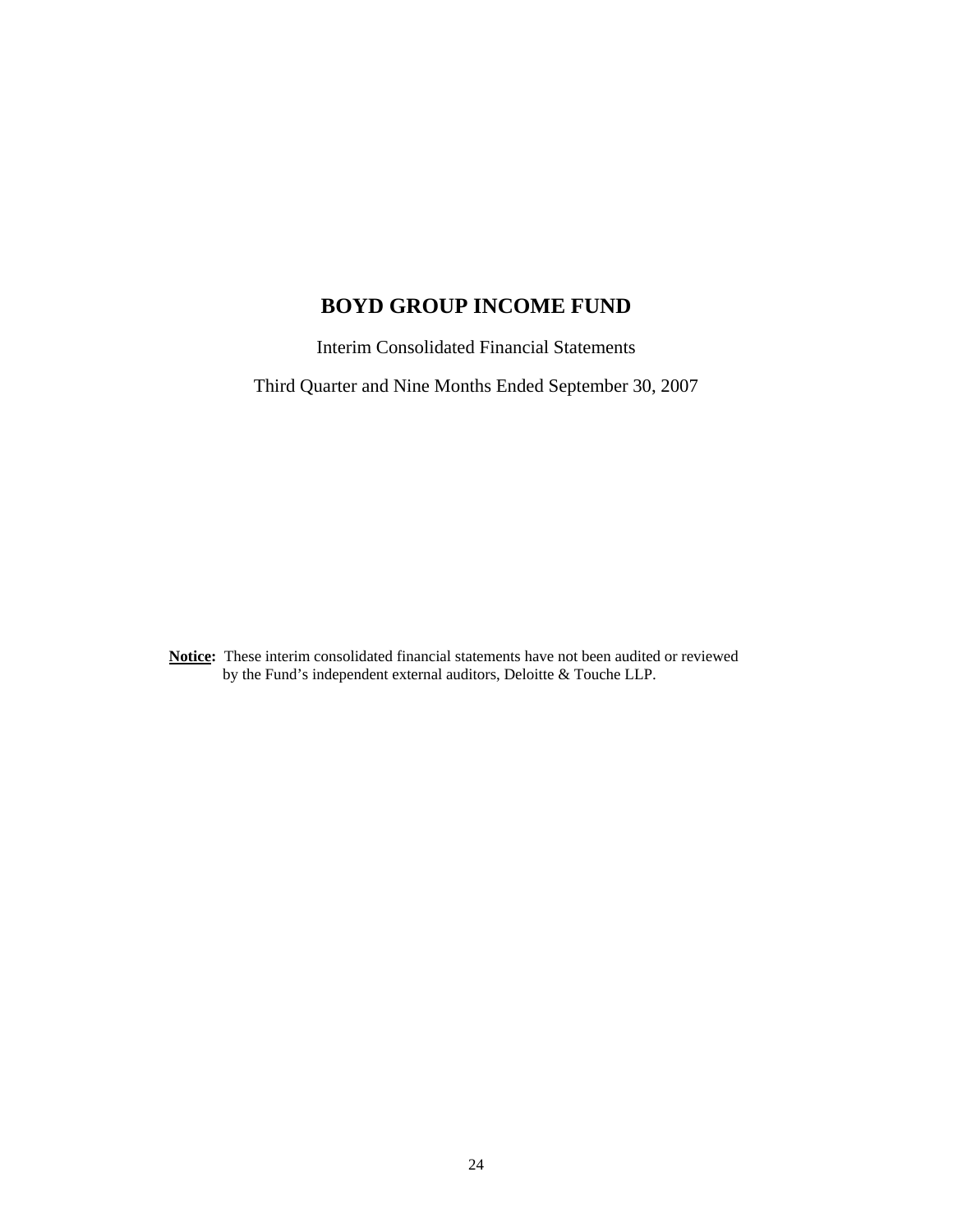# BOYD GROUP INCOME FUND

Interim Consolidated Financial Statements

Third Quarter and Nine Months Ended September 30, 2007

**Notice:** These interim consolidated financial statements have not been audited or reviewed by the Fund's independent external auditors, Deloitte & Touche LLP.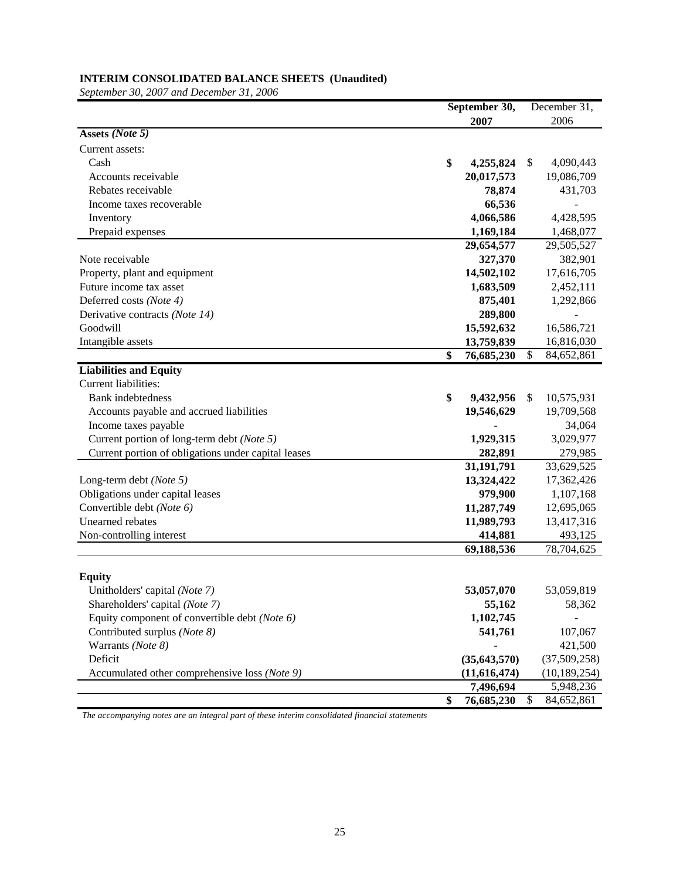**INTERIM CONSOLIDATED BALANCE SHEETS (Unaudited)**

*September 30, 2007 and December 31, 2006*

| | September 30, 2007 | December 31, 2006 |
|---|---|---|
| **Assets** *(Note 5)* | | |
| Current assets: | | |
| Cash | **$ 4,255,824** | $ 4,090,443 |
| Accounts receivable | **20,017,573** | 19,086,709 |
| Rebates receivable | **78,874** | 431,703 |
| Income taxes recoverable | **66,536** | - |
| Inventory | **4,066,586** | 4,428,595 |
| Prepaid expenses | **1,169,184** | 1,468,077 |
| | **29,654,577** | 29,505,527 |
| Note receivable | **327,370** | 382,901 |
| Property, plant and equipment | **14,502,102** | 17,616,705 |
| Future income tax asset | **1,683,509** | 2,452,111 |
| Deferred costs *(Note 4)* | **875,401** | 1,292,866 |
| Derivative contracts *(Note 14)* | **289,800** | - |
| Goodwill | **15,592,632** | 16,586,721 |
| Intangible assets | **13,759,839** | 16,816,030 |
| | **$ 76,685,230** | $ 84,652,861 |
| **Liabilities and Equity** | | |
| Current liabilities: | | |
| Bank indebtedness | **$ 9,432,956** | $ 10,575,931 |
| Accounts payable and accrued liabilities | **19,546,629** | 19,709,568 |
| Income taxes payable | **-** | 34,064 |
| Current portion of long-term debt *(Note 5)* | **1,929,315** | 3,029,977 |
| Current portion of obligations under capital leases | **282,891** | 279,985 |
| | **31,191,791** | 33,629,525 |
| Long-term debt *(Note 5)* | **13,324,422** | 17,362,426 |
| Obligations under capital leases | **979,900** | 1,107,168 |
| Convertible debt *(Note 6)* | **11,287,749** | 12,695,065 |
| Unearned rebates | **11,989,793** | 13,417,316 |
| Non-controlling interest | **414,881** | 493,125 |
| | **69,188,536** | 78,704,625 |
| **Equity** | | |
| Unitholders' capital *(Note 7)* | **53,057,070** | 53,059,819 |
| Shareholders' capital *(Note 7)* | **55,162** | 58,362 |
| Equity component of convertible debt *(Note 6)* | **1,102,745** | - |
| Contributed surplus *(Note 8)* | **541,761** | 107,067 |
| Warrants *(Note 8)* | **-** | 421,500 |
| Deficit | **(35,643,570)** | (37,509,258) |
| Accumulated other comprehensive loss *(Note 9)* | **(11,616,474)** | (10,189,254) |
| | **7,496,694** | 5,948,236 |
| | **$ 76,685,230** | $ 84,652,861 |

*The accompanying notes are an integral part of these interim consolidated financial statements*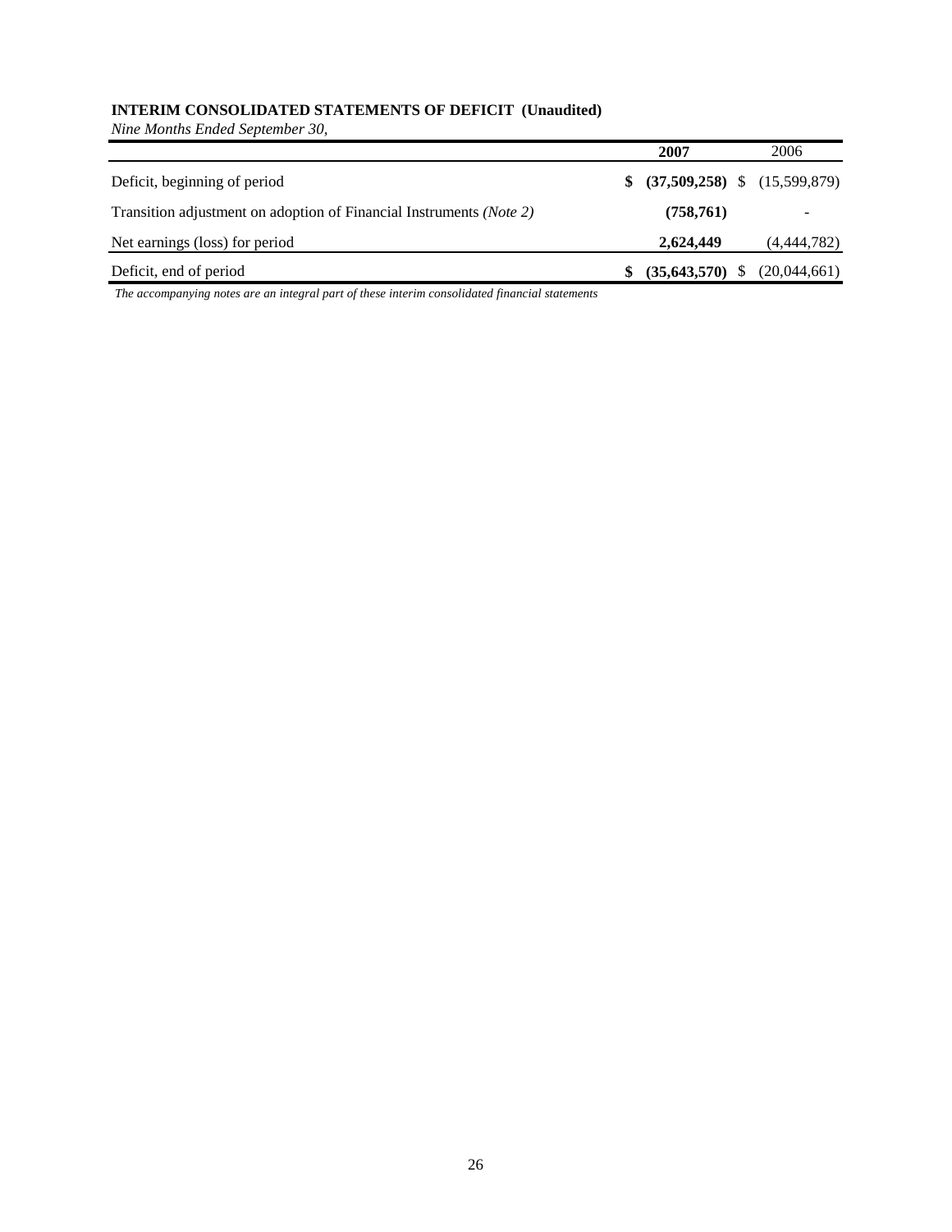**INTERIM CONSOLIDATED STATEMENTS OF DEFICIT (Unaudited)**

*Nine Months Ended September 30,*

| | 2007 | 2006 |
|---|---|---|
| Deficit, beginning of period | **$ (37,509,258)** | $ (15,599,879) |
| Transition adjustment on adoption of Financial Instruments *(Note 2)* | **(758,761)** | - |
| Net earnings (loss) for period | **2,624,449** | (4,444,782) |
| Deficit, end of period | **$ (35,643,570)** | $ (20,044,661) |

*The accompanying notes are an integral part of these interim consolidated financial statements*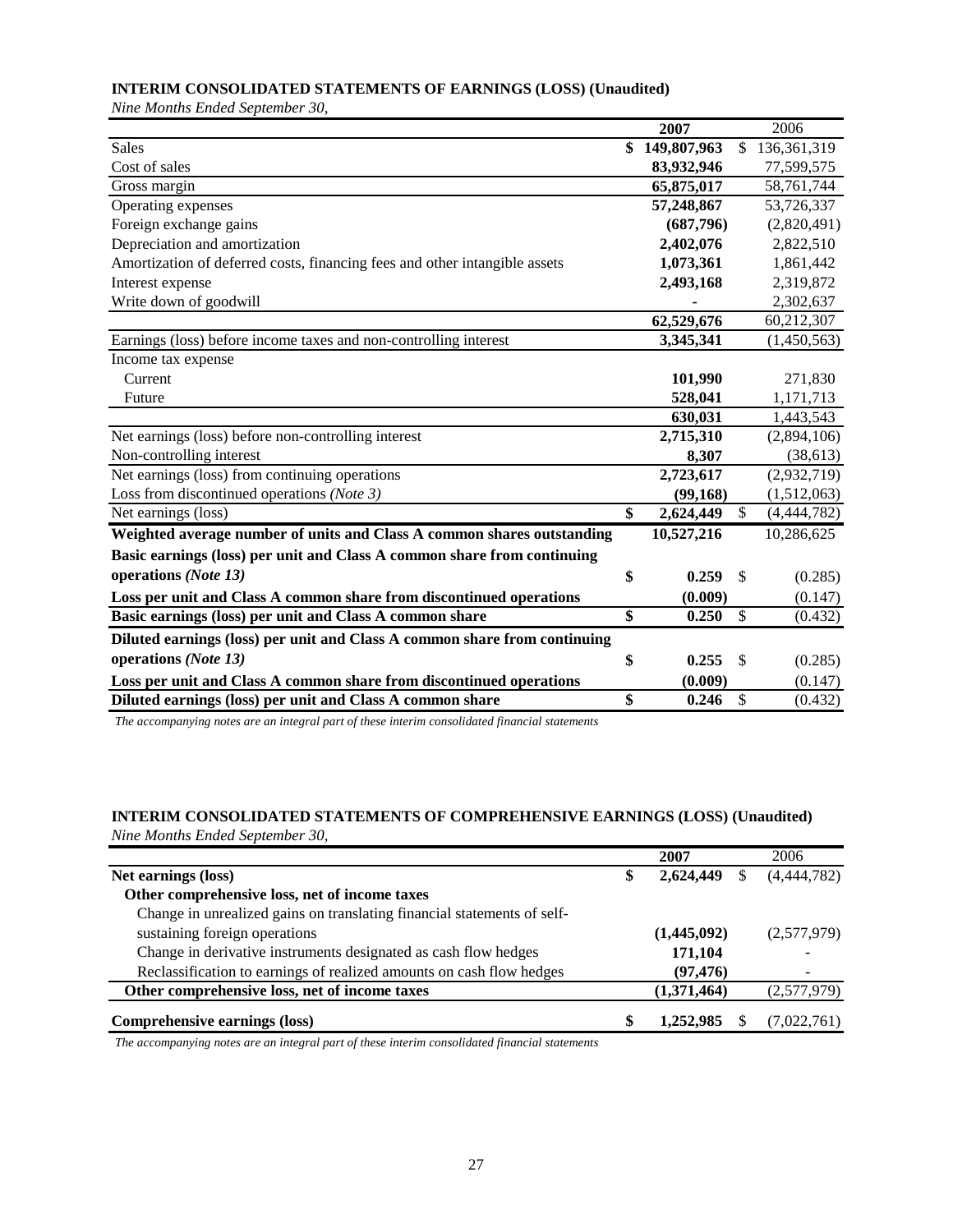**INTERIM CONSOLIDATED STATEMENTS OF EARNINGS (LOSS) (Unaudited)**

*Nine Months Ended September 30,*

| | **2007** | 2006 |
|---|---|---|
| Sales | **$ 149,807,963** | $ 136,361,319 |
| Cost of sales | **83,932,946** | 77,599,575 |
| Gross margin | **65,875,017** | 58,761,744 |
| Operating expenses | **57,248,867** | 53,726,337 |
| Foreign exchange gains | **(687,796)** | (2,820,491) |
| Depreciation and amortization | **2,402,076** | 2,822,510 |
| Amortization of deferred costs, financing fees and other intangible assets | **1,073,361** | 1,861,442 |
| Interest expense | **2,493,168** | 2,319,872 |
| Write down of goodwill | **-** | 2,302,637 |
| | **62,529,676** | 60,212,307 |
| Earnings (loss) before income taxes and non-controlling interest | **3,345,341** | (1,450,563) |
| Income tax expense | | |
| Current | **101,990** | 271,830 |
| Future | **528,041** | 1,171,713 |
| | **630,031** | 1,443,543 |
| Net earnings (loss) before non-controlling interest | **2,715,310** | (2,894,106) |
| Non-controlling interest | **8,307** | (38,613) |
| Net earnings (loss) from continuing operations | **2,723,617** | (2,932,719) |
| Loss from discontinued operations *(Note 3)* | **(99,168)** | (1,512,063) |
| Net earnings (loss) | **$ 2,624,449** | $ (4,444,782) |
| **Weighted average number of units and Class A common shares outstanding** | **10,527,216** | 10,286,625 |
| **Basic earnings (loss) per unit and Class A common share from continuing operations** ***(Note 13)*** | **$ 0.259** | $ (0.285) |
| **Loss per unit and Class A common share from discontinued operations** | **(0.009)** | (0.147) |
| **Basic earnings (loss) per unit and Class A common share** | **$ 0.250** | $ (0.432) |
| **Diluted earnings (loss) per unit and Class A common share from continuing operations** ***(Note 13)*** | **$ 0.255** | $ (0.285) |
| **Loss per unit and Class A common share from discontinued operations** | **(0.009)** | (0.147) |
| **Diluted earnings (loss) per unit and Class A common share** | **$ 0.246** | $ (0.432) |

*The accompanying notes are an integral part of these interim consolidated financial statements*

**INTERIM CONSOLIDATED STATEMENTS OF COMPREHENSIVE EARNINGS (LOSS) (Unaudited)**

*Nine Months Ended September 30,*

| | **2007** | 2006 |
|---|---|---|
| **Net earnings (loss)** | **$ 2,624,449** | $ (4,444,782) |
| **Other comprehensive loss, net of income taxes** | | |
| Change in unrealized gains on translating financial statements of self-sustaining foreign operations | **(1,445,092)** | (2,577,979) |
| Change in derivative instruments designated as cash flow hedges | **171,104** | - |
| Reclassification to earnings of realized amounts on cash flow hedges | **(97,476)** | - |
| **Other comprehensive loss, net of income taxes** | **(1,371,464)** | (2,577,979) |
| **Comprehensive earnings (loss)** | **$ 1,252,985** | $ (7,022,761) |

*The accompanying notes are an integral part of these interim consolidated financial statements*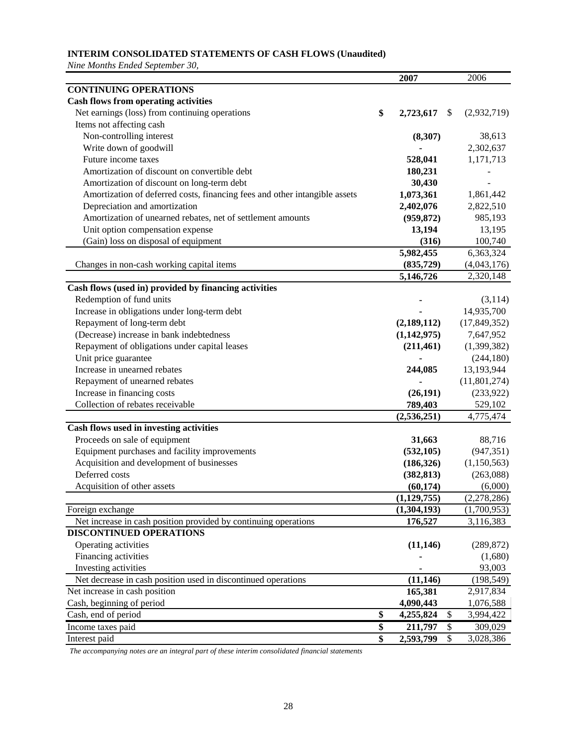**INTERIM CONSOLIDATED STATEMENTS OF CASH FLOWS (Unaudited)**

*Nine Months Ended September 30,*

| | 2007 | 2006 |
|---|---|---|
| **CONTINUING OPERATIONS** | | |
| **Cash flows from operating activities** | | |
| Net earnings (loss) from continuing operations | $ **2,723,617** | $ (2,932,719) |
| Items not affecting cash | | |
| Non-controlling interest | **(8,307)** | 38,613 |
| Write down of goodwill | **-** | 2,302,637 |
| Future income taxes | **528,041** | 1,171,713 |
| Amortization of discount on convertible debt | **180,231** | - |
| Amortization of discount on long-term debt | **30,430** | - |
| Amortization of deferred costs, financing fees and other intangible assets | **1,073,361** | 1,861,442 |
| Depreciation and amortization | **2,402,076** | 2,822,510 |
| Amortization of unearned rebates, net of settlement amounts | **(959,872)** | 985,193 |
| Unit option compensation expense | **13,194** | 13,195 |
| (Gain) loss on disposal of equipment | **(316)** | 100,740 |
| | **5,982,455** | 6,363,324 |
| Changes in non-cash working capital items | **(835,729)** | (4,043,176) |
| | **5,146,726** | 2,320,148 |
| **Cash flows (used in) provided by financing activities** | | |
| Redemption of fund units | **-** | (3,114) |
| Increase in obligations under long-term debt | **-** | 14,935,700 |
| Repayment of long-term debt | **(2,189,112)** | (17,849,352) |
| (Decrease) increase in bank indebtedness | **(1,142,975)** | 7,647,952 |
| Repayment of obligations under capital leases | **(211,461)** | (1,399,382) |
| Unit price guarantee | **-** | (244,180) |
| Increase in unearned rebates | **244,085** | 13,193,944 |
| Repayment of unearned rebates | **-** | (11,801,274) |
| Increase in financing costs | **(26,191)** | (233,922) |
| Collection of rebates receivable | **789,403** | 529,102 |
| | **(2,536,251)** | 4,775,474 |
| **Cash flows used in investing activities** | | |
| Proceeds on sale of equipment | **31,663** | 88,716 |
| Equipment purchases and facility improvements | **(532,105)** | (947,351) |
| Acquisition and development of businesses | **(186,326)** | (1,150,563) |
| Deferred costs | **(382,813)** | (263,088) |
| Acquisition of other assets | **(60,174)** | (6,000) |
| | **(1,129,755)** | (2,278,286) |
| Foreign exchange | **(1,304,193)** | (1,700,953) |
| Net increase in cash position provided by continuing operations | **176,527** | 3,116,383 |
| **DISCONTINUED OPERATIONS** | | |
| Operating activities | **(11,146)** | (289,872) |
| Financing activities | **-** | (1,680) |
| Investing activities | **-** | 93,003 |
| Net decrease in cash position used in discontinued operations | **(11,146)** | (198,549) |
| Net increase in cash position | **165,381** | 2,917,834 |
| Cash, beginning of period | **4,090,443** | 1,076,588 |
| Cash, end of period | $ **4,255,824** | $ 3,994,422 |
| Income taxes paid | $ **211,797** | $ 309,029 |
| Interest paid | $ **2,593,799** | $ 3,028,386 |

*The accompanying notes are an integral part of these interim consolidated financial statements*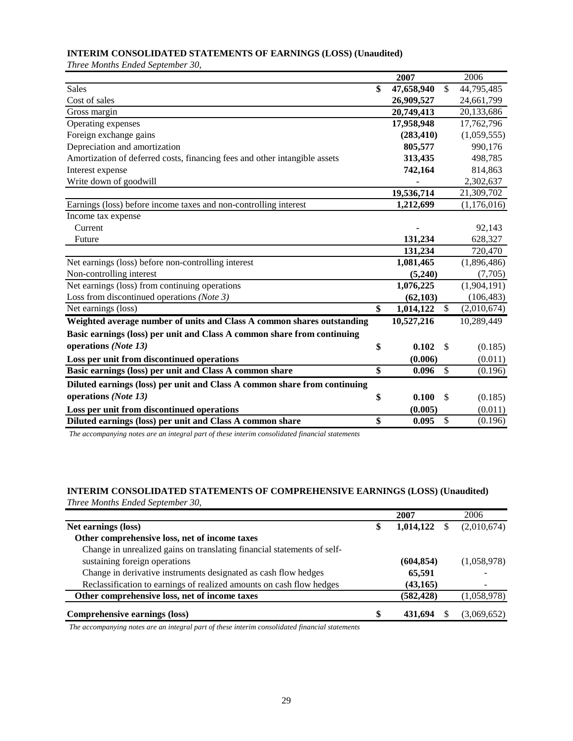## INTERIM CONSOLIDATED STATEMENTS OF EARNINGS (LOSS) (Unaudited)

*Three Months Ended September 30,*

| | 2007 | 2006 |
|---|---|---|
| Sales | $ 47,658,940 | $ 44,795,485 |
| Cost of sales | 26,909,527 | 24,661,799 |
| Gross margin | 20,749,413 | 20,133,686 |
| Operating expenses | 17,958,948 | 17,762,796 |
| Foreign exchange gains | (283,410) | (1,059,555) |
| Depreciation and amortization | 805,577 | 990,176 |
| Amortization of deferred costs, financing fees and other intangible assets | 313,435 | 498,785 |
| Interest expense | 742,164 | 814,863 |
| Write down of goodwill | - | 2,302,637 |
| | 19,536,714 | 21,309,702 |
| Earnings (loss) before income taxes and non-controlling interest | 1,212,699 | (1,176,016) |
| Income tax expense | | |
| Current | - | 92,143 |
| Future | 131,234 | 628,327 |
| | 131,234 | 720,470 |
| Net earnings (loss) before non-controlling interest | 1,081,465 | (1,896,486) |
| Non-controlling interest | (5,240) | (7,705) |
| Net earnings (loss) from continuing operations | 1,076,225 | (1,904,191) |
| Loss from discontinued operations *(Note 3)* | (62,103) | (106,483) |
| Net earnings (loss) | $ 1,014,122 | $ (2,010,674) |
| **Weighted average number of units and Class A common shares outstanding** | 10,527,216 | 10,289,449 |
| **Basic earnings (loss) per unit and Class A common share from continuing operations** ***(Note 13)*** | $ 0.102 | $ (0.185) |
| **Loss per unit from discontinued operations** | (0.006) | (0.011) |
| **Basic earnings (loss) per unit and Class A common share** | $ 0.096 | $ (0.196) |
| **Diluted earnings (loss) per unit and Class A common share from continuing operations** ***(Note 13)*** | $ 0.100 | $ (0.185) |
| **Loss per unit from discontinued operations** | (0.005) | (0.011) |
| **Diluted earnings (loss) per unit and Class A common share** | $ 0.095 | $ (0.196) |

*The accompanying notes are an integral part of these interim consolidated financial statements*

## INTERIM CONSOLIDATED STATEMENTS OF COMPREHENSIVE EARNINGS (LOSS) (Unaudited)

*Three Months Ended September 30,*

| | 2007 | 2006 |
|---|---|---|
| **Net earnings (loss)** | $ 1,014,122 | $ (2,010,674) |
| **Other comprehensive loss, net of income taxes** | | |
| Change in unrealized gains on translating financial statements of self-sustaining foreign operations | (604,854) | (1,058,978) |
| Change in derivative instruments designated as cash flow hedges | 65,591 | - |
| Reclassification to earnings of realized amounts on cash flow hedges | (43,165) | - |
| **Other comprehensive loss, net of income taxes** | (582,428) | (1,058,978) |
| **Comprehensive earnings (loss)** | $ 431,694 | $ (3,069,652) |

*The accompanying notes are an integral part of these interim consolidated financial statements*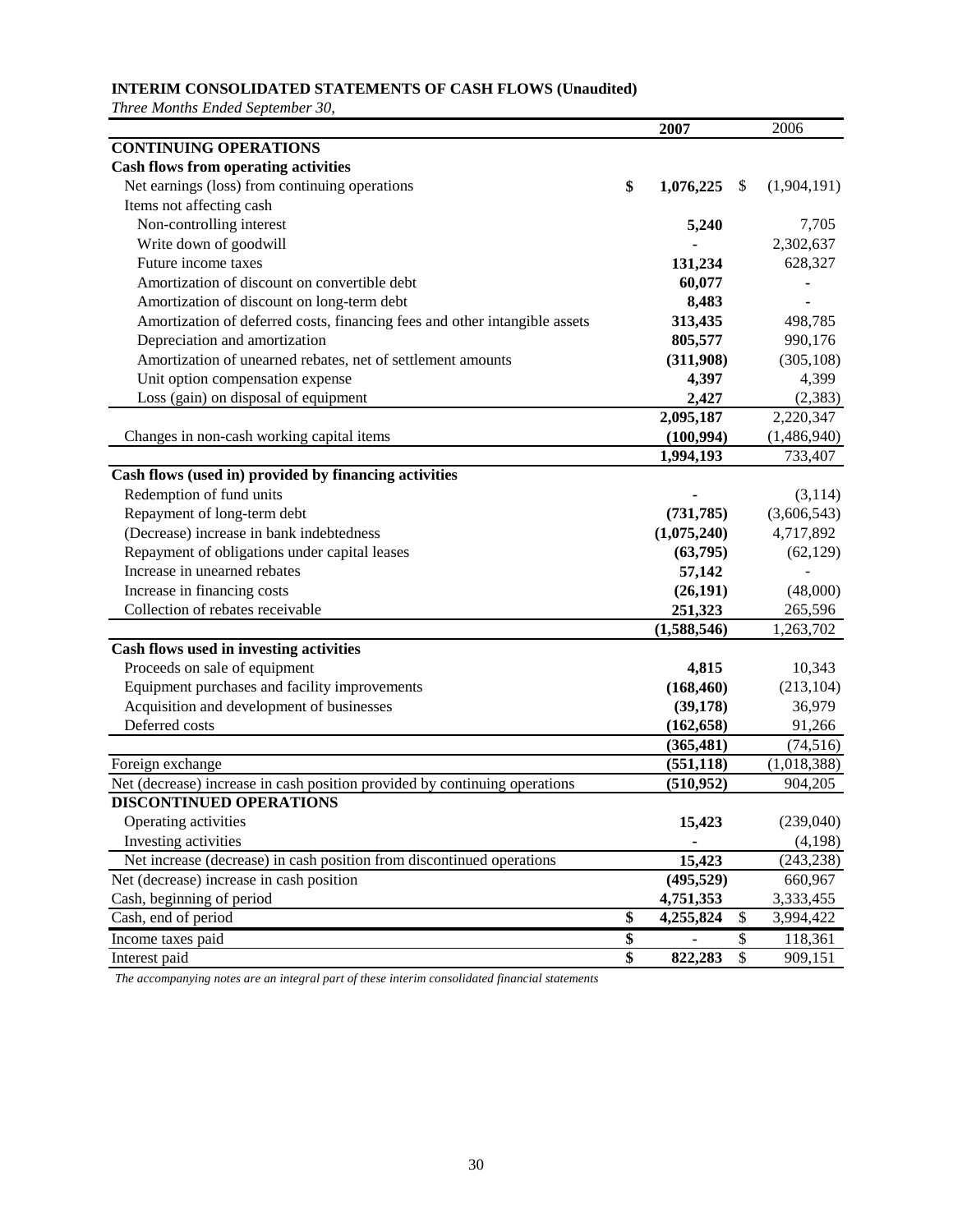**INTERIM CONSOLIDATED STATEMENTS OF CASH FLOWS (Unaudited)**

*Three Months Ended September 30,*

| | 2007 | 2006 |
|---|---|---|
| **CONTINUING OPERATIONS** | | |
| **Cash flows from operating activities** | | |
| Net earnings (loss) from continuing operations | **$ 1,076,225** | $ (1,904,191) |
| Items not affecting cash | | |
| Non-controlling interest | **5,240** | 7,705 |
| Write down of goodwill | **-** | 2,302,637 |
| Future income taxes | **131,234** | 628,327 |
| Amortization of discount on convertible debt | **60,077** | - |
| Amortization of discount on long-term debt | **8,483** | - |
| Amortization of deferred costs, financing fees and other intangible assets | **313,435** | 498,785 |
| Depreciation and amortization | **805,577** | 990,176 |
| Amortization of unearned rebates, net of settlement amounts | **(311,908)** | (305,108) |
| Unit option compensation expense | **4,397** | 4,399 |
| Loss (gain) on disposal of equipment | **2,427** | (2,383) |
| | **2,095,187** | 2,220,347 |
| Changes in non-cash working capital items | **(100,994)** | (1,486,940) |
| | **1,994,193** | 733,407 |
| **Cash flows (used in) provided by financing activities** | | |
| Redemption of fund units | **-** | (3,114) |
| Repayment of long-term debt | **(731,785)** | (3,606,543) |
| (Decrease) increase in bank indebtedness | **(1,075,240)** | 4,717,892 |
| Repayment of obligations under capital leases | **(63,795)** | (62,129) |
| Increase in unearned rebates | **57,142** | - |
| Increase in financing costs | **(26,191)** | (48,000) |
| Collection of rebates receivable | **251,323** | 265,596 |
| | **(1,588,546)** | 1,263,702 |
| **Cash flows used in investing activities** | | |
| Proceeds on sale of equipment | **4,815** | 10,343 |
| Equipment purchases and facility improvements | **(168,460)** | (213,104) |
| Acquisition and development of businesses | **(39,178)** | 36,979 |
| Deferred costs | **(162,658)** | 91,266 |
| | **(365,481)** | (74,516) |
| Foreign exchange | **(551,118)** | (1,018,388) |
| Net (decrease) increase in cash position provided by continuing operations | **(510,952)** | 904,205 |
| **DISCONTINUED OPERATIONS** | | |
| Operating activities | **15,423** | (239,040) |
| Investing activities | **-** | (4,198) |
| Net increase (decrease) in cash position from discontinued operations | **15,423** | (243,238) |
| Net (decrease) increase in cash position | **(495,529)** | 660,967 |
| Cash, beginning of period | **4,751,353** | 3,333,455 |
| Cash, end of period | **$ 4,255,824** | $ 3,994,422 |
| Income taxes paid | **$ -** | $ 118,361 |
| Interest paid | **$ 822,283** | $ 909,151 |

*The accompanying notes are an integral part of these interim consolidated financial statements*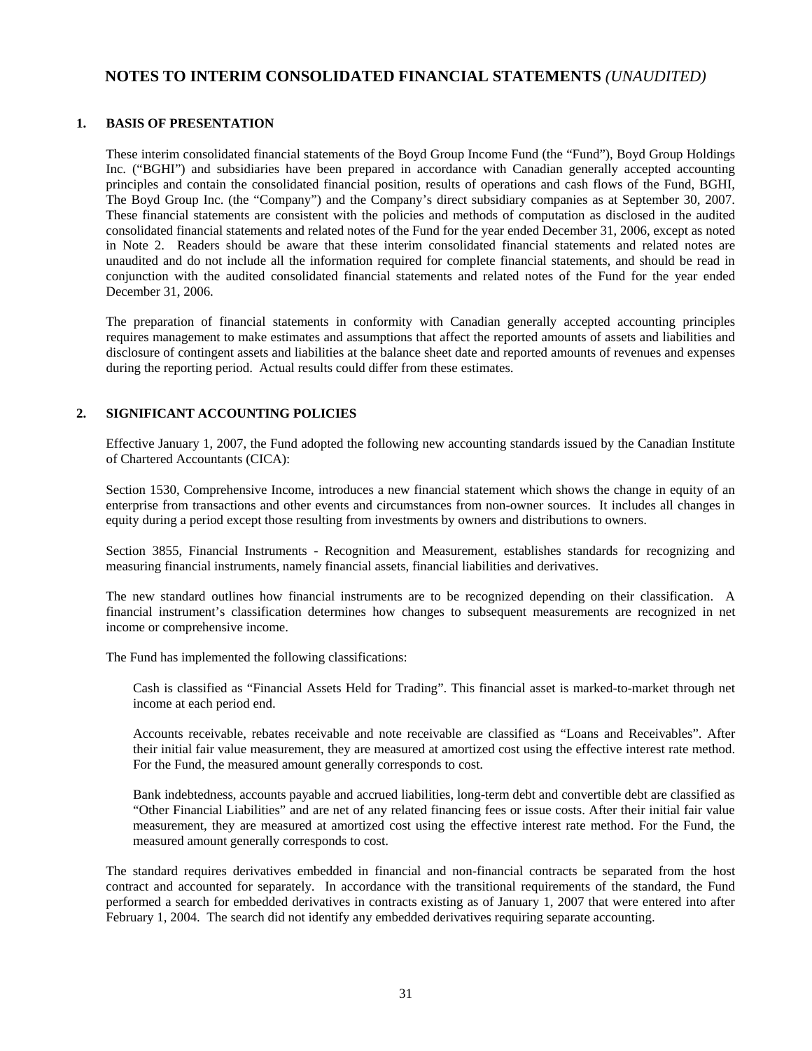# NOTES TO INTERIM CONSOLIDATED FINANCIAL STATEMENTS *(UNAUDITED)*

## 1. BASIS OF PRESENTATION

These interim consolidated financial statements of the Boyd Group Income Fund (the "Fund"), Boyd Group Holdings Inc. ("BGHI") and subsidiaries have been prepared in accordance with Canadian generally accepted accounting principles and contain the consolidated financial position, results of operations and cash flows of the Fund, BGHI, The Boyd Group Inc. (the "Company") and the Company's direct subsidiary companies as at September 30, 2007. These financial statements are consistent with the policies and methods of computation as disclosed in the audited consolidated financial statements and related notes of the Fund for the year ended December 31, 2006, except as noted in Note 2. Readers should be aware that these interim consolidated financial statements and related notes are unaudited and do not include all the information required for complete financial statements, and should be read in conjunction with the audited consolidated financial statements and related notes of the Fund for the year ended December 31, 2006.

The preparation of financial statements in conformity with Canadian generally accepted accounting principles requires management to make estimates and assumptions that affect the reported amounts of assets and liabilities and disclosure of contingent assets and liabilities at the balance sheet date and reported amounts of revenues and expenses during the reporting period. Actual results could differ from these estimates.

## 2. SIGNIFICANT ACCOUNTING POLICIES

Effective January 1, 2007, the Fund adopted the following new accounting standards issued by the Canadian Institute of Chartered Accountants (CICA):

Section 1530, Comprehensive Income, introduces a new financial statement which shows the change in equity of an enterprise from transactions and other events and circumstances from non-owner sources. It includes all changes in equity during a period except those resulting from investments by owners and distributions to owners.

Section 3855, Financial Instruments - Recognition and Measurement, establishes standards for recognizing and measuring financial instruments, namely financial assets, financial liabilities and derivatives.

The new standard outlines how financial instruments are to be recognized depending on their classification. A financial instrument's classification determines how changes to subsequent measurements are recognized in net income or comprehensive income.

The Fund has implemented the following classifications:

> Cash is classified as "Financial Assets Held for Trading". This financial asset is marked-to-market through net income at each period end.
>
> Accounts receivable, rebates receivable and note receivable are classified as "Loans and Receivables". After their initial fair value measurement, they are measured at amortized cost using the effective interest rate method. For the Fund, the measured amount generally corresponds to cost.
>
> Bank indebtedness, accounts payable and accrued liabilities, long-term debt and convertible debt are classified as "Other Financial Liabilities" and are net of any related financing fees or issue costs. After their initial fair value measurement, they are measured at amortized cost using the effective interest rate method. For the Fund, the measured amount generally corresponds to cost.

The standard requires derivatives embedded in financial and non-financial contracts be separated from the host contract and accounted for separately. In accordance with the transitional requirements of the standard, the Fund performed a search for embedded derivatives in contracts existing as of January 1, 2007 that were entered into after February 1, 2004. The search did not identify any embedded derivatives requiring separate accounting.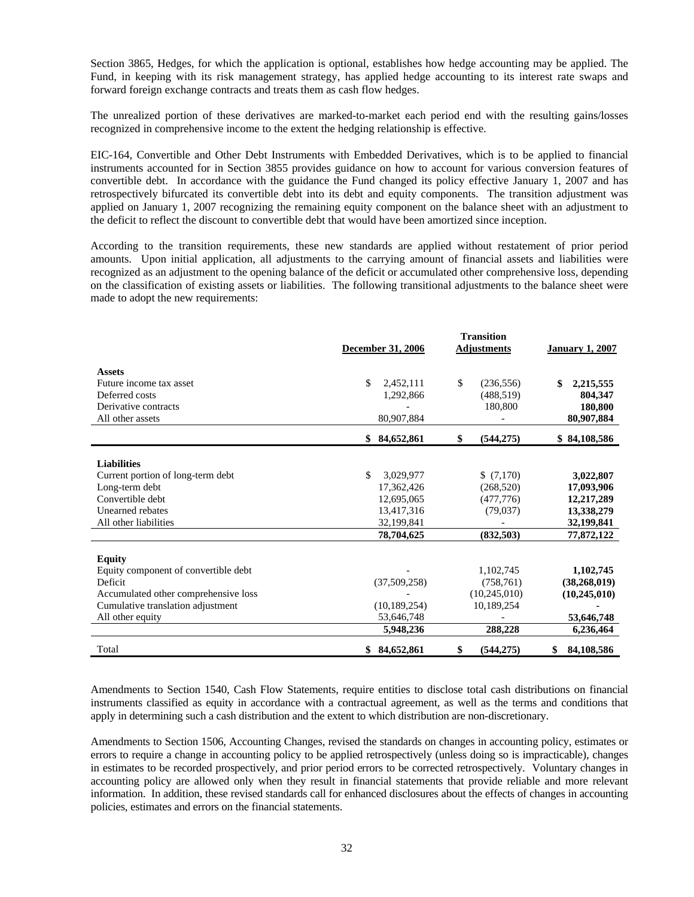Section 3865, Hedges, for which the application is optional, establishes how hedge accounting may be applied. The Fund, in keeping with its risk management strategy, has applied hedge accounting to its interest rate swaps and forward foreign exchange contracts and treats them as cash flow hedges.

The unrealized portion of these derivatives are marked-to-market each period end with the resulting gains/losses recognized in comprehensive income to the extent the hedging relationship is effective.

EIC-164, Convertible and Other Debt Instruments with Embedded Derivatives, which is to be applied to financial instruments accounted for in Section 3855 provides guidance on how to account for various conversion features of convertible debt. In accordance with the guidance the Fund changed its policy effective January 1, 2007 and has retrospectively bifurcated its convertible debt into its debt and equity components. The transition adjustment was applied on January 1, 2007 recognizing the remaining equity component on the balance sheet with an adjustment to the deficit to reflect the discount to convertible debt that would have been amortized since inception.

According to the transition requirements, these new standards are applied without restatement of prior period amounts. Upon initial application, all adjustments to the carrying amount of financial assets and liabilities were recognized as an adjustment to the opening balance of the deficit or accumulated other comprehensive loss, depending on the classification of existing assets or liabilities. The following transitional adjustments to the balance sheet were made to adopt the new requirements:

| | December 31, 2006 | Transition Adjustments | January 1, 2007 |
|---|---|---|---|
| **Assets** | | | |
| Future income tax asset | $ 2,452,111 | $ (236,556) | **$ 2,215,555** |
| Deferred costs | 1,292,866 | (488,519) | **804,347** |
| Derivative contracts | - | 180,800 | **180,800** |
| All other assets | 80,907,884 | - | **80,907,884** |
| | **$ 84,652,861** | **$ (544,275)** | **$ 84,108,586** |
| **Liabilities** | | | |
| Current portion of long-term debt | $ 3,029,977 | $ (7,170) | **3,022,807** |
| Long-term debt | 17,362,426 | (268,520) | **17,093,906** |
| Convertible debt | 12,695,065 | (477,776) | **12,217,289** |
| Unearned rebates | 13,417,316 | (79,037) | **13,338,279** |
| All other liabilities | 32,199,841 | - | **32,199,841** |
| | **78,704,625** | **(832,503)** | **77,872,122** |
| **Equity** | | | |
| Equity component of convertible debt | - | 1,102,745 | **1,102,745** |
| Deficit | (37,509,258) | (758,761) | **(38,268,019)** |
| Accumulated other comprehensive loss | - | (10,245,010) | **(10,245,010)** |
| Cumulative translation adjustment | (10,189,254) | 10,189,254 | **-** |
| All other equity | 53,646,748 | - | **53,646,748** |
| | **5,948,236** | **288,228** | **6,236,464** |
| Total | **$ 84,652,861** | **$ (544,275)** | **$ 84,108,586** |

Amendments to Section 1540, Cash Flow Statements, require entities to disclose total cash distributions on financial instruments classified as equity in accordance with a contractual agreement, as well as the terms and conditions that apply in determining such a cash distribution and the extent to which distribution are non-discretionary.

Amendments to Section 1506, Accounting Changes, revised the standards on changes in accounting policy, estimates or errors to require a change in accounting policy to be applied retrospectively (unless doing so is impracticable), changes in estimates to be recorded prospectively, and prior period errors to be corrected retrospectively. Voluntary changes in accounting policy are allowed only when they result in financial statements that provide reliable and more relevant information. In addition, these revised standards call for enhanced disclosures about the effects of changes in accounting policies, estimates and errors on the financial statements.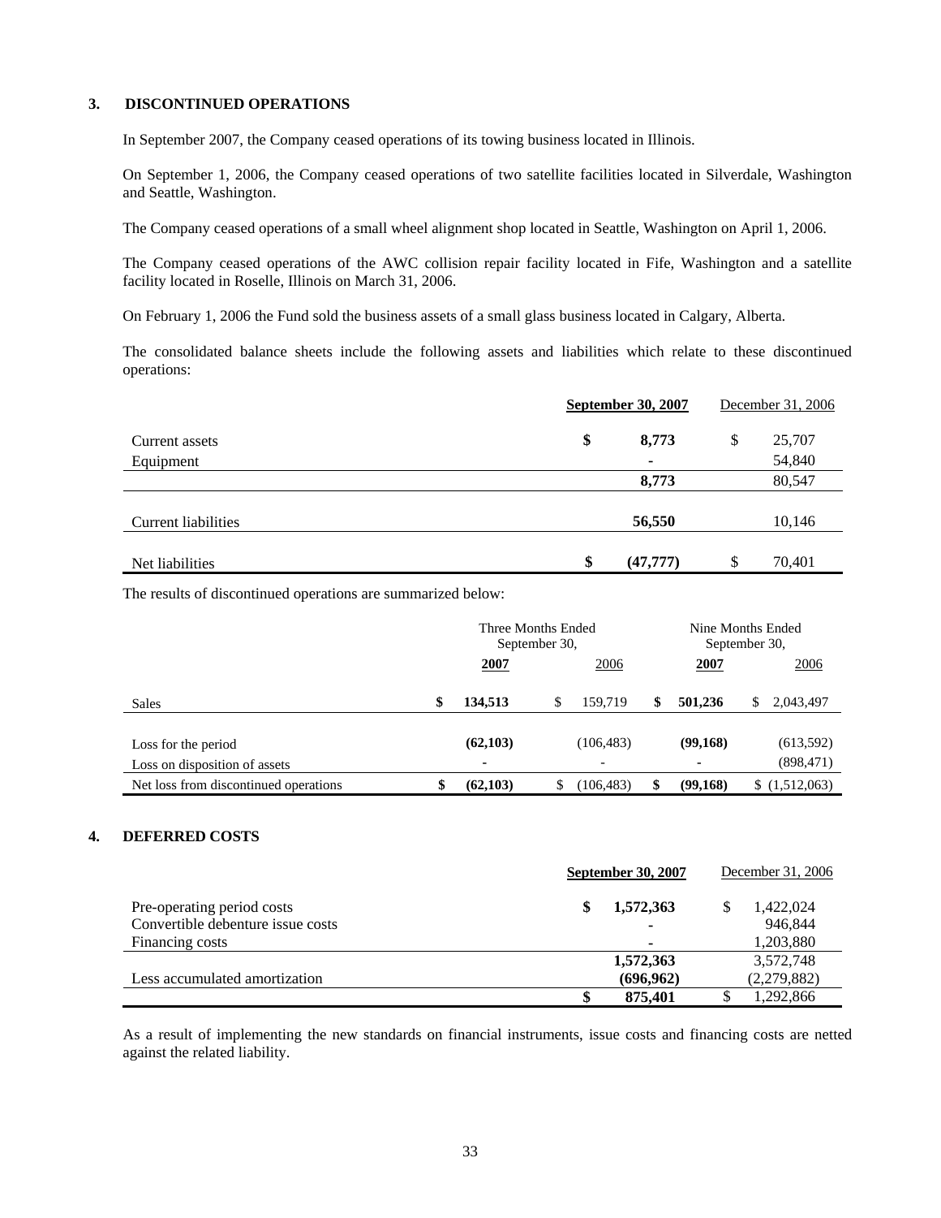## 3. DISCONTINUED OPERATIONS

In September 2007, the Company ceased operations of its towing business located in Illinois.

On September 1, 2006, the Company ceased operations of two satellite facilities located in Silverdale, Washington and Seattle, Washington.

The Company ceased operations of a small wheel alignment shop located in Seattle, Washington on April 1, 2006.

The Company ceased operations of the AWC collision repair facility located in Fife, Washington and a satellite facility located in Roselle, Illinois on March 31, 2006.

On February 1, 2006 the Fund sold the business assets of a small glass business located in Calgary, Alberta.

The consolidated balance sheets include the following assets and liabilities which relate to these discontinued operations:

| | **September 30, 2007** | December 31, 2006 |
|---|---|---|
| Current assets | **$ 8,773** | $ 25,707 |
| Equipment | **-** | 54,840 |
| | **8,773** | 80,547 |
| Current liabilities | **56,550** | 10,146 |
| Net liabilities | **$ (47,777)** | $ 70,401 |

The results of discontinued operations are summarized below:

| | Three Months Ended September 30, | | Nine Months Ended September 30, | |
|---|---|---|---|---|
| | **2007** | 2006 | **2007** | 2006 |
| Sales | **$ 134,513** | $ 159,719 | **$ 501,236** | $ 2,043,497 |
| Loss for the period | **(62,103)** | (106,483) | **(99,168)** | (613,592) |
| Loss on disposition of assets | **-** | - | **-** | (898,471) |
| Net loss from discontinued operations | **$ (62,103)** | $ (106,483) | **$ (99,168)** | $ (1,512,063) |

## 4. DEFERRED COSTS

| | **September 30, 2007** | December 31, 2006 |
|---|---|---|
| Pre-operating period costs | **$ 1,572,363** | $ 1,422,024 |
| Convertible debenture issue costs | **-** | 946,844 |
| Financing costs | **-** | 1,203,880 |
| | **1,572,363** | 3,572,748 |
| Less accumulated amortization | **(696,962)** | (2,279,882) |
| | **$ 875,401** | $ 1,292,866 |

As a result of implementing the new standards on financial instruments, issue costs and financing costs are netted against the related liability.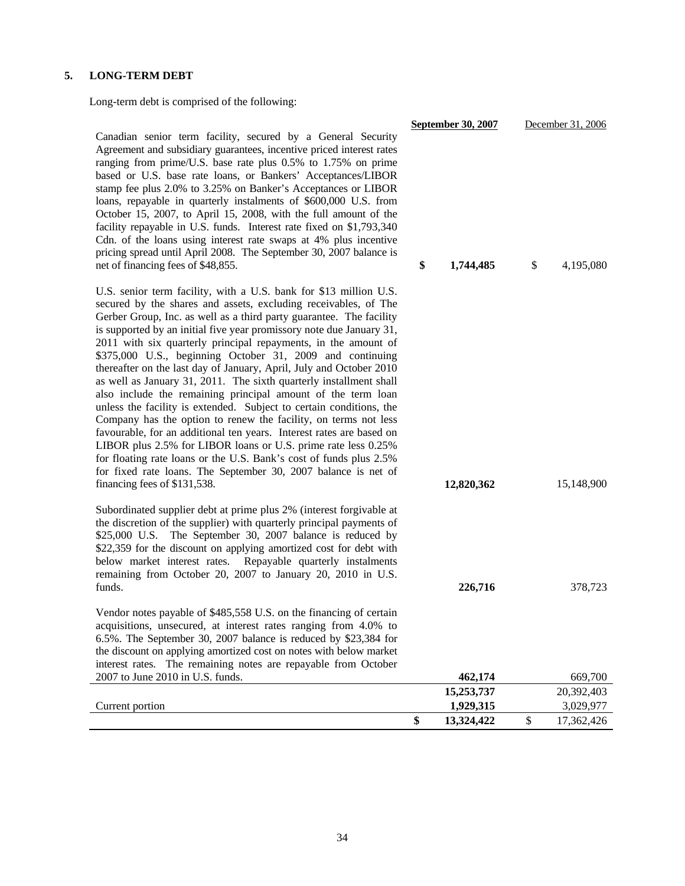## 5. LONG-TERM DEBT

Long-term debt is comprised of the following:

| | September 30, 2007 | December 31, 2006 |
|---|---|---|
| Canadian senior term facility, secured by a General Security Agreement and subsidiary guarantees, incentive priced interest rates ranging from prime/U.S. base rate plus 0.5% to 1.75% on prime based or U.S. base rate loans, or Bankers' Acceptances/LIBOR stamp fee plus 2.0% to 3.25% on Banker's Acceptances or LIBOR loans, repayable in quarterly instalments of $600,000 U.S. from October 15, 2007, to April 15, 2008, with the full amount of the facility repayable in U.S. funds. Interest rate fixed on $1,793,340 Cdn. of the loans using interest rate swaps at 4% plus incentive pricing spread until April 2008. The September 30, 2007 balance is net of financing fees of $48,855. | **$ 1,744,485** | $ 4,195,080 |
| U.S. senior term facility, with a U.S. bank for $13 million U.S. secured by the shares and assets, excluding receivables, of The Gerber Group, Inc. as well as a third party guarantee. The facility is supported by an initial five year promissory note due January 31, 2011 with six quarterly principal repayments, in the amount of $375,000 U.S., beginning October 31, 2009 and continuing thereafter on the last day of January, April, July and October 2010 as well as January 31, 2011. The sixth quarterly installment shall also include the remaining principal amount of the term loan unless the facility is extended. Subject to certain conditions, the Company has the option to renew the facility, on terms not less favourable, for an additional ten years. Interest rates are based on LIBOR plus 2.5% for LIBOR loans or U.S. prime rate less 0.25% for floating rate loans or the U.S. Bank's cost of funds plus 2.5% for fixed rate loans. The September 30, 2007 balance is net of financing fees of $131,538. | **12,820,362** | 15,148,900 |
| Subordinated supplier debt at prime plus 2% (interest forgivable at the discretion of the supplier) with quarterly principal payments of $25,000 U.S. The September 30, 2007 balance is reduced by $22,359 for the discount on applying amortized cost for debt with below market interest rates. Repayable quarterly instalments remaining from October 20, 2007 to January 20, 2010 in U.S. funds. | **226,716** | 378,723 |
| Vendor notes payable of $485,558 U.S. on the financing of certain acquisitions, unsecured, at interest rates ranging from 4.0% to 6.5%. The September 30, 2007 balance is reduced by $23,384 for the discount on applying amortized cost on notes with below market interest rates. The remaining notes are repayable from October 2007 to June 2010 in U.S. funds. | **462,174** | 669,700 |
| | **15,253,737** | 20,392,403 |
| Current portion | **1,929,315** | 3,029,977 |
| | **$ 13,324,422** | $ 17,362,426 |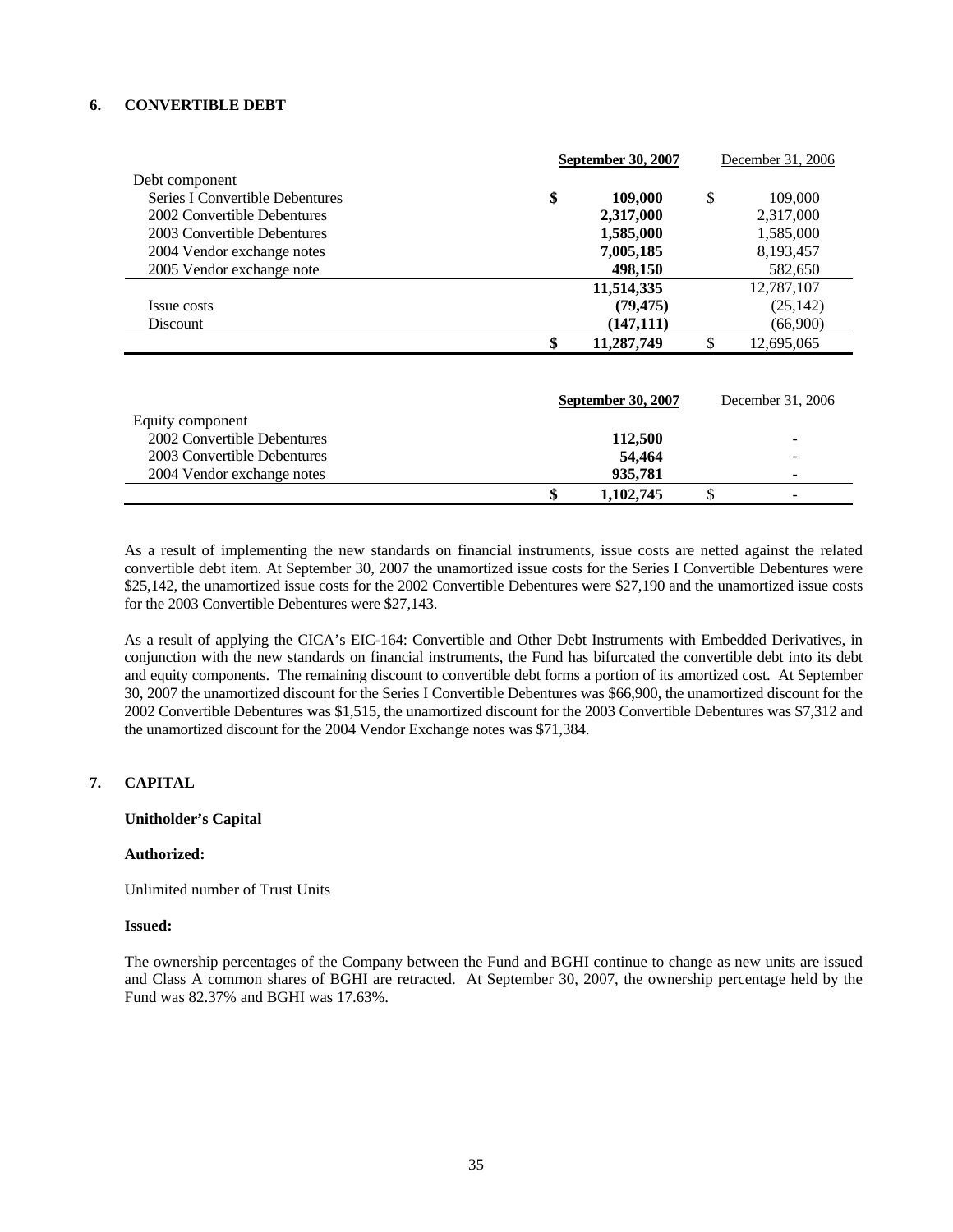## 6. CONVERTIBLE DEBT

| | September 30, 2007 | December 31, 2006 |
|---|---|---|
| Debt component | | |
| Series I Convertible Debentures | **$ 109,000** | $ 109,000 |
| 2002 Convertible Debentures | **2,317,000** | 2,317,000 |
| 2003 Convertible Debentures | **1,585,000** | 1,585,000 |
| 2004 Vendor exchange notes | **7,005,185** | 8,193,457 |
| 2005 Vendor exchange note | **498,150** | 582,650 |
| | **11,514,335** | 12,787,107 |
| Issue costs | **(79,475)** | (25,142) |
| Discount | **(147,111)** | (66,900) |
| | **$ 11,287,749** | $ 12,695,065 |

| | September 30, 2007 | December 31, 2006 |
|---|---|---|
| Equity component | | |
| 2002 Convertible Debentures | **112,500** | - |
| 2003 Convertible Debentures | **54,464** | - |
| 2004 Vendor exchange notes | **935,781** | - |
| | **$ 1,102,745** | $ - |

As a result of implementing the new standards on financial instruments, issue costs are netted against the related convertible debt item. At September 30, 2007 the unamortized issue costs for the Series I Convertible Debentures were $25,142, the unamortized issue costs for the 2002 Convertible Debentures were $27,190 and the unamortized issue costs for the 2003 Convertible Debentures were $27,143.

As a result of applying the CICA's EIC-164: Convertible and Other Debt Instruments with Embedded Derivatives, in conjunction with the new standards on financial instruments, the Fund has bifurcated the convertible debt into its debt and equity components. The remaining discount to convertible debt forms a portion of its amortized cost. At September 30, 2007 the unamortized discount for the Series I Convertible Debentures was $66,900, the unamortized discount for the 2002 Convertible Debentures was $1,515, the unamortized discount for the 2003 Convertible Debentures was $7,312 and the unamortized discount for the 2004 Vendor Exchange notes was $71,384.

## 7. CAPITAL

**Unitholder's Capital**

**Authorized:**

Unlimited number of Trust Units

**Issued:**

The ownership percentages of the Company between the Fund and BGHI continue to change as new units are issued and Class A common shares of BGHI are retracted. At September 30, 2007, the ownership percentage held by the Fund was 82.37% and BGHI was 17.63%.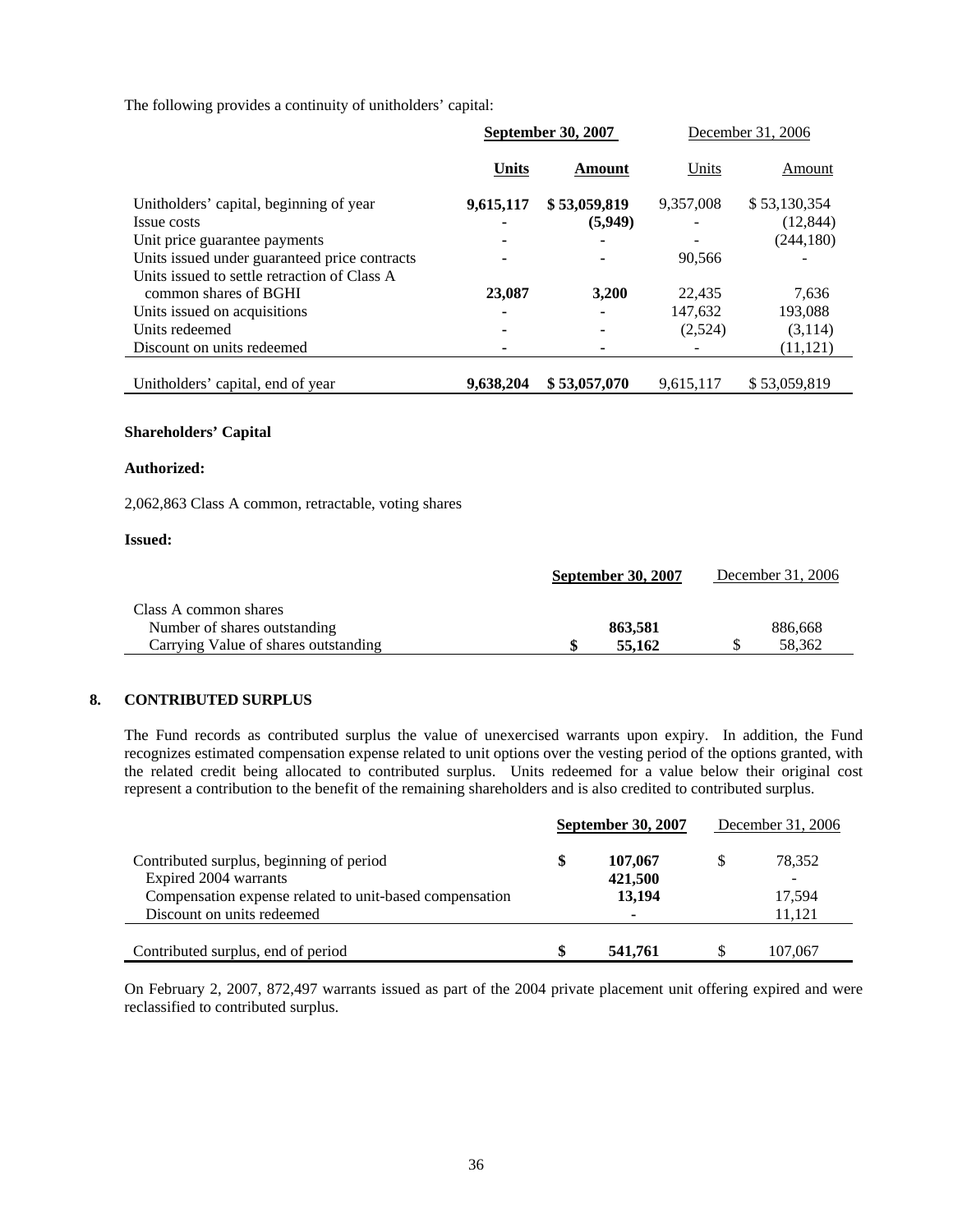The following provides a continuity of unitholders' capital:

| | September 30, 2007 | | December 31, 2006 | |
|---|---|---|---|---|
| | **Units** | **Amount** | Units | Amount |
| Unitholders' capital, beginning of year | **9,615,117** | **$ 53,059,819** | 9,357,008 | $ 53,130,354 |
| Issue costs | **-** | **(5,949)** | - | (12,844) |
| Unit price guarantee payments | **-** | **-** | - | (244,180) |
| Units issued under guaranteed price contracts | **-** | **-** | 90,566 | - |
| Units issued to settle retraction of Class A common shares of BGHI | **23,087** | **3,200** | 22,435 | 7,636 |
| Units issued on acquisitions | **-** | **-** | 147,632 | 193,088 |
| Units redeemed | **-** | **-** | (2,524) | (3,114) |
| Discount on units redeemed | **-** | **-** | - | (11,121) |
| Unitholders' capital, end of year | **9,638,204** | **$ 53,057,070** | 9,615,117 | $ 53,059,819 |

**Shareholders' Capital**

**Authorized:**

2,062,863 Class A common, retractable, voting shares

**Issued:**

| | September 30, 2007 | December 31, 2006 |
|---|---|---|
| Class A common shares | | |
| Number of shares outstanding | **863,581** | 886,668 |
| Carrying Value of shares outstanding | **$ 55,162** | $ 58,362 |

## 8. CONTRIBUTED SURPLUS

The Fund records as contributed surplus the value of unexercised warrants upon expiry. In addition, the Fund recognizes estimated compensation expense related to unit options over the vesting period of the options granted, with the related credit being allocated to contributed surplus. Units redeemed for a value below their original cost represent a contribution to the benefit of the remaining shareholders and is also credited to contributed surplus.

| | September 30, 2007 | December 31, 2006 |
|---|---|---|
| Contributed surplus, beginning of period | **$ 107,067** | $ 78,352 |
| Expired 2004 warrants | **421,500** | - |
| Compensation expense related to unit-based compensation | **13,194** | 17,594 |
| Discount on units redeemed | **-** | 11,121 |
| Contributed surplus, end of period | **$ 541,761** | $ 107,067 |

On February 2, 2007, 872,497 warrants issued as part of the 2004 private placement unit offering expired and were reclassified to contributed surplus.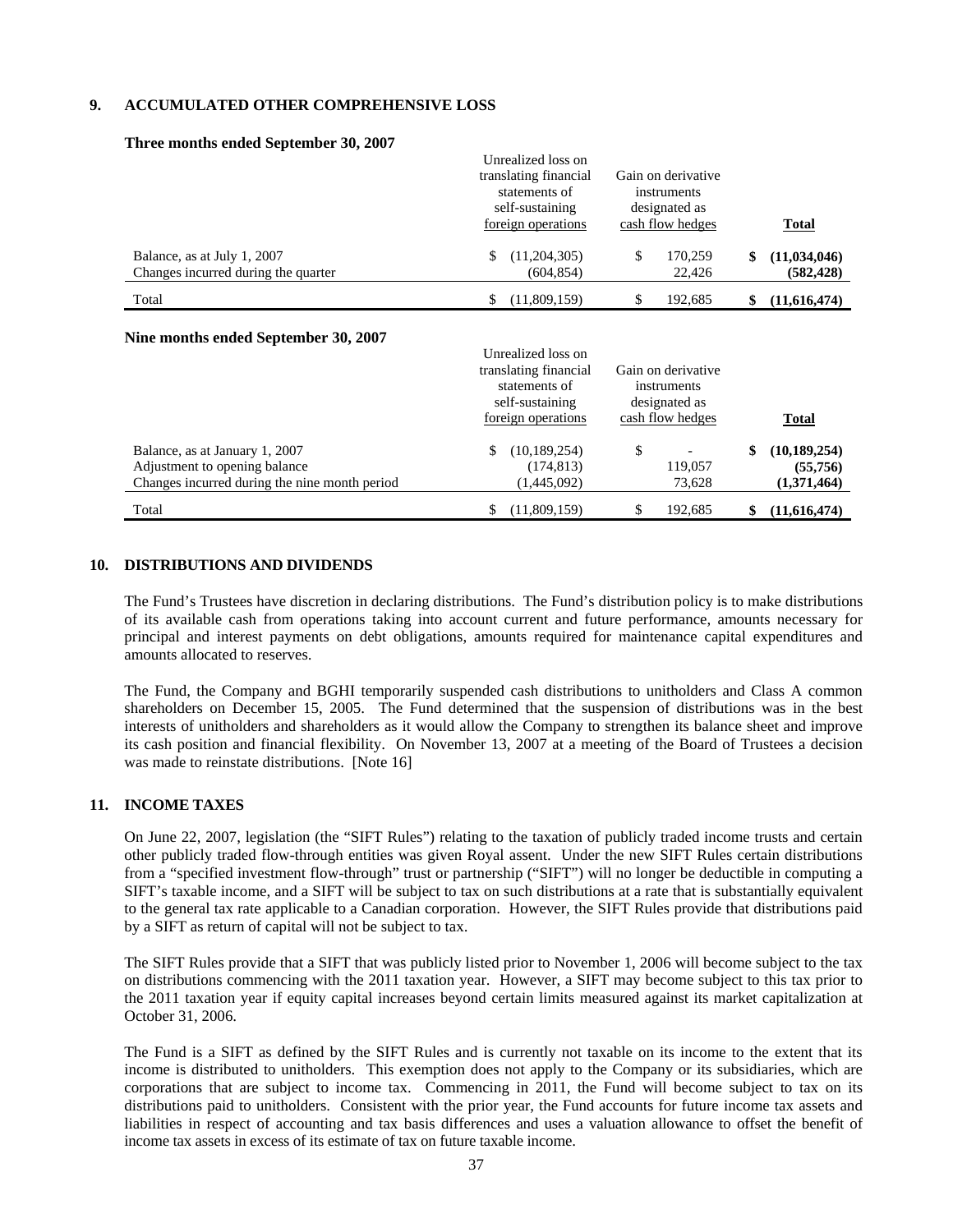## 9. ACCUMULATED OTHER COMPREHENSIVE LOSS

**Three months ended September 30, 2007**

| | Unrealized loss on translating financial statements of self-sustaining foreign operations | Gain on derivative instruments designated as cash flow hedges | Total |
|---|---|---|---|
| Balance, as at July 1, 2007 | $ (11,204,305) | $ 170,259 | **$ (11,034,046)** |
| Changes incurred during the quarter | (604,854) | 22,426 | **(582,428)** |
| Total | $ (11,809,159) | $ 192,685 | **$ (11,616,474)** |

**Nine months ended September 30, 2007**

| | Unrealized loss on translating financial statements of self-sustaining foreign operations | Gain on derivative instruments designated as cash flow hedges | Total |
|---|---|---|---|
| Balance, as at January 1, 2007 | $ (10,189,254) | $ - | **$ (10,189,254)** |
| Adjustment to opening balance | (174,813) | 119,057 | **(55,756)** |
| Changes incurred during the nine month period | (1,445,092) | 73,628 | **(1,371,464)** |
| Total | $ (11,809,159) | $ 192,685 | **$ (11,616,474)** |

## 10. DISTRIBUTIONS AND DIVIDENDS

The Fund's Trustees have discretion in declaring distributions. The Fund's distribution policy is to make distributions of its available cash from operations taking into account current and future performance, amounts necessary for principal and interest payments on debt obligations, amounts required for maintenance capital expenditures and amounts allocated to reserves.

The Fund, the Company and BGHI temporarily suspended cash distributions to unitholders and Class A common shareholders on December 15, 2005. The Fund determined that the suspension of distributions was in the best interests of unitholders and shareholders as it would allow the Company to strengthen its balance sheet and improve its cash position and financial flexibility. On November 13, 2007 at a meeting of the Board of Trustees a decision was made to reinstate distributions. [Note 16]

## 11. INCOME TAXES

On June 22, 2007, legislation (the "SIFT Rules") relating to the taxation of publicly traded income trusts and certain other publicly traded flow-through entities was given Royal assent. Under the new SIFT Rules certain distributions from a "specified investment flow-through" trust or partnership ("SIFT") will no longer be deductible in computing a SIFT's taxable income, and a SIFT will be subject to tax on such distributions at a rate that is substantially equivalent to the general tax rate applicable to a Canadian corporation. However, the SIFT Rules provide that distributions paid by a SIFT as return of capital will not be subject to tax.

The SIFT Rules provide that a SIFT that was publicly listed prior to November 1, 2006 will become subject to the tax on distributions commencing with the 2011 taxation year. However, a SIFT may become subject to this tax prior to the 2011 taxation year if equity capital increases beyond certain limits measured against its market capitalization at October 31, 2006.

The Fund is a SIFT as defined by the SIFT Rules and is currently not taxable on its income to the extent that its income is distributed to unitholders. This exemption does not apply to the Company or its subsidiaries, which are corporations that are subject to income tax. Commencing in 2011, the Fund will become subject to tax on its distributions paid to unitholders. Consistent with the prior year, the Fund accounts for future income tax assets and liabilities in respect of accounting and tax basis differences and uses a valuation allowance to offset the benefit of income tax assets in excess of its estimate of tax on future taxable income.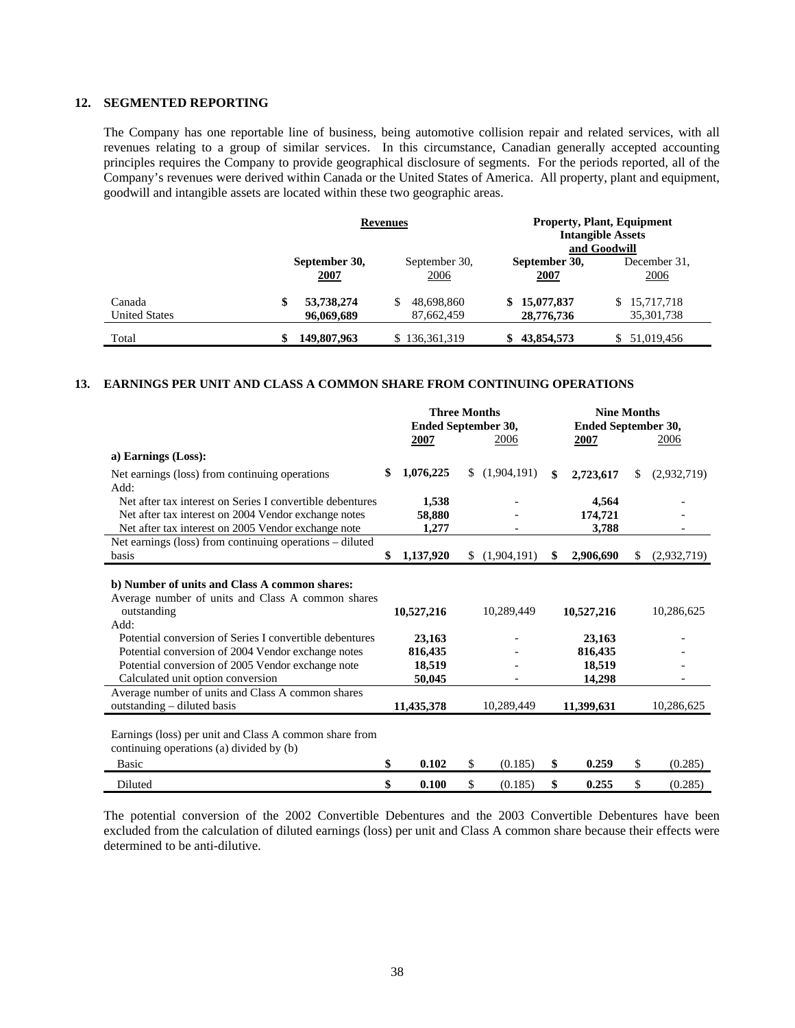## 12. SEGMENTED REPORTING

The Company has one reportable line of business, being automotive collision repair and related services, with all revenues relating to a group of similar services. In this circumstance, Canadian generally accepted accounting principles requires the Company to provide geographical disclosure of segments. For the periods reported, all of the Company's revenues were derived within Canada or the United States of America. All property, plant and equipment, goodwill and intangible assets are located within these two geographic areas.

| | Revenues | | Property, Plant, Equipment Intangible Assets and Goodwill | |
|---|---|---|---|---|
| | **September 30, 2007** | September 30, 2006 | **September 30, 2007** | December 31, 2006 |
| Canada | **$ 53,738,274** | $ 48,698,860 | **$ 15,077,837** | $ 15,717,718 |
| United States | **96,069,689** | 87,662,459 | **28,776,736** | 35,301,738 |
| Total | **$ 149,807,963** | $ 136,361,319 | **$ 43,854,573** | $ 51,019,456 |

## 13. EARNINGS PER UNIT AND CLASS A COMMON SHARE FROM CONTINUING OPERATIONS

| | Three Months Ended September 30, | | Nine Months Ended September 30, | |
|---|---|---|---|---|
| | **2007** | 2006 | **2007** | 2006 |
| **a) Earnings (Loss):** | | | | |
| Net earnings (loss) from continuing operations | **$ 1,076,225** | $ (1,904,191) | **$ 2,723,617** | $ (2,932,719) |
| Add: | | | | |
| Net after tax interest on Series I convertible debentures | **1,538** | - | **4,564** | - |
| Net after tax interest on 2004 Vendor exchange notes | **58,880** | - | **174,721** | - |
| Net after tax interest on 2005 Vendor exchange note | **1,277** | - | **3,788** | - |
| Net earnings (loss) from continuing operations – diluted basis | **$ 1,137,920** | $ (1,904,191) | **$ 2,906,690** | $ (2,932,719) |
| **b) Number of units and Class A common shares:** | | | | |
| Average number of units and Class A common shares outstanding | **10,527,216** | 10,289,449 | **10,527,216** | 10,286,625 |
| Add: | | | | |
| Potential conversion of Series I convertible debentures | **23,163** | - | **23,163** | - |
| Potential conversion of 2004 Vendor exchange notes | **816,435** | - | **816,435** | - |
| Potential conversion of 2005 Vendor exchange note | **18,519** | - | **18,519** | - |
| Calculated unit option conversion | **50,045** | - | **14,298** | - |
| Average number of units and Class A common shares outstanding – diluted basis | **11,435,378** | 10,289,449 | **11,399,631** | 10,286,625 |
| Earnings (loss) per unit and Class A common share from continuing operations (a) divided by (b) | | | | |
| Basic | **$ 0.102** | $ (0.185) | **$ 0.259** | $ (0.285) |
| Diluted | **$ 0.100** | $ (0.185) | **$ 0.255** | $ (0.285) |

The potential conversion of the 2002 Convertible Debentures and the 2003 Convertible Debentures have been excluded from the calculation of diluted earnings (loss) per unit and Class A common share because their effects were determined to be anti-dilutive.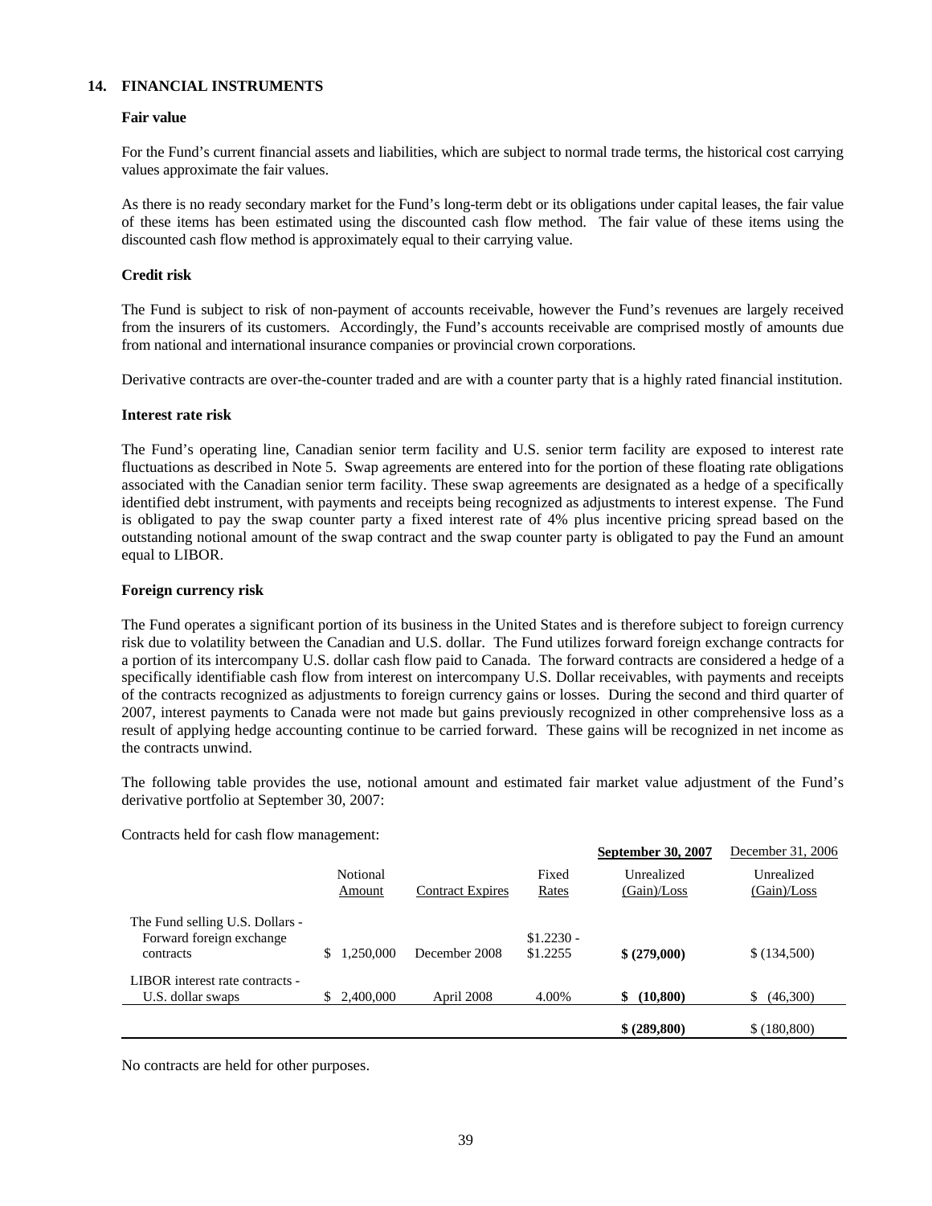## 14. FINANCIAL INSTRUMENTS

### Fair value

For the Fund's current financial assets and liabilities, which are subject to normal trade terms, the historical cost carrying values approximate the fair values.

As there is no ready secondary market for the Fund's long-term debt or its obligations under capital leases, the fair value of these items has been estimated using the discounted cash flow method. The fair value of these items using the discounted cash flow method is approximately equal to their carrying value.

### Credit risk

The Fund is subject to risk of non-payment of accounts receivable, however the Fund's revenues are largely received from the insurers of its customers. Accordingly, the Fund's accounts receivable are comprised mostly of amounts due from national and international insurance companies or provincial crown corporations.

Derivative contracts are over-the-counter traded and are with a counter party that is a highly rated financial institution.

### Interest rate risk

The Fund's operating line, Canadian senior term facility and U.S. senior term facility are exposed to interest rate fluctuations as described in Note 5. Swap agreements are entered into for the portion of these floating rate obligations associated with the Canadian senior term facility. These swap agreements are designated as a hedge of a specifically identified debt instrument, with payments and receipts being recognized as adjustments to interest expense. The Fund is obligated to pay the swap counter party a fixed interest rate of 4% plus incentive pricing spread based on the outstanding notional amount of the swap contract and the swap counter party is obligated to pay the Fund an amount equal to LIBOR.

### Foreign currency risk

The Fund operates a significant portion of its business in the United States and is therefore subject to foreign currency risk due to volatility between the Canadian and U.S. dollar. The Fund utilizes forward foreign exchange contracts for a portion of its intercompany U.S. dollar cash flow paid to Canada. The forward contracts are considered a hedge of a specifically identifiable cash flow from interest on intercompany U.S. Dollar receivables, with payments and receipts of the contracts recognized as adjustments to foreign currency gains or losses. During the second and third quarter of 2007, interest payments to Canada were not made but gains previously recognized in other comprehensive loss as a result of applying hedge accounting continue to be carried forward. These gains will be recognized in net income as the contracts unwind.

The following table provides the use, notional amount and estimated fair market value adjustment of the Fund's derivative portfolio at September 30, 2007:

Contracts held for cash flow management:

| | | | | **September 30, 2007** | December 31, 2006 |
|---|---|---|---|---|---|
| | Notional Amount | Contract Expires | Fixed Rates | Unrealized (Gain)/Loss | Unrealized (Gain)/Loss |
| The Fund selling U.S. Dollars - Forward foreign exchange contracts | $ 1,250,000 | December 2008 | $1.2230 - $1.2255 | **$ (279,000)** | $ (134,500) |
| LIBOR interest rate contracts - U.S. dollar swaps | $ 2,400,000 | April 2008 | 4.00% | **$ (10,800)** | $ (46,300) |
| | | | | **$ (289,800)** | $ (180,800) |

No contracts are held for other purposes.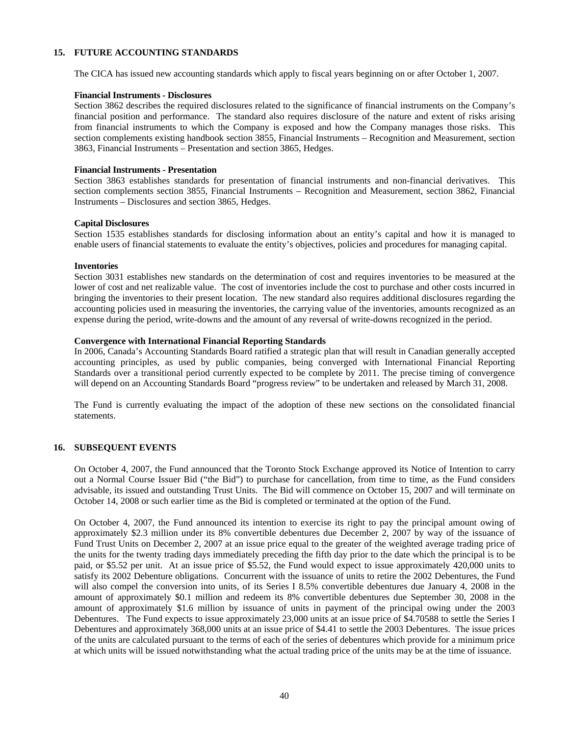## 15. FUTURE ACCOUNTING STANDARDS

The CICA has issued new accounting standards which apply to fiscal years beginning on or after October 1, 2007.

**Financial Instruments - Disclosures**

Section 3862 describes the required disclosures related to the significance of financial instruments on the Company's financial position and performance. The standard also requires disclosure of the nature and extent of risks arising from financial instruments to which the Company is exposed and how the Company manages those risks. This section complements existing handbook section 3855, Financial Instruments – Recognition and Measurement, section 3863, Financial Instruments – Presentation and section 3865, Hedges.

**Financial Instruments - Presentation**

Section 3863 establishes standards for presentation of financial instruments and non-financial derivatives. This section complements section 3855, Financial Instruments – Recognition and Measurement, section 3862, Financial Instruments – Disclosures and section 3865, Hedges.

**Capital Disclosures**

Section 1535 establishes standards for disclosing information about an entity's capital and how it is managed to enable users of financial statements to evaluate the entity's objectives, policies and procedures for managing capital.

**Inventories**

Section 3031 establishes new standards on the determination of cost and requires inventories to be measured at the lower of cost and net realizable value. The cost of inventories include the cost to purchase and other costs incurred in bringing the inventories to their present location. The new standard also requires additional disclosures regarding the accounting policies used in measuring the inventories, the carrying value of the inventories, amounts recognized as an expense during the period, write-downs and the amount of any reversal of write-downs recognized in the period.

**Convergence with International Financial Reporting Standards**

In 2006, Canada's Accounting Standards Board ratified a strategic plan that will result in Canadian generally accepted accounting principles, as used by public companies, being converged with International Financial Reporting Standards over a transitional period currently expected to be complete by 2011. The precise timing of convergence will depend on an Accounting Standards Board "progress review" to be undertaken and released by March 31, 2008.

The Fund is currently evaluating the impact of the adoption of these new sections on the consolidated financial statements.

## 16. SUBSEQUENT EVENTS

On October 4, 2007, the Fund announced that the Toronto Stock Exchange approved its Notice of Intention to carry out a Normal Course Issuer Bid ("the Bid") to purchase for cancellation, from time to time, as the Fund considers advisable, its issued and outstanding Trust Units. The Bid will commence on October 15, 2007 and will terminate on October 14, 2008 or such earlier time as the Bid is completed or terminated at the option of the Fund.

On October 4, 2007, the Fund announced its intention to exercise its right to pay the principal amount owing of approximately $2.3 million under its 8% convertible debentures due December 2, 2007 by way of the issuance of Fund Trust Units on December 2, 2007 at an issue price equal to the greater of the weighted average trading price of the units for the twenty trading days immediately preceding the fifth day prior to the date which the principal is to be paid, or $5.52 per unit. At an issue price of $5.52, the Fund would expect to issue approximately 420,000 units to satisfy its 2002 Debenture obligations. Concurrent with the issuance of units to retire the 2002 Debentures, the Fund will also compel the conversion into units, of its Series I 8.5% convertible debentures due January 4, 2008 in the amount of approximately $0.1 million and redeem its 8% convertible debentures due September 30, 2008 in the amount of approximately $1.6 million by issuance of units in payment of the principal owing under the 2003 Debentures. The Fund expects to issue approximately 23,000 units at an issue price of $4.70588 to settle the Series I Debentures and approximately 368,000 units at an issue price of $4.41 to settle the 2003 Debentures. The issue prices of the units are calculated pursuant to the terms of each of the series of debentures which provide for a minimum price at which units will be issued notwithstanding what the actual trading price of the units may be at the time of issuance.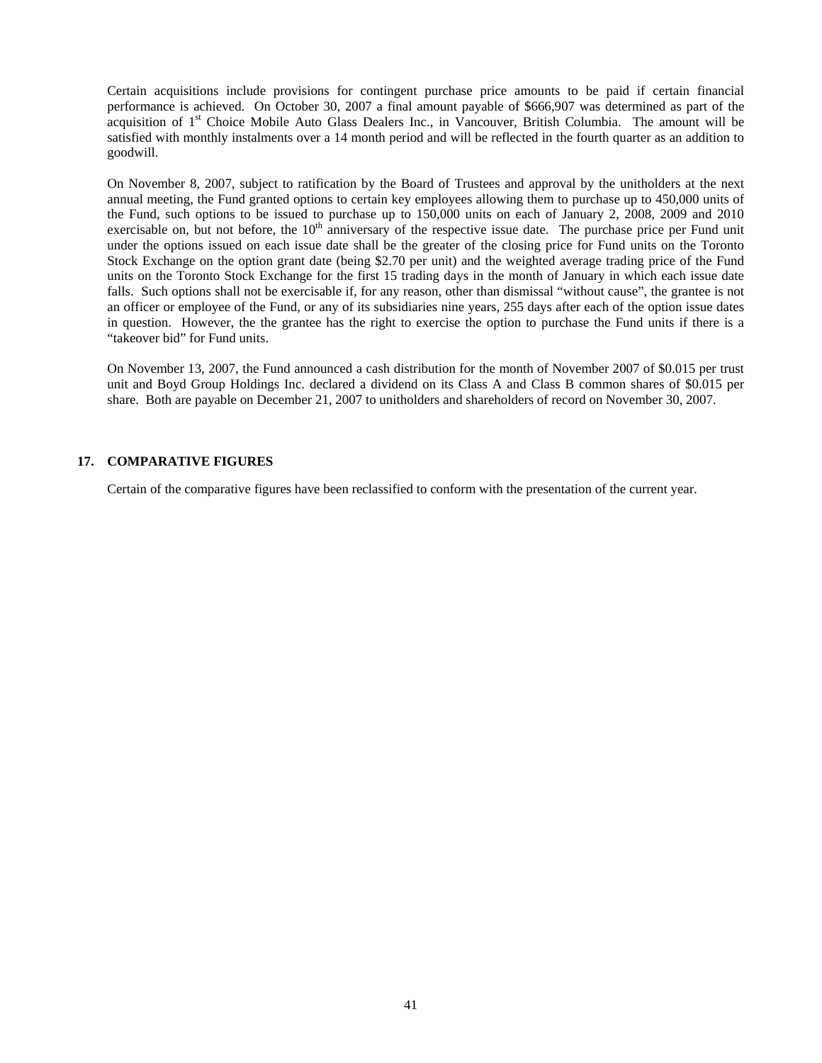Certain acquisitions include provisions for contingent purchase price amounts to be paid if certain financial performance is achieved. On October 30, 2007 a final amount payable of $666,907 was determined as part of the acquisition of 1st Choice Mobile Auto Glass Dealers Inc., in Vancouver, British Columbia. The amount will be satisfied with monthly instalments over a 14 month period and will be reflected in the fourth quarter as an addition to goodwill.

On November 8, 2007, subject to ratification by the Board of Trustees and approval by the unitholders at the next annual meeting, the Fund granted options to certain key employees allowing them to purchase up to 450,000 units of the Fund, such options to be issued to purchase up to 150,000 units on each of January 2, 2008, 2009 and 2010 exercisable on, but not before, the 10th anniversary of the respective issue date. The purchase price per Fund unit under the options issued on each issue date shall be the greater of the closing price for Fund units on the Toronto Stock Exchange on the option grant date (being $2.70 per unit) and the weighted average trading price of the Fund units on the Toronto Stock Exchange for the first 15 trading days in the month of January in which each issue date falls. Such options shall not be exercisable if, for any reason, other than dismissal "without cause", the grantee is not an officer or employee of the Fund, or any of its subsidiaries nine years, 255 days after each of the option issue dates in question. However, the the grantee has the right to exercise the option to purchase the Fund units if there is a "takeover bid" for Fund units.

On November 13, 2007, the Fund announced a cash distribution for the month of November 2007 of $0.015 per trust unit and Boyd Group Holdings Inc. declared a dividend on its Class A and Class B common shares of $0.015 per share. Both are payable on December 21, 2007 to unitholders and shareholders of record on November 30, 2007.

## 17. COMPARATIVE FIGURES

Certain of the comparative figures have been reclassified to conform with the presentation of the current year.